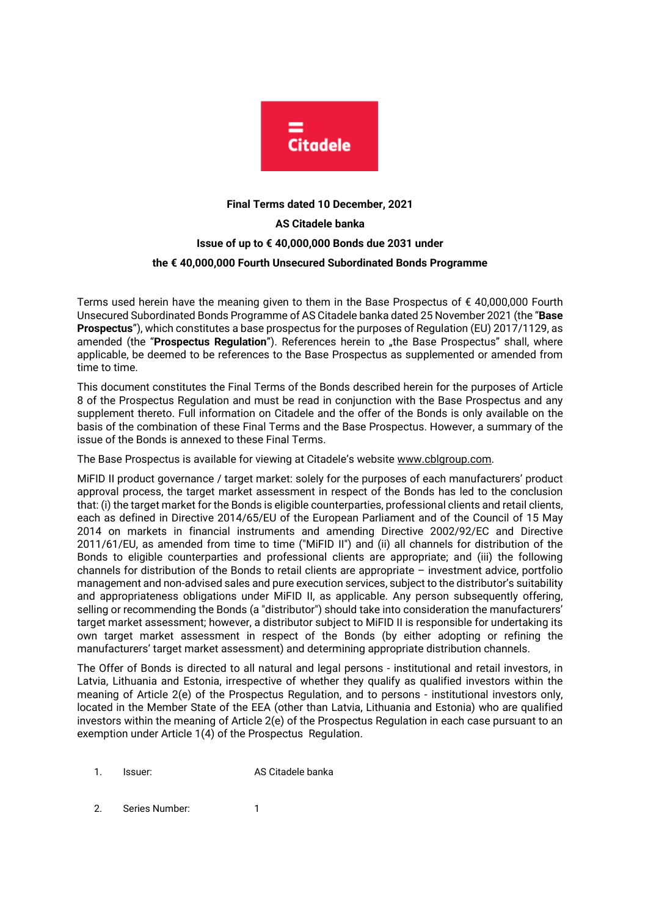Citadele

**Final Terms dated 10 December, 2021**

**AS Citadele banka**

**Issue of up to € 40,000,000 Bonds due 2031 under**

**the € 40,000,000 Fourth Unsecured Subordinated Bonds Programme**

Terms used herein have the meaning given to them in the Base Prospectus of € 40,000,000 Fourth Unsecured Subordinated Bonds Programme of AS Citadele banka dated 25 November 2021 (the "**Base Prospectus**"), which constitutes a base prospectus for the purposes of Regulation (EU) 2017/1129, as amended (the "**Prospectus Regulation**"). References herein to „the Base Prospectus" shall, where applicable, be deemed to be references to the Base Prospectus as supplemented or amended from time to time.

This document constitutes the Final Terms of the Bonds described herein for the purposes of Article 8 of the Prospectus Regulation and must be read in conjunction with the Base Prospectus and any supplement thereto. Full information on Citadele and the offer of the Bonds is only available on the basis of the combination of these Final Terms and the Base Prospectus. However, a summary of the issue of the Bonds is annexed to these Final Terms.

The Base Prospectus is available for viewing at Citadele's website www.cblgroup.com.

MiFID II product governance / target market: solely for the purposes of each manufacturers' product approval process, the target market assessment in respect of the Bonds has led to the conclusion that: (i) the target market for the Bonds is eligible counterparties, professional clients and retail clients, each as defined in Directive 2014/65/EU of the European Parliament and of the Council of 15 May 2014 on markets in financial instruments and amending Directive 2002/92/EC and Directive 2011/61/EU, as amended from time to time ("MiFID II") and (ii) all channels for distribution of the Bonds to eligible counterparties and professional clients are appropriate; and (iii) the following channels for distribution of the Bonds to retail clients are appropriate – investment advice, portfolio management and non-advised sales and pure execution services, subject to the distributor's suitability and appropriateness obligations under MiFID II, as applicable. Any person subsequently offering, selling or recommending the Bonds (a "distributor") should take into consideration the manufacturers' target market assessment; however, a distributor subject to MiFID II is responsible for undertaking its own target market assessment in respect of the Bonds (by either adopting or refining the manufacturers' target market assessment) and determining appropriate distribution channels.

The Offer of Bonds is directed to all natural and legal persons - institutional and retail investors, in Latvia, Lithuania and Estonia, irrespective of whether they qualify as qualified investors within the meaning of Article 2(e) of the Prospectus Regulation, and to persons - institutional investors only, located in the Member State of the EEA (other than Latvia, Lithuania and Estonia) who are qualified investors within the meaning of Article 2(e) of the Prospectus Regulation in each case pursuant to an exemption under Article 1(4) of the Prospectus Regulation.

| | | |
|---|---|---|
| 1. | Issuer: | AS Citadele banka |
| 2. | Series Number: | 1 |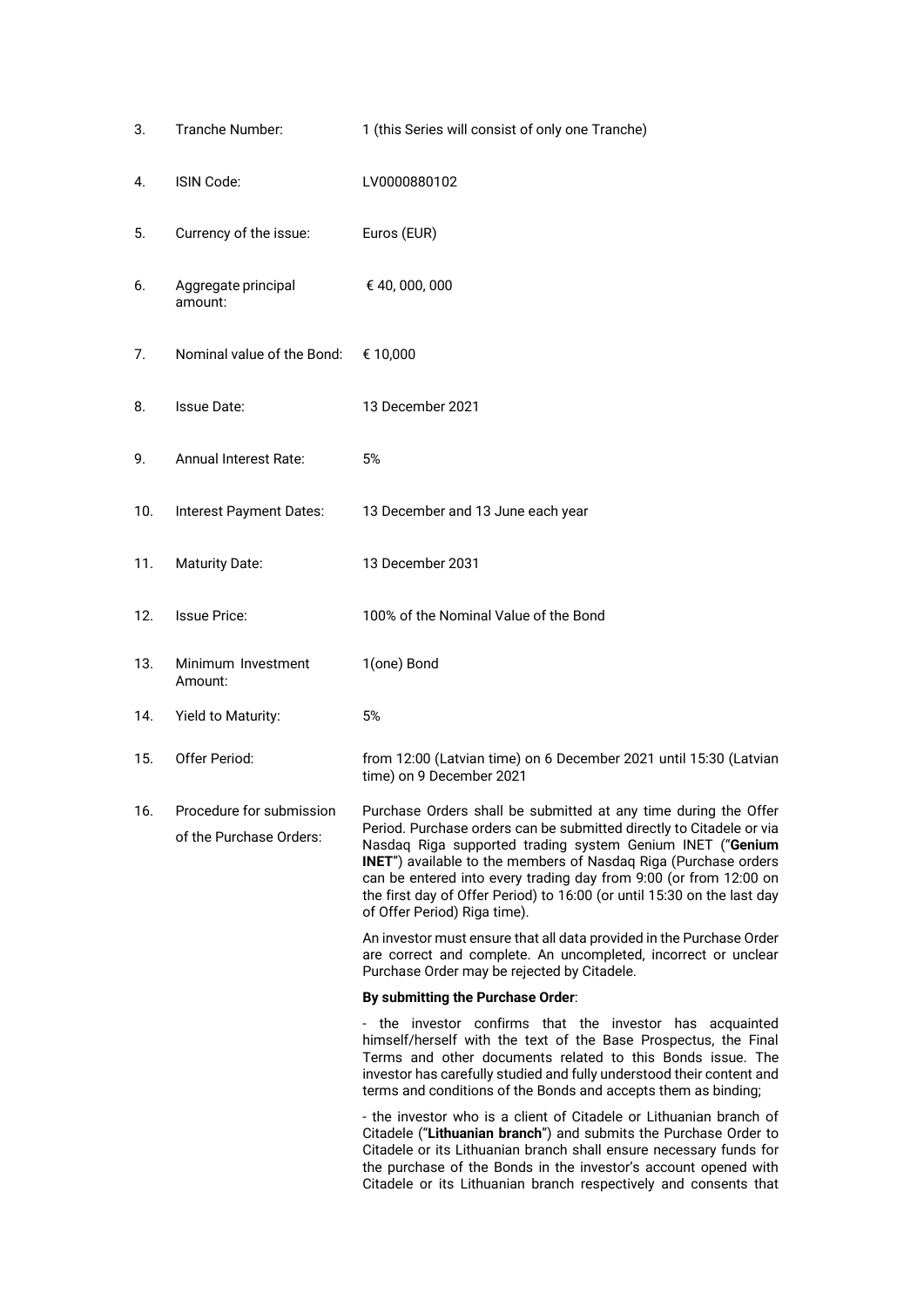| | | |
|---|---|---|
| 3. | Tranche Number: | 1 (this Series will consist of only one Tranche) |
| 4. | ISIN Code: | LV0000880102 |
| 5. | Currency of the issue: | Euros (EUR) |
| 6. | Aggregate principal amount: | € 40, 000, 000 |
| 7. | Nominal value of the Bond: | € 10,000 |
| 8. | Issue Date: | 13 December 2021 |
| 9. | Annual Interest Rate: | 5% |
| 10. | Interest Payment Dates: | 13 December and 13 June each year |
| 11. | Maturity Date: | 13 December 2031 |
| 12. | Issue Price: | 100% of the Nominal Value of the Bond |
| 13. | Minimum Investment Amount: | 1(one) Bond |
| 14. | Yield to Maturity: | 5% |
| 15. | Offer Period: | from 12:00 (Latvian time) on 6 December 2021 until 15:30 (Latvian time) on 9 December 2021 |
| 16. | Procedure for submission of the Purchase Orders: | Purchase Orders shall be submitted at any time during the Offer Period. Purchase orders can be submitted directly to Citadele or via Nasdaq Riga supported trading system Genium INET ("**Genium INET**") available to the members of Nasdaq Riga (Purchase orders can be entered into every trading day from 9:00 (or from 12:00 on the first day of Offer Period) to 16:00 (or until 15:30 on the last day of Offer Period) Riga time). |

An investor must ensure that all data provided in the Purchase Order are correct and complete. An uncompleted, incorrect or unclear Purchase Order may be rejected by Citadele.

**By submitting the Purchase Order**:

- the investor confirms that the investor has acquainted himself/herself with the text of the Base Prospectus, the Final Terms and other documents related to this Bonds issue. The investor has carefully studied and fully understood their content and terms and conditions of the Bonds and accepts them as binding;

- the investor who is a client of Citadele or Lithuanian branch of Citadele ("**Lithuanian branch**") and submits the Purchase Order to Citadele or its Lithuanian branch shall ensure necessary funds for the purchase of the Bonds in the investor's account opened with Citadele or its Lithuanian branch respectively and consents that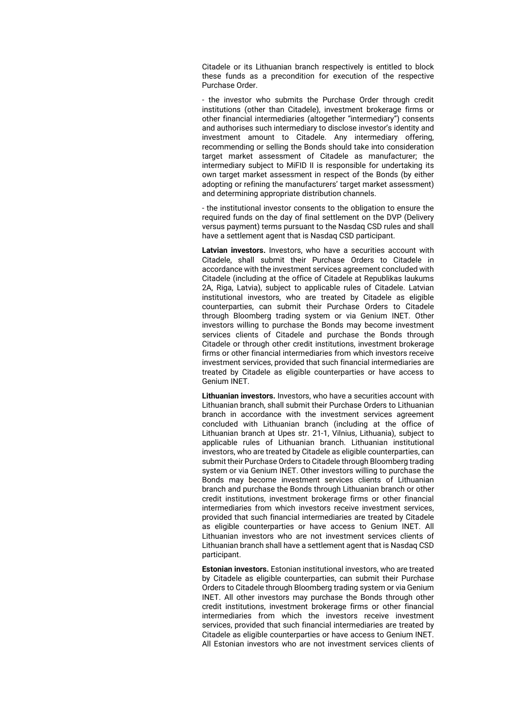Citadele or its Lithuanian branch respectively is entitled to block these funds as a precondition for execution of the respective Purchase Order.

- the investor who submits the Purchase Order through credit institutions (other than Citadele), investment brokerage firms or other financial intermediaries (altogether "intermediary") consents and authorises such intermediary to disclose investor's identity and investment amount to Citadele. Any intermediary offering, recommending or selling the Bonds should take into consideration target market assessment of Citadele as manufacturer; the intermediary subject to MiFID II is responsible for undertaking its own target market assessment in respect of the Bonds (by either adopting or refining the manufacturers' target market assessment) and determining appropriate distribution channels.

- the institutional investor consents to the obligation to ensure the required funds on the day of final settlement on the DVP (Delivery versus payment) terms pursuant to the Nasdaq CSD rules and shall have a settlement agent that is Nasdaq CSD participant.

**Latvian investors.** Investors, who have a securities account with Citadele, shall submit their Purchase Orders to Citadele in accordance with the investment services agreement concluded with Citadele (including at the office of Citadele at Republikas laukums 2A, Riga, Latvia), subject to applicable rules of Citadele. Latvian institutional investors, who are treated by Citadele as eligible counterparties, can submit their Purchase Orders to Citadele through Bloomberg trading system or via Genium INET. Other investors willing to purchase the Bonds may become investment services clients of Citadele and purchase the Bonds through Citadele or through other credit institutions, investment brokerage firms or other financial intermediaries from which investors receive investment services, provided that such financial intermediaries are treated by Citadele as eligible counterparties or have access to Genium INET.

**Lithuanian investors.** Investors, who have a securities account with Lithuanian branch, shall submit their Purchase Orders to Lithuanian branch in accordance with the investment services agreement concluded with Lithuanian branch (including at the office of Lithuanian branch at Upes str. 21-1, Vilnius, Lithuania), subject to applicable rules of Lithuanian branch. Lithuanian institutional investors, who are treated by Citadele as eligible counterparties, can submit their Purchase Orders to Citadele through Bloomberg trading system or via Genium INET. Other investors willing to purchase the Bonds may become investment services clients of Lithuanian branch and purchase the Bonds through Lithuanian branch or other credit institutions, investment brokerage firms or other financial intermediaries from which investors receive investment services, provided that such financial intermediaries are treated by Citadele as eligible counterparties or have access to Genium INET. All Lithuanian investors who are not investment services clients of Lithuanian branch shall have a settlement agent that is Nasdaq CSD participant.

**Estonian investors.** Estonian institutional investors, who are treated by Citadele as eligible counterparties, can submit their Purchase Orders to Citadele through Bloomberg trading system or via Genium INET. All other investors may purchase the Bonds through other credit institutions, investment brokerage firms or other financial intermediaries from which the investors receive investment services, provided that such financial intermediaries are treated by Citadele as eligible counterparties or have access to Genium INET. All Estonian investors who are not investment services clients of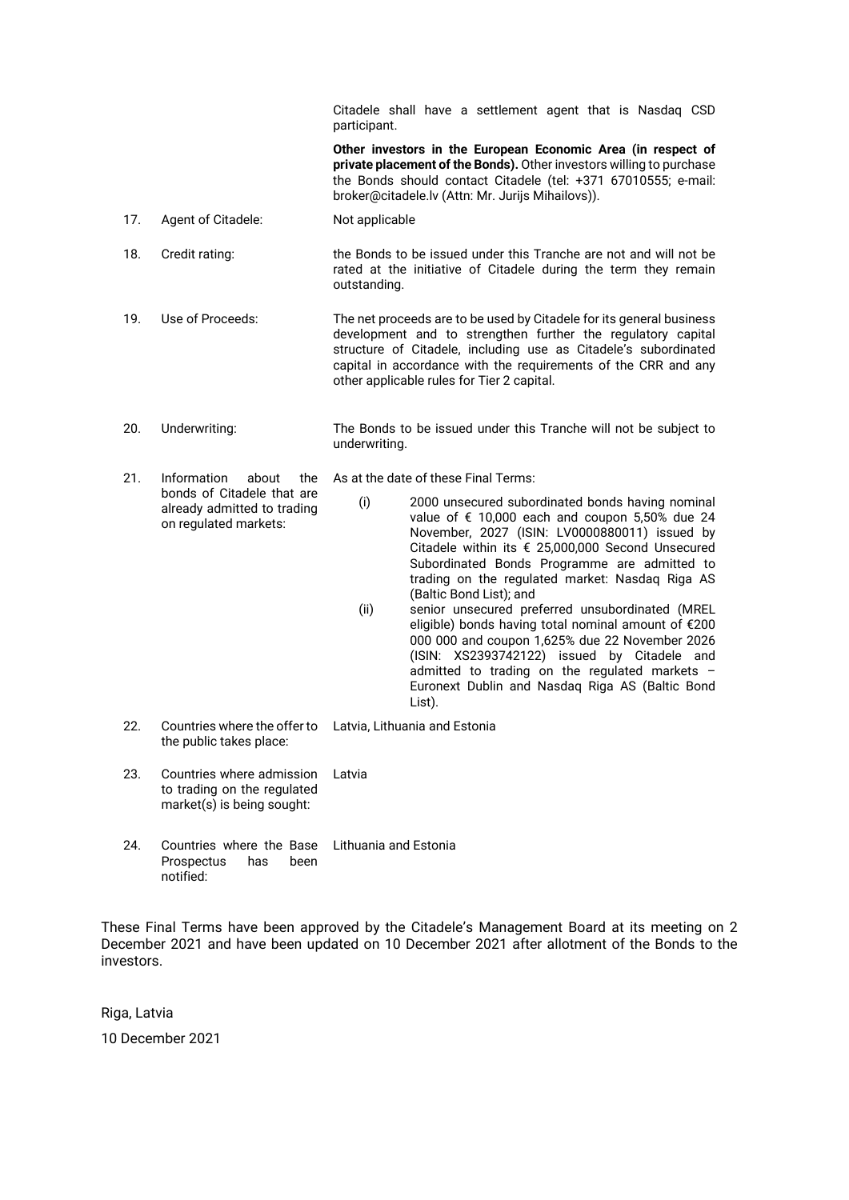Citadele shall have a settlement agent that is Nasdaq CSD participant.

**Other investors in the European Economic Area (in respect of private placement of the Bonds).** Other investors willing to purchase the Bonds should contact Citadele (tel: +371 67010555; e-mail: broker@citadele.lv (Attn: Mr. Jurijs Mihailovs)).

| | | |
|---|---|---|
| 17. | Agent of Citadele: | Not applicable |
| 18. | Credit rating: | the Bonds to be issued under this Tranche are not and will not be rated at the initiative of Citadele during the term they remain outstanding. |
| 19. | Use of Proceeds: | The net proceeds are to be used by Citadele for its general business development and to strengthen further the regulatory capital structure of Citadele, including use as Citadele's subordinated capital in accordance with the requirements of the CRR and any other applicable rules for Tier 2 capital. |
| 20. | Underwriting: | The Bonds to be issued under this Tranche will not be subject to underwriting. |
| 21. | Information about the bonds of Citadele that are already admitted to trading on regulated markets: | As at the date of these Final Terms:<br>(i) 2000 unsecured subordinated bonds having nominal value of € 10,000 each and coupon 5,50% due 24 November, 2027 (ISIN: LV0000880011) issued by Citadele within its € 25,000,000 Second Unsecured Subordinated Bonds Programme are admitted to trading on the regulated market: Nasdaq Riga AS (Baltic Bond List); and<br>(ii) senior unsecured preferred unsubordinated (MREL eligible) bonds having total nominal amount of €200 000 000 and coupon 1,625% due 22 November 2026 (ISIN: XS2393742122) issued by Citadele and admitted to trading on the regulated markets – Euronext Dublin and Nasdaq Riga AS (Baltic Bond List). |
| 22. | Countries where the offer to the public takes place: | Latvia, Lithuania and Estonia |
| 23. | Countries where admission to trading on the regulated market(s) is being sought: | Latvia |
| 24. | Countries where the Base Prospectus has been notified: | Lithuania and Estonia |

These Final Terms have been approved by the Citadele's Management Board at its meeting on 2 December 2021 and have been updated on 10 December 2021 after allotment of the Bonds to the investors.

Riga, Latvia

10 December 2021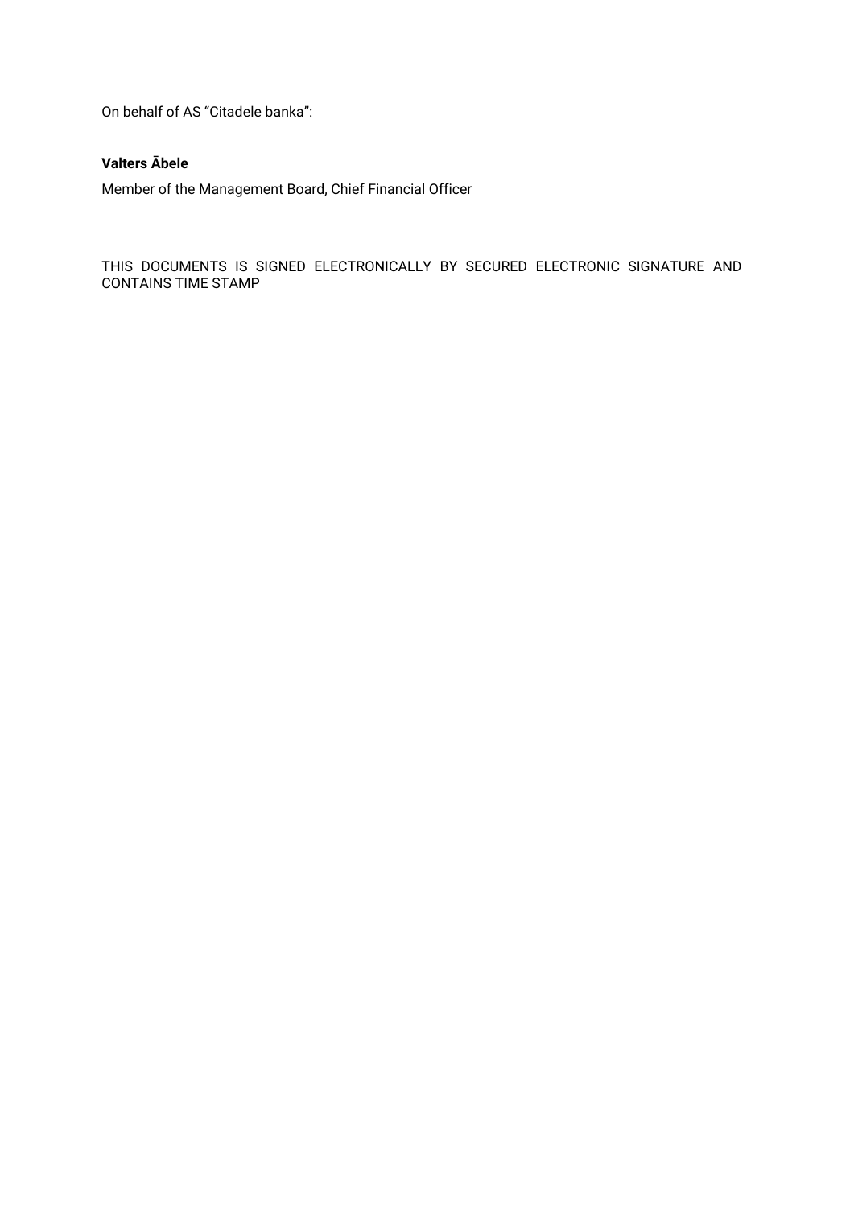On behalf of AS "Citadele banka":

**Valters Ābele**

Member of the Management Board, Chief Financial Officer

THIS DOCUMENTS IS SIGNED ELECTRONICALLY BY SECURED ELECTRONIC SIGNATURE AND CONTAINS TIME STAMP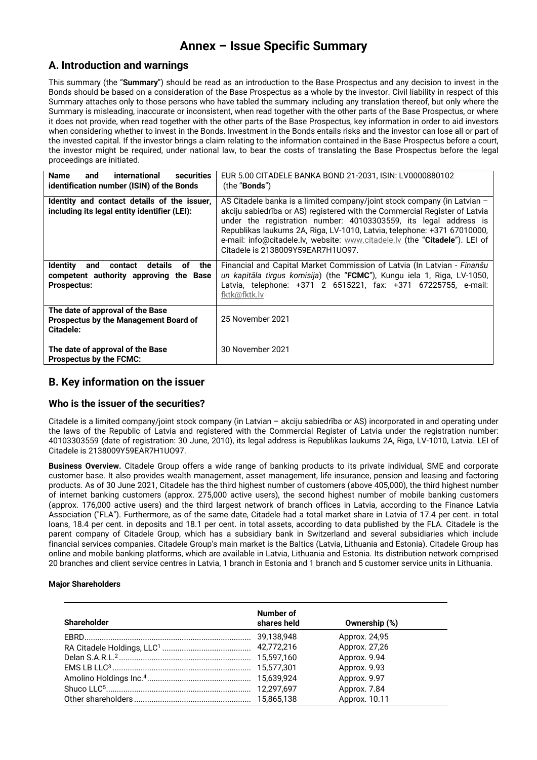# Annex – Issue Specific Summary

## A. Introduction and warnings

This summary (the "**Summary**") should be read as an introduction to the Base Prospectus and any decision to invest in the Bonds should be based on a consideration of the Base Prospectus as a whole by the investor. Civil liability in respect of this Summary attaches only to those persons who have tabled the summary including any translation thereof, but only where the Summary is misleading, inaccurate or inconsistent, when read together with the other parts of the Base Prospectus, or where it does not provide, when read together with the other parts of the Base Prospectus, key information in order to aid investors when considering whether to invest in the Bonds. Investment in the Bonds entails risks and the investor can lose all or part of the invested capital. If the investor brings a claim relating to the information contained in the Base Prospectus before a court, the investor might be required, under national law, to bear the costs of translating the Base Prospectus before the legal proceedings are initiated.

| | |
|---|---|
| **Name and international securities identification number (ISIN) of the Bonds** | EUR 5.00 CITADELE BANKA BOND 21-2031, ISIN: LV0000880102 (the "**Bonds**") |
| **Identity and contact details of the issuer, including its legal entity identifier (LEI):** | AS Citadele banka is a limited company/joint stock company (in Latvian – akciju sabiedrība or AS) registered with the Commercial Register of Latvia under the registration number: 40103303559, its legal address is Republikas laukums 2A, Riga, LV-1010, Latvia, telephone: +371 67010000, e-mail: info@citadele.lv, website: www.citadele.lv (the "**Citadele**"). LEI of Citadele is 2138009Y59EAR7H1UO97. |
| **Identity and contact details of the competent authority approving the Base Prospectus:** | Financial and Capital Market Commission of Latvia (In Latvian - *Finanšu un kapitāla tirgus komisija*) (the "**FCMC**"), Kungu iela 1, Riga, LV-1050, Latvia, telephone: +371 2 6515221, fax: +371 67225755, e-mail: fktk@fktk.lv |
| **The date of approval of the Base Prospectus by the Management Board of Citadele:** | 25 November 2021 |
| **The date of approval of the Base Prospectus by the FCMC:** | 30 November 2021 |

## B. Key information on the issuer

### Who is the issuer of the securities?

Citadele is a limited company/joint stock company (in Latvian – akciju sabiedrība or AS) incorporated in and operating under the laws of the Republic of Latvia and registered with the Commercial Register of Latvia under the registration number: 40103303559 (date of registration: 30 June, 2010), its legal address is Republikas laukums 2A, Riga, LV-1010, Latvia. LEI of Citadele is 2138009Y59EAR7H1UO97.

**Business Overview.** Citadele Group offers a wide range of banking products to its private individual, SME and corporate customer base. It also provides wealth management, asset management, life insurance, pension and leasing and factoring products. As of 30 June 2021, Citadele has the third highest number of customers (above 405,000), the third highest number of internet banking customers (approx. 275,000 active users), the second highest number of mobile banking customers (approx. 176,000 active users) and the third largest network of branch offices in Latvia, according to the Finance Latvia Association ("FLA"). Furthermore, as of the same date, Citadele had a total market share in Latvia of 17.4 per cent. in total loans, 18.4 per cent. in deposits and 18.1 per cent. in total assets, according to data published by the FLA. Citadele is the parent company of Citadele Group, which has a subsidiary bank in Switzerland and several subsidiaries which include financial services companies. Citadele Group's main market is the Baltics (Latvia, Lithuania and Estonia). Citadele Group has online and mobile banking platforms, which are available in Latvia, Lithuania and Estonia. Its distribution network comprised 20 branches and client service centres in Latvia, 1 branch in Estonia and 1 branch and 5 customer service units in Lithuania.

**Major Shareholders**

| Shareholder | Number of shares held | Ownership (%) |
|---|---|---|
| EBRD | 39,138,948 | Approx. 24,95 |
| RA Citadele Holdings, LLC[1] | 42,772,216 | Approx. 27,26 |
| Delan S.A.R.L.[2] | 15,597,160 | Approx. 9.94 |
| EMS LB LLC[3] | 15,577,301 | Approx. 9.93 |
| Amolino Holdings Inc.[4] | 15,639,924 | Approx. 9.97 |
| Shuco LLC[5] | 12,297,697 | Approx. 7.84 |
| Other shareholders | 15,865,138 | Approx. 10.11 |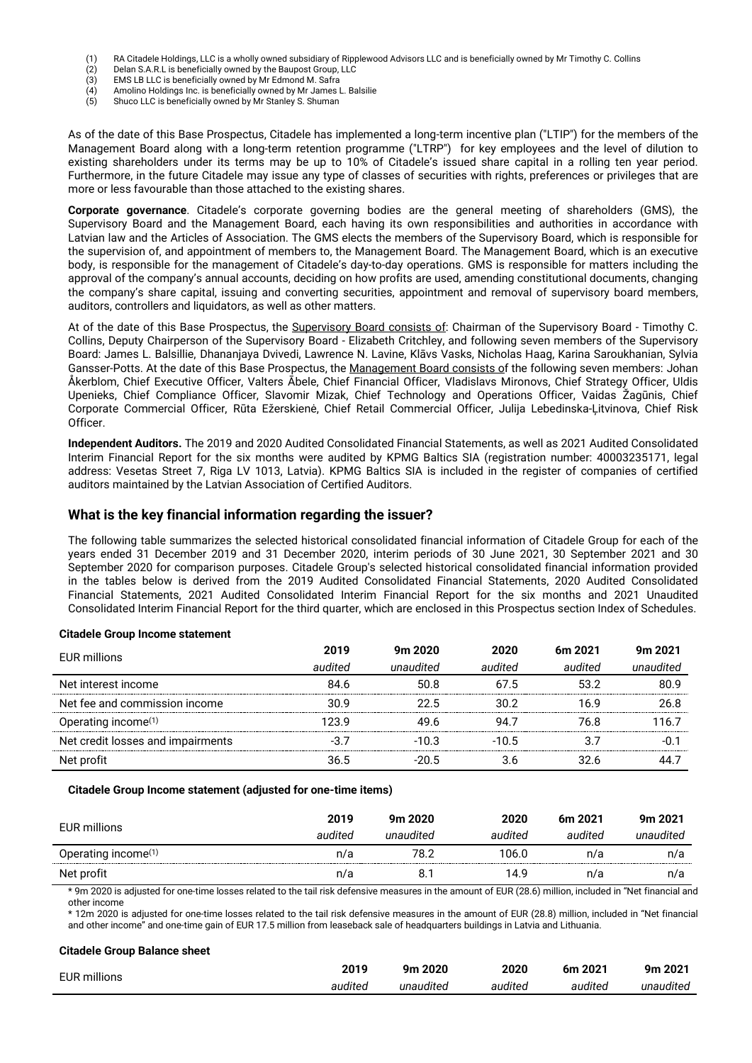(1) RA Citadele Holdings, LLC is a wholly owned subsidiary of Ripplewood Advisors LLC and is beneficially owned by Mr Timothy C. Collins
(2) Delan S.A.R.L is beneficially owned by the Baupost Group, LLC
(3) EMS LB LLC is beneficially owned by Mr Edmond M. Safra
(4) Amolino Holdings Inc. is beneficially owned by Mr James L. Balsilie
(5) Shuco LLC is beneficially owned by Mr Stanley S. Shuman

As of the date of this Base Prospectus, Citadele has implemented a long-term incentive plan ("LTIP") for the members of the Management Board along with a long-term retention programme ("LTRP") for key employees and the level of dilution to existing shareholders under its terms may be up to 10% of Citadele's issued share capital in a rolling ten year period. Furthermore, in the future Citadele may issue any type of classes of securities with rights, preferences or privileges that are more or less favourable than those attached to the existing shares.

**Corporate governance**. Citadele's corporate governing bodies are the general meeting of shareholders (GMS), the Supervisory Board and the Management Board, each having its own responsibilities and authorities in accordance with Latvian law and the Articles of Association. The GMS elects the members of the Supervisory Board, which is responsible for the supervision of, and appointment of members to, the Management Board. The Management Board, which is an executive body, is responsible for the management of Citadele's day-to-day operations. GMS is responsible for matters including the approval of the company's annual accounts, deciding on how profits are used, amending constitutional documents, changing the company's share capital, issuing and converting securities, appointment and removal of supervisory board members, auditors, controllers and liquidators, as well as other matters.

At of the date of this Base Prospectus, the Supervisory Board consists of: Chairman of the Supervisory Board - Timothy C. Collins, Deputy Chairperson of the Supervisory Board - Elizabeth Critchley, and following seven members of the Supervisory Board: James L. Balsillie, Dhananjaya Dvivedi, Lawrence N. Lavine, Klāvs Vasks, Nicholas Haag, Karina Saroukhanian, Sylvia Gansser-Potts. At the date of this Base Prospectus, the Management Board consists of the following seven members: Johan Åkerblom, Chief Executive Officer, Valters Ābele, Chief Financial Officer, Vladislavs Mironovs, Chief Strategy Officer, Uldis Upenieks, Chief Compliance Officer, Slavomir Mizak, Chief Technology and Operations Officer, Vaidas Žagūnis, Chief Corporate Commercial Officer, Rūta Ežerskienė, Chief Retail Commercial Officer, Julija Lebedinska-Ļitvinova, Chief Risk Officer.

**Independent Auditors.** The 2019 and 2020 Audited Consolidated Financial Statements, as well as 2021 Audited Consolidated Interim Financial Report for the six months were audited by KPMG Baltics SIA (registration number: 40003235171, legal address: Vesetas Street 7, Riga LV 1013, Latvia). KPMG Baltics SIA is included in the register of companies of certified auditors maintained by the Latvian Association of Certified Auditors.

## What is the key financial information regarding the issuer?

The following table summarizes the selected historical consolidated financial information of Citadele Group for each of the years ended 31 December 2019 and 31 December 2020, interim periods of 30 June 2021, 30 September 2021 and 30 September 2020 for comparison purposes. Citadele Group's selected historical consolidated financial information provided in the tables below is derived from the 2019 Audited Consolidated Financial Statements, 2020 Audited Consolidated Financial Statements, 2021 Audited Consolidated Interim Financial Report for the six months and 2021 Unaudited Consolidated Interim Financial Report for the third quarter, which are enclosed in this Prospectus section Index of Schedules.

**Citadele Group Income statement**

| EUR millions | 2019 *audited* | 9m 2020 *unaudited* | 2020 *audited* | 6m 2021 *audited* | 9m 2021 *unaudited* |
|---|---|---|---|---|---|
| Net interest income | 84.6 | 50.8 | 67.5 | 53.2 | 80.9 |
| Net fee and commission income | 30.9 | 22.5 | 30.2 | 16.9 | 26.8 |
| Operating income(1) | 123.9 | 49.6 | 94.7 | 76.8 | 116.7 |
| Net credit losses and impairments | -3.7 | -10.3 | -10.5 | 3.7 | -0.1 |
| Net profit | 36.5 | -20.5 | 3.6 | 32.6 | 44.7 |

**Citadele Group Income statement (adjusted for one-time items)**

| EUR millions | 2019 *audited* | 9m 2020 *unaudited* | 2020 *audited* | 6m 2021 *audited* | 9m 2021 *unaudited* |
|---|---|---|---|---|---|
| Operating income(1) | n/a | 78.2 | 106.0 | n/a | n/a |
| Net profit | n/a | 8.1 | 14.9 | n/a | n/a |

* 9m 2020 is adjusted for one-time losses related to the tail risk defensive measures in the amount of EUR (28.6) million, included in "Net financial and other income

* 12m 2020 is adjusted for one-time losses related to the tail risk defensive measures in the amount of EUR (28.8) million, included in "Net financial and other income" and one-time gain of EUR 17.5 million from leaseback sale of headquarters buildings in Latvia and Lithuania.

**Citadele Group Balance sheet**

| EUR millions | 2019 *audited* | 9m 2020 *unaudited* | 2020 *audited* | 6m 2021 *audited* | 9m 2021 *unaudited* |
|---|---|---|---|---|---|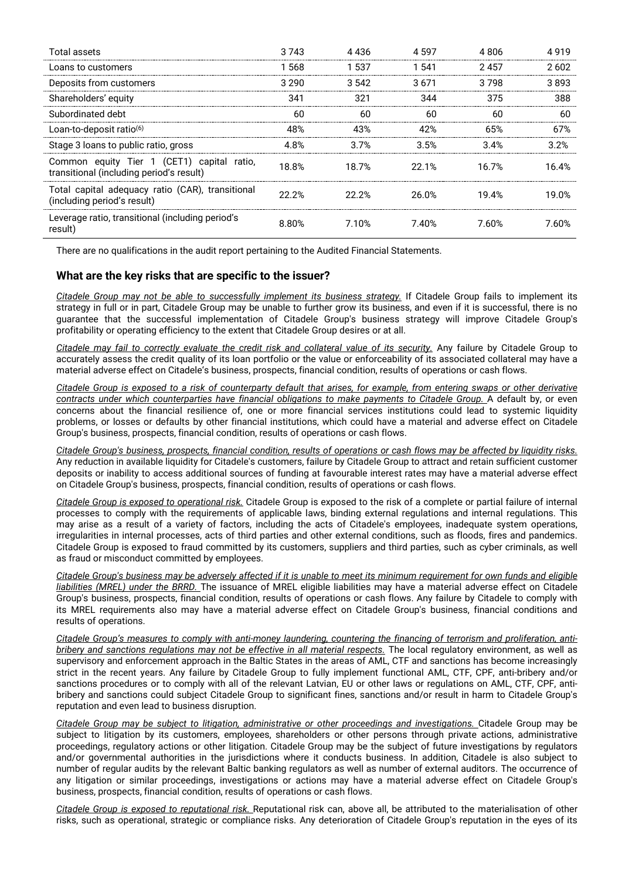| | | | | | |
|---|---|---|---|---|---|
| Total assets | 3 743 | 4 436 | 4 597 | 4 806 | 4 919 |
| Loans to customers | 1 568 | 1 537 | 1 541 | 2 457 | 2 602 |
| Deposits from customers | 3 290 | 3 542 | 3 671 | 3 798 | 3 893 |
| Shareholders' equity | 341 | 321 | 344 | 375 | 388 |
| Subordinated debt | 60 | 60 | 60 | 60 | 60 |
| Loan-to-deposit ratio(6) | 48% | 43% | 42% | 65% | 67% |
| Stage 3 loans to public ratio, gross | 4.8% | 3.7% | 3.5% | 3.4% | 3.2% |
| Common equity Tier 1 (CET1) capital ratio, transitional (including period's result) | 18.8% | 18.7% | 22.1% | 16.7% | 16.4% |
| Total capital adequacy ratio (CAR), transitional (including period's result) | 22.2% | 22.2% | 26.0% | 19.4% | 19.0% |
| Leverage ratio, transitional (including period's result) | 8.80% | 7.10% | 7.40% | 7.60% | 7.60% |

There are no qualifications in the audit report pertaining to the Audited Financial Statements.

### What are the key risks that are specific to the issuer?

*Citadele Group may not be able to successfully implement its business strategy.* If Citadele Group fails to implement its strategy in full or in part, Citadele Group may be unable to further grow its business, and even if it is successful, there is no guarantee that the successful implementation of Citadele Group's business strategy will improve Citadele Group's profitability or operating efficiency to the extent that Citadele Group desires or at all.

*Citadele may fail to correctly evaluate the credit risk and collateral value of its security.* Any failure by Citadele Group to accurately assess the credit quality of its loan portfolio or the value or enforceability of its associated collateral may have a material adverse effect on Citadele's business, prospects, financial condition, results of operations or cash flows.

*Citadele Group is exposed to a risk of counterparty default that arises, for example, from entering swaps or other derivative contracts under which counterparties have financial obligations to make payments to Citadele Group.* A default by, or even concerns about the financial resilience of, one or more financial services institutions could lead to systemic liquidity problems, or losses or defaults by other financial institutions, which could have a material and adverse effect on Citadele Group's business, prospects, financial condition, results of operations or cash flows.

*Citadele Group's business, prospects, financial condition, results of operations or cash flows may be affected by liquidity risks.* Any reduction in available liquidity for Citadele's customers, failure by Citadele Group to attract and retain sufficient customer deposits or inability to access additional sources of funding at favourable interest rates may have a material adverse effect on Citadele Group's business, prospects, financial condition, results of operations or cash flows.

*Citadele Group is exposed to operational risk.* Citadele Group is exposed to the risk of a complete or partial failure of internal processes to comply with the requirements of applicable laws, binding external regulations and internal regulations. This may arise as a result of a variety of factors, including the acts of Citadele's employees, inadequate system operations, irregularities in internal processes, acts of third parties and other external conditions, such as floods, fires and pandemics. Citadele Group is exposed to fraud committed by its customers, suppliers and third parties, such as cyber criminals, as well as fraud or misconduct committed by employees.

*Citadele Group's business may be adversely affected if it is unable to meet its minimum requirement for own funds and eligible liabilities (MREL) under the BRRD.* The issuance of MREL eligible liabilities may have a material adverse effect on Citadele Group's business, prospects, financial condition, results of operations or cash flows. Any failure by Citadele to comply with its MREL requirements also may have a material adverse effect on Citadele Group's business, financial conditions and results of operations.

*Citadele Group's measures to comply with anti-money laundering, countering the financing of terrorism and proliferation, anti-bribery and sanctions regulations may not be effective in all material respects.* The local regulatory environment, as well as supervisory and enforcement approach in the Baltic States in the areas of AML, CTF and sanctions has become increasingly strict in the recent years. Any failure by Citadele Group to fully implement functional AML, CTF, CPF, anti-bribery and/or sanctions procedures or to comply with all of the relevant Latvian, EU or other laws or regulations on AML, CTF, CPF, anti-bribery and sanctions could subject Citadele Group to significant fines, sanctions and/or result in harm to Citadele Group's reputation and even lead to business disruption.

*Citadele Group may be subject to litigation, administrative or other proceedings and investigations.* Citadele Group may be subject to litigation by its customers, employees, shareholders or other persons through private actions, administrative proceedings, regulatory actions or other litigation. Citadele Group may be the subject of future investigations by regulators and/or governmental authorities in the jurisdictions where it conducts business. In addition, Citadele is also subject to number of regular audits by the relevant Baltic banking regulators as well as number of external auditors. The occurrence of any litigation or similar proceedings, investigations or actions may have a material adverse effect on Citadele Group's business, prospects, financial condition, results of operations or cash flows.

*Citadele Group is exposed to reputational risk.* Reputational risk can, above all, be attributed to the materialisation of other risks, such as operational, strategic or compliance risks. Any deterioration of Citadele Group's reputation in the eyes of its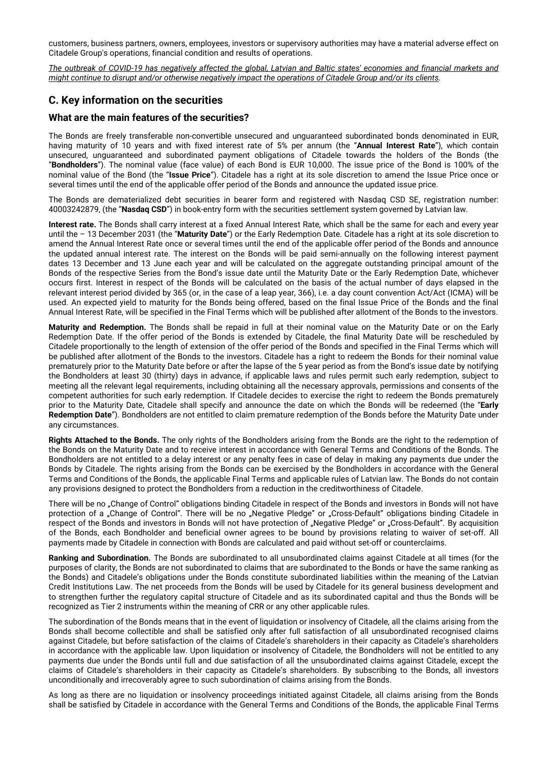customers, business partners, owners, employees, investors or supervisory authorities may have a material adverse effect on Citadele Group's operations, financial condition and results of operations.

*The outbreak of COVID-19 has negatively affected the global, Latvian and Baltic states' economies and financial markets and might continue to disrupt and/or otherwise negatively impact the operations of Citadele Group and/or its clients.*

## C. Key information on the securities

### What are the main features of the securities?

The Bonds are freely transferable non-convertible unsecured and unguaranteed subordinated bonds denominated in EUR, having maturity of 10 years and with fixed interest rate of 5% per annum (the "**Annual Interest Rate**"), which contain unsecured, unguaranteed and subordinated payment obligations of Citadele towards the holders of the Bonds (the "**Bondholders**"). The nominal value (face value) of each Bond is EUR 10,000. The issue price of the Bond is 100% of the nominal value of the Bond (the "**Issue Price**"). Citadele has a right at its sole discretion to amend the Issue Price once or several times until the end of the applicable offer period of the Bonds and announce the updated issue price.

The Bonds are dematerialized debt securities in bearer form and registered with Nasdaq CSD SE, registration number: 40003242879, (the "**Nasdaq CSD**") in book-entry form with the securities settlement system governed by Latvian law.

**Interest rate.** The Bonds shall carry interest at a fixed Annual Interest Rate, which shall be the same for each and every year until the – 13 December 2031 (the "**Maturity Date**") or the Early Redemption Date. Citadele has a right at its sole discretion to amend the Annual Interest Rate once or several times until the end of the applicable offer period of the Bonds and announce the updated annual interest rate. The interest on the Bonds will be paid semi-annually on the following interest payment dates 13 December and 13 June each year and will be calculated on the aggregate outstanding principal amount of the Bonds of the respective Series from the Bond's issue date until the Maturity Date or the Early Redemption Date, whichever occurs first. Interest in respect of the Bonds will be calculated on the basis of the actual number of days elapsed in the relevant interest period divided by 365 (or, in the case of a leap year, 366), i.e. a day count convention Act/Act (ICMA) will be used. An expected yield to maturity for the Bonds being offered, based on the final Issue Price of the Bonds and the final Annual Interest Rate, will be specified in the Final Terms which will be published after allotment of the Bonds to the investors.

**Maturity and Redemption.** The Bonds shall be repaid in full at their nominal value on the Maturity Date or on the Early Redemption Date. If the offer period of the Bonds is extended by Citadele, the final Maturity Date will be rescheduled by Citadele proportionally to the length of extension of the offer period of the Bonds and specified in the Final Terms which will be published after allotment of the Bonds to the investors. Citadele has a right to redeem the Bonds for their nominal value prematurely prior to the Maturity Date before or after the lapse of the 5 year period as from the Bond's issue date by notifying the Bondholders at least 30 (thirty) days in advance, if applicable laws and rules permit such early redemption, subject to meeting all the relevant legal requirements, including obtaining all the necessary approvals, permissions and consents of the competent authorities for such early redemption. If Citadele decides to exercise the right to redeem the Bonds prematurely prior to the Maturity Date, Citadele shall specify and announce the date on which the Bonds will be redeemed (the "**Early Redemption Date**"). Bondholders are not entitled to claim premature redemption of the Bonds before the Maturity Date under any circumstances.

**Rights Attached to the Bonds.** The only rights of the Bondholders arising from the Bonds are the right to the redemption of the Bonds on the Maturity Date and to receive interest in accordance with General Terms and Conditions of the Bonds. The Bondholders are not entitled to a delay interest or any penalty fees in case of delay in making any payments due under the Bonds by Citadele. The rights arising from the Bonds can be exercised by the Bondholders in accordance with the General Terms and Conditions of the Bonds, the applicable Final Terms and applicable rules of Latvian law. The Bonds do not contain any provisions designed to protect the Bondholders from a reduction in the creditworthiness of Citadele.

There will be no „Change of Control" obligations binding Citadele in respect of the Bonds and investors in Bonds will not have protection of a „Change of Control". There will be no „Negative Pledge" or „Cross-Default" obligations binding Citadele in respect of the Bonds and investors in Bonds will not have protection of „Negative Pledge" or „Cross-Default". By acquisition of the Bonds, each Bondholder and beneficial owner agrees to be bound by provisions relating to waiver of set-off. All payments made by Citadele in connection with Bonds are calculated and paid without set-off or counterclaims.

**Ranking and Subordination.** The Bonds are subordinated to all unsubordinated claims against Citadele at all times (for the purposes of clarity, the Bonds are not subordinated to claims that are subordinated to the Bonds or have the same ranking as the Bonds) and Citadele's obligations under the Bonds constitute subordinated liabilities within the meaning of the Latvian Credit Institutions Law. The net proceeds from the Bonds will be used by Citadele for its general business development and to strengthen further the regulatory capital structure of Citadele and as its subordinated capital and thus the Bonds will be recognized as Tier 2 instruments within the meaning of CRR or any other applicable rules.

The subordination of the Bonds means that in the event of liquidation or insolvency of Citadele, all the claims arising from the Bonds shall become collectible and shall be satisfied only after full satisfaction of all unsubordinated recognised claims against Citadele, but before satisfaction of the claims of Citadele's shareholders in their capacity as Citadele's shareholders in accordance with the applicable law. Upon liquidation or insolvency of Citadele, the Bondholders will not be entitled to any payments due under the Bonds until full and due satisfaction of all the unsubordinated claims against Citadele, except the claims of Citadele's shareholders in their capacity as Citadele's shareholders. By subscribing to the Bonds, all investors unconditionally and irrecoverably agree to such subordination of claims arising from the Bonds.

As long as there are no liquidation or insolvency proceedings initiated against Citadele, all claims arising from the Bonds shall be satisfied by Citadele in accordance with the General Terms and Conditions of the Bonds, the applicable Final Terms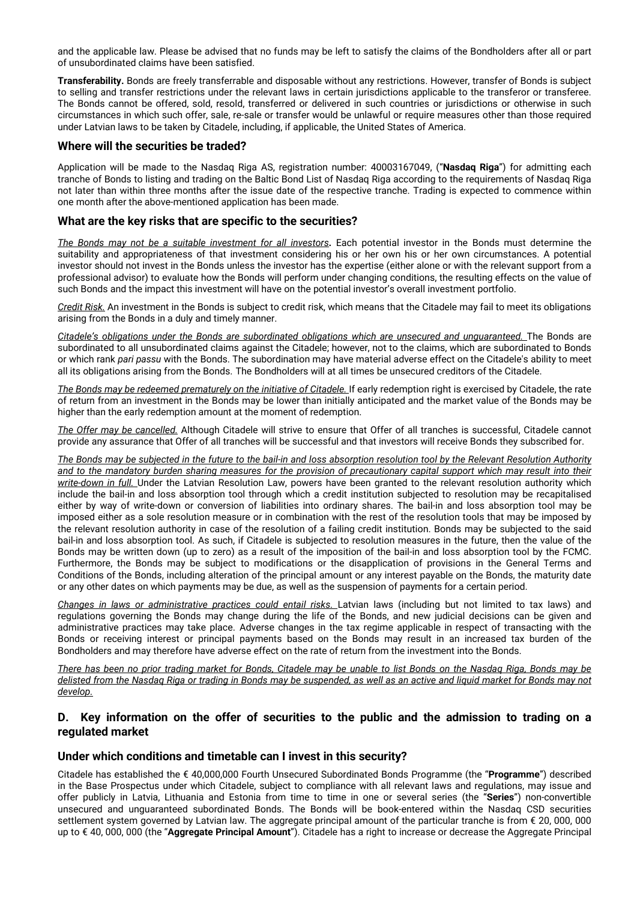and the applicable law. Please be advised that no funds may be left to satisfy the claims of the Bondholders after all or part of unsubordinated claims have been satisfied.

**Transferability.** Bonds are freely transferrable and disposable without any restrictions. However, transfer of Bonds is subject to selling and transfer restrictions under the relevant laws in certain jurisdictions applicable to the transferor or transferee. The Bonds cannot be offered, sold, resold, transferred or delivered in such countries or jurisdictions or otherwise in such circumstances in which such offer, sale, re-sale or transfer would be unlawful or require measures other than those required under Latvian laws to be taken by Citadele, including, if applicable, the United States of America.

### Where will the securities be traded?

Application will be made to the Nasdaq Riga AS, registration number: 40003167049, ("**Nasdaq Riga**") for admitting each tranche of Bonds to listing and trading on the Baltic Bond List of Nasdaq Riga according to the requirements of Nasdaq Riga not later than within three months after the issue date of the respective tranche. Trading is expected to commence within one month after the above-mentioned application has been made.

### What are the key risks that are specific to the securities?

*The Bonds may not be a suitable investment for all investors***.** Each potential investor in the Bonds must determine the suitability and appropriateness of that investment considering his or her own his or her own circumstances. A potential investor should not invest in the Bonds unless the investor has the expertise (either alone or with the relevant support from a professional advisor) to evaluate how the Bonds will perform under changing conditions, the resulting effects on the value of such Bonds and the impact this investment will have on the potential investor's overall investment portfolio.

*Credit Risk.* An investment in the Bonds is subject to credit risk, which means that the Citadele may fail to meet its obligations arising from the Bonds in a duly and timely manner.

*Citadele's obligations under the Bonds are subordinated obligations which are unsecured and unguaranteed.* The Bonds are subordinated to all unsubordinated claims against the Citadele; however, not to the claims, which are subordinated to Bonds or which rank *pari passu* with the Bonds. The subordination may have material adverse effect on the Citadele's ability to meet all its obligations arising from the Bonds. The Bondholders will at all times be unsecured creditors of the Citadele.

*The Bonds may be redeemed prematurely on the initiative of Citadele.* If early redemption right is exercised by Citadele, the rate of return from an investment in the Bonds may be lower than initially anticipated and the market value of the Bonds may be higher than the early redemption amount at the moment of redemption.

*The Offer may be cancelled.* Although Citadele will strive to ensure that Offer of all tranches is successful, Citadele cannot provide any assurance that Offer of all tranches will be successful and that investors will receive Bonds they subscribed for.

*The Bonds may be subjected in the future to the bail-in and loss absorption resolution tool by the Relevant Resolution Authority and to the mandatory burden sharing measures for the provision of precautionary capital support which may result into their write-down in full.* Under the Latvian Resolution Law, powers have been granted to the relevant resolution authority which include the bail-in and loss absorption tool through which a credit institution subjected to resolution may be recapitalised either by way of write-down or conversion of liabilities into ordinary shares. The bail-in and loss absorption tool may be imposed either as a sole resolution measure or in combination with the rest of the resolution tools that may be imposed by the relevant resolution authority in case of the resolution of a failing credit institution. Bonds may be subjected to the said bail-in and loss absorption tool. As such, if Citadele is subjected to resolution measures in the future, then the value of the Bonds may be written down (up to zero) as a result of the imposition of the bail-in and loss absorption tool by the FCMC. Furthermore, the Bonds may be subject to modifications or the disapplication of provisions in the General Terms and Conditions of the Bonds, including alteration of the principal amount or any interest payable on the Bonds, the maturity date or any other dates on which payments may be due, as well as the suspension of payments for a certain period.

*Changes in laws or administrative practices could entail risks.* Latvian laws (including but not limited to tax laws) and regulations governing the Bonds may change during the life of the Bonds, and new judicial decisions can be given and administrative practices may take place. Adverse changes in the tax regime applicable in respect of transacting with the Bonds or receiving interest or principal payments based on the Bonds may result in an increased tax burden of the Bondholders and may therefore have adverse effect on the rate of return from the investment into the Bonds.

*There has been no prior trading market for Bonds, Citadele may be unable to list Bonds on the Nasdaq Riga, Bonds may be delisted from the Nasdaq Riga or trading in Bonds may be suspended, as well as an active and liquid market for Bonds may not develop.*

## D. Key information on the offer of securities to the public and the admission to trading on a regulated market

### Under which conditions and timetable can I invest in this security?

Citadele has established the € 40,000,000 Fourth Unsecured Subordinated Bonds Programme (the "**Programme**") described in the Base Prospectus under which Citadele, subject to compliance with all relevant laws and regulations, may issue and offer publicly in Latvia, Lithuania and Estonia from time to time in one or several series (the "**Series**") non-convertible unsecured and unguaranteed subordinated Bonds. The Bonds will be book-entered within the Nasdaq CSD securities settlement system governed by Latvian law. The aggregate principal amount of the particular tranche is from € 20, 000, 000 up to € 40, 000, 000 (the "**Aggregate Principal Amount**"). Citadele has a right to increase or decrease the Aggregate Principal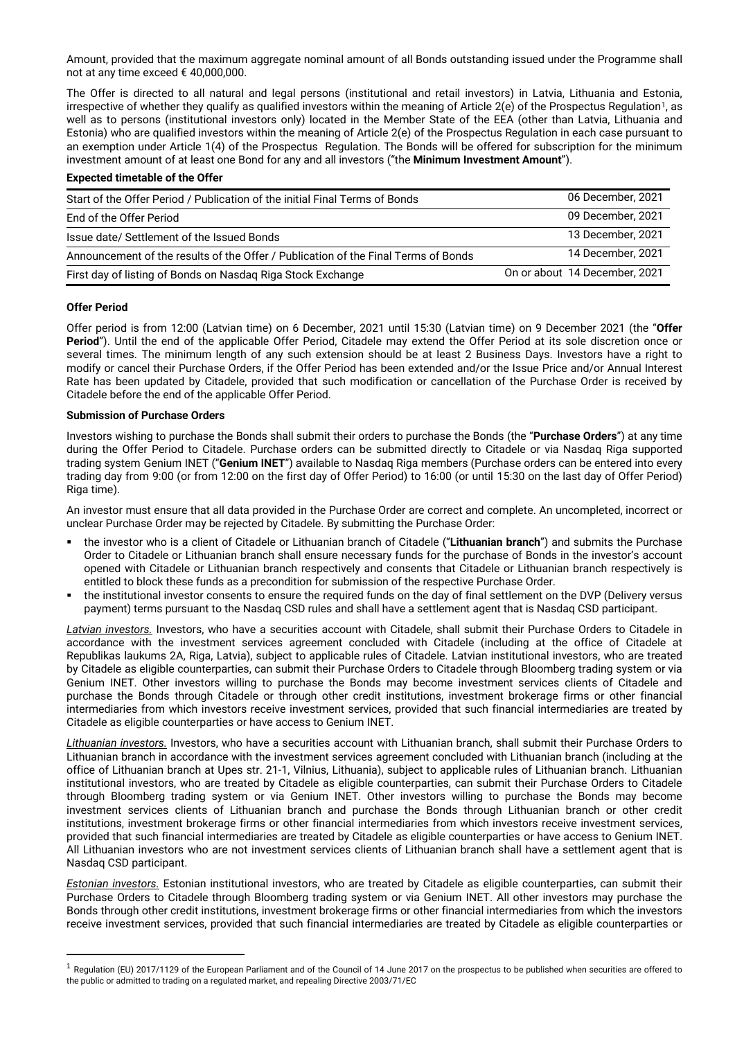Amount, provided that the maximum aggregate nominal amount of all Bonds outstanding issued under the Programme shall not at any time exceed € 40,000,000.

The Offer is directed to all natural and legal persons (institutional and retail investors) in Latvia, Lithuania and Estonia, irrespective of whether they qualify as qualified investors within the meaning of Article 2(e) of the Prospectus Regulation[1], as well as to persons (institutional investors only) located in the Member State of the EEA (other than Latvia, Lithuania and Estonia) who are qualified investors within the meaning of Article 2(e) of the Prospectus Regulation in each case pursuant to an exemption under Article 1(4) of the Prospectus Regulation. The Bonds will be offered for subscription for the minimum investment amount of at least one Bond for any and all investors ("the **Minimum Investment Amount**").

**Expected timetable of the Offer**

| | |
|---|---|
| Start of the Offer Period / Publication of the initial Final Terms of Bonds | 06 December, 2021 |
| End of the Offer Period | 09 December, 2021 |
| Issue date/ Settlement of the Issued Bonds | 13 December, 2021 |
| Announcement of the results of the Offer / Publication of the Final Terms of Bonds | 14 December, 2021 |
| First day of listing of Bonds on Nasdaq Riga Stock Exchange | On or about 14 December, 2021 |

**Offer Period**

Offer period is from 12:00 (Latvian time) on 6 December, 2021 until 15:30 (Latvian time) on 9 December 2021 (the "**Offer Period**"). Until the end of the applicable Offer Period, Citadele may extend the Offer Period at its sole discretion once or several times. The minimum length of any such extension should be at least 2 Business Days. Investors have a right to modify or cancel their Purchase Orders, if the Offer Period has been extended and/or the Issue Price and/or Annual Interest Rate has been updated by Citadele, provided that such modification or cancellation of the Purchase Order is received by Citadele before the end of the applicable Offer Period.

**Submission of Purchase Orders**

Investors wishing to purchase the Bonds shall submit their orders to purchase the Bonds (the "**Purchase Orders**") at any time during the Offer Period to Citadele. Purchase orders can be submitted directly to Citadele or via Nasdaq Riga supported trading system Genium INET ("**Genium INET**") available to Nasdaq Riga members (Purchase orders can be entered into every trading day from 9:00 (or from 12:00 on the first day of Offer Period) to 16:00 (or until 15:30 on the last day of Offer Period) Riga time).

An investor must ensure that all data provided in the Purchase Order are correct and complete. An uncompleted, incorrect or unclear Purchase Order may be rejected by Citadele. By submitting the Purchase Order:

- the investor who is a client of Citadele or Lithuanian branch of Citadele ("**Lithuanian branch**") and submits the Purchase Order to Citadele or Lithuanian branch shall ensure necessary funds for the purchase of Bonds in the investor's account opened with Citadele or Lithuanian branch respectively and consents that Citadele or Lithuanian branch respectively is entitled to block these funds as a precondition for submission of the respective Purchase Order.
- the institutional investor consents to ensure the required funds on the day of final settlement on the DVP (Delivery versus payment) terms pursuant to the Nasdaq CSD rules and shall have a settlement agent that is Nasdaq CSD participant.

*Latvian investors.* Investors, who have a securities account with Citadele, shall submit their Purchase Orders to Citadele in accordance with the investment services agreement concluded with Citadele (including at the office of Citadele at Republikas laukums 2A, Riga, Latvia), subject to applicable rules of Citadele. Latvian institutional investors, who are treated by Citadele as eligible counterparties, can submit their Purchase Orders to Citadele through Bloomberg trading system or via Genium INET. Other investors willing to purchase the Bonds may become investment services clients of Citadele and purchase the Bonds through Citadele or through other credit institutions, investment brokerage firms or other financial intermediaries from which investors receive investment services, provided that such financial intermediaries are treated by Citadele as eligible counterparties or have access to Genium INET.

*Lithuanian investors.* Investors, who have a securities account with Lithuanian branch, shall submit their Purchase Orders to Lithuanian branch in accordance with the investment services agreement concluded with Lithuanian branch (including at the office of Lithuanian branch at Upes str. 21-1, Vilnius, Lithuania), subject to applicable rules of Lithuanian branch. Lithuanian institutional investors, who are treated by Citadele as eligible counterparties, can submit their Purchase Orders to Citadele through Bloomberg trading system or via Genium INET. Other investors willing to purchase the Bonds may become investment services clients of Lithuanian branch and purchase the Bonds through Lithuanian branch or other credit institutions, investment brokerage firms or other financial intermediaries from which investors receive investment services, provided that such financial intermediaries are treated by Citadele as eligible counterparties or have access to Genium INET. All Lithuanian investors who are not investment services clients of Lithuanian branch shall have a settlement agent that is Nasdaq CSD participant.

*Estonian investors.* Estonian institutional investors, who are treated by Citadele as eligible counterparties, can submit their Purchase Orders to Citadele through Bloomberg trading system or via Genium INET. All other investors may purchase the Bonds through other credit institutions, investment brokerage firms or other financial intermediaries from which the investors receive investment services, provided that such financial intermediaries are treated by Citadele as eligible counterparties or

[1] Regulation (EU) 2017/1129 of the European Parliament and of the Council of 14 June 2017 on the prospectus to be published when securities are offered to the public or admitted to trading on a regulated market, and repealing Directive 2003/71/EC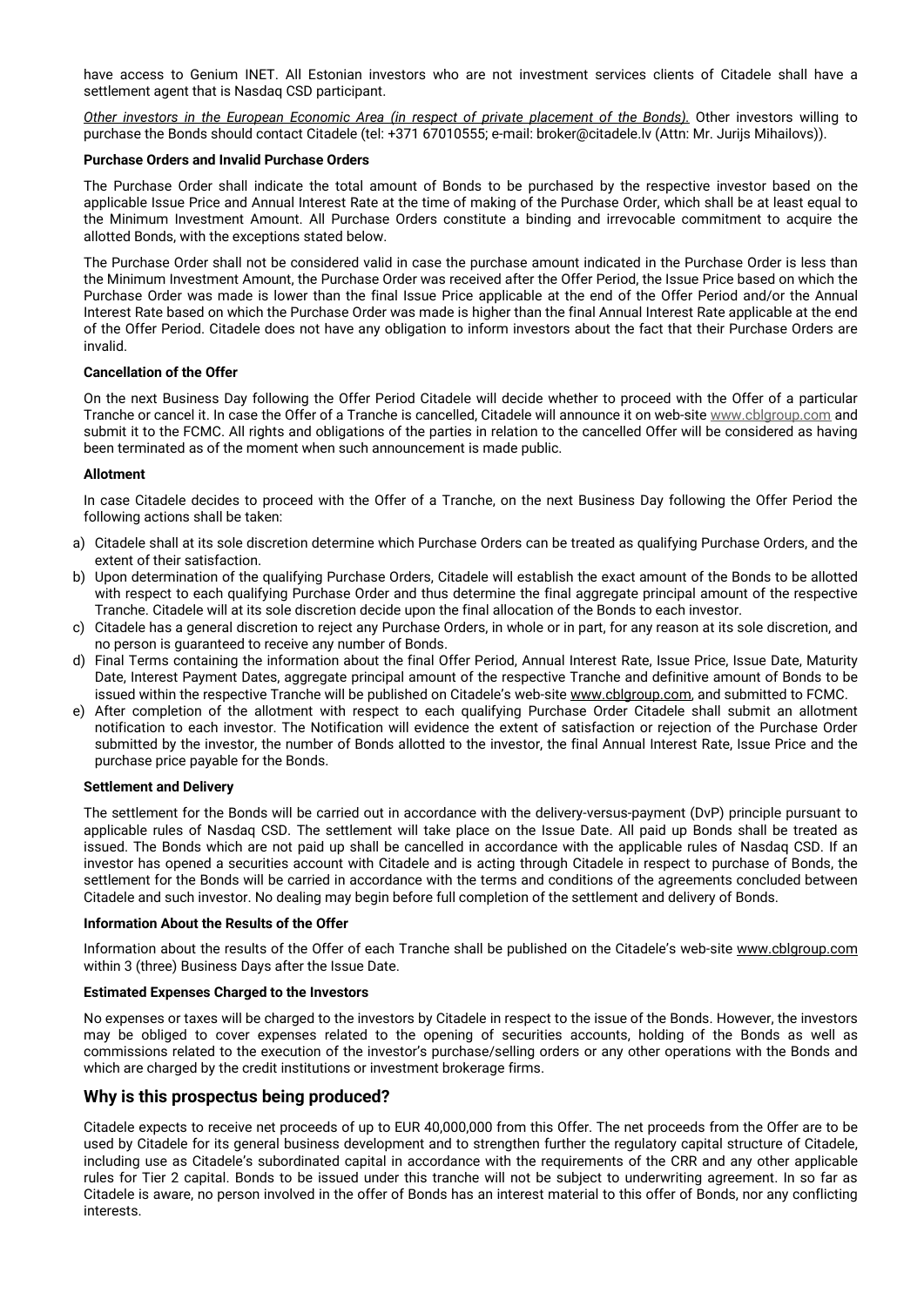have access to Genium INET. All Estonian investors who are not investment services clients of Citadele shall have a settlement agent that is Nasdaq CSD participant.

*Other investors in the European Economic Area (in respect of private placement of the Bonds).* Other investors willing to purchase the Bonds should contact Citadele (tel: +371 67010555; e-mail: broker@citadele.lv (Attn: Mr. Jurijs Mihailovs)).

**Purchase Orders and Invalid Purchase Orders**

The Purchase Order shall indicate the total amount of Bonds to be purchased by the respective investor based on the applicable Issue Price and Annual Interest Rate at the time of making of the Purchase Order, which shall be at least equal to the Minimum Investment Amount. All Purchase Orders constitute a binding and irrevocable commitment to acquire the allotted Bonds, with the exceptions stated below.

The Purchase Order shall not be considered valid in case the purchase amount indicated in the Purchase Order is less than the Minimum Investment Amount, the Purchase Order was received after the Offer Period, the Issue Price based on which the Purchase Order was made is lower than the final Issue Price applicable at the end of the Offer Period and/or the Annual Interest Rate based on which the Purchase Order was made is higher than the final Annual Interest Rate applicable at the end of the Offer Period. Citadele does not have any obligation to inform investors about the fact that their Purchase Orders are invalid.

**Cancellation of the Offer**

On the next Business Day following the Offer Period Citadele will decide whether to proceed with the Offer of a particular Tranche or cancel it. In case the Offer of a Tranche is cancelled, Citadele will announce it on web-site www.cblgroup.com and submit it to the FCMC. All rights and obligations of the parties in relation to the cancelled Offer will be considered as having been terminated as of the moment when such announcement is made public.

**Allotment**

In case Citadele decides to proceed with the Offer of a Tranche, on the next Business Day following the Offer Period the following actions shall be taken:

a) Citadele shall at its sole discretion determine which Purchase Orders can be treated as qualifying Purchase Orders, and the extent of their satisfaction.
b) Upon determination of the qualifying Purchase Orders, Citadele will establish the exact amount of the Bonds to be allotted with respect to each qualifying Purchase Order and thus determine the final aggregate principal amount of the respective Tranche. Citadele will at its sole discretion decide upon the final allocation of the Bonds to each investor.
c) Citadele has a general discretion to reject any Purchase Orders, in whole or in part, for any reason at its sole discretion, and no person is guaranteed to receive any number of Bonds.
d) Final Terms containing the information about the final Offer Period, Annual Interest Rate, Issue Price, Issue Date, Maturity Date, Interest Payment Dates, aggregate principal amount of the respective Tranche and definitive amount of Bonds to be issued within the respective Tranche will be published on Citadele's web-site www.cblgroup.com, and submitted to FCMC.
e) After completion of the allotment with respect to each qualifying Purchase Order Citadele shall submit an allotment notification to each investor. The Notification will evidence the extent of satisfaction or rejection of the Purchase Order submitted by the investor, the number of Bonds allotted to the investor, the final Annual Interest Rate, Issue Price and the purchase price payable for the Bonds.

**Settlement and Delivery**

The settlement for the Bonds will be carried out in accordance with the delivery-versus-payment (DvP) principle pursuant to applicable rules of Nasdaq CSD. The settlement will take place on the Issue Date. All paid up Bonds shall be treated as issued. The Bonds which are not paid up shall be cancelled in accordance with the applicable rules of Nasdaq CSD. If an investor has opened a securities account with Citadele and is acting through Citadele in respect to purchase of Bonds, the settlement for the Bonds will be carried in accordance with the terms and conditions of the agreements concluded between Citadele and such investor. No dealing may begin before full completion of the settlement and delivery of Bonds.

**Information About the Results of the Offer**

Information about the results of the Offer of each Tranche shall be published on the Citadele's web-site www.cblgroup.com within 3 (three) Business Days after the Issue Date.

**Estimated Expenses Charged to the Investors**

No expenses or taxes will be charged to the investors by Citadele in respect to the issue of the Bonds. However, the investors may be obliged to cover expenses related to the opening of securities accounts, holding of the Bonds as well as commissions related to the execution of the investor's purchase/selling orders or any other operations with the Bonds and which are charged by the credit institutions or investment brokerage firms.

## Why is this prospectus being produced?

Citadele expects to receive net proceeds of up to EUR 40,000,000 from this Offer. The net proceeds from the Offer are to be used by Citadele for its general business development and to strengthen further the regulatory capital structure of Citadele, including use as Citadele's subordinated capital in accordance with the requirements of the CRR and any other applicable rules for Tier 2 capital. Bonds to be issued under this tranche will not be subject to underwriting agreement. In so far as Citadele is aware, no person involved in the offer of Bonds has an interest material to this offer of Bonds, nor any conflicting interests.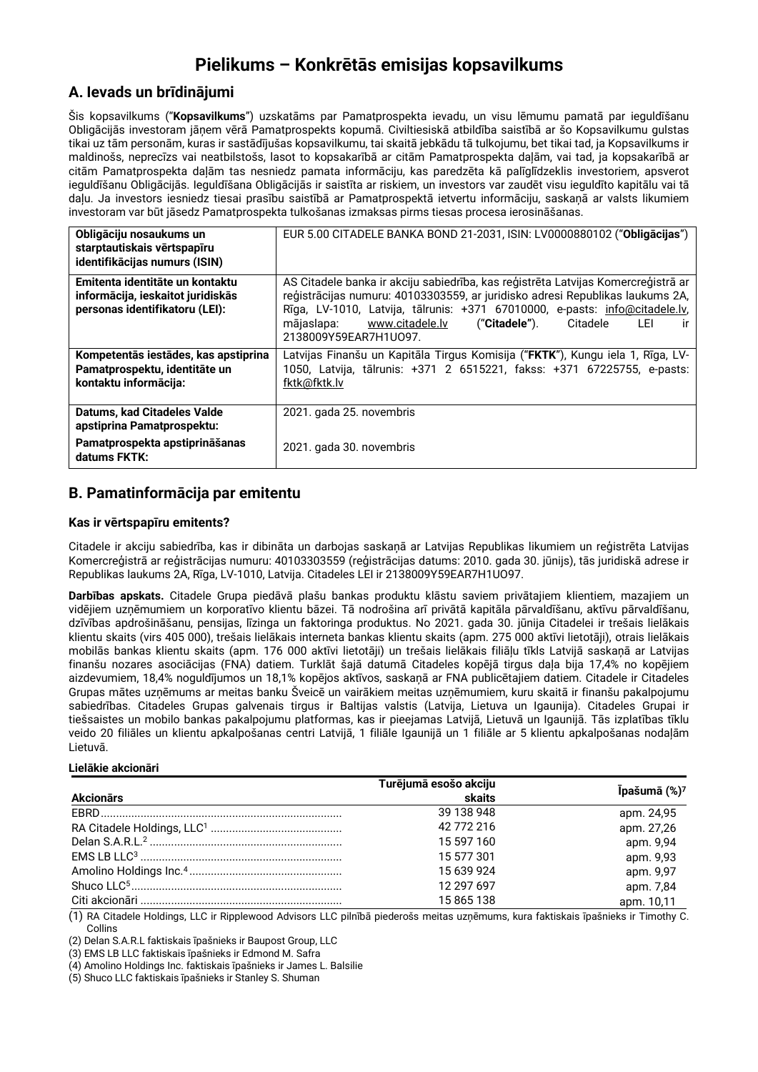# Pielikums – Konkrētās emisijas kopsavilkums

## A. Ievads un brīdinājumi

Šis kopsavilkums ("**Kopsavilkums**") uzskatāms par Pamatprospekta ievadu, un visu lēmumu pamatā par ieguldīšanu Obligācijās investoram jāņem vērā Pamatprospekts kopumā. Civiltiesiskā atbildība saistībā ar šo Kopsavilkumu gulstas tikai uz tām personām, kuras ir sastādījušas kopsavilkumu, tai skaitā jebkādu tā tulkojumu, bet tikai tad, ja Kopsavilkums ir maldinošs, neprecīzs vai neatbilstošs, lasot to kopsakarībā ar citām Pamatprospekta daļām, vai tad, ja kopsakarībā ar citām Pamatprospekta daļām tas nesniedz pamata informāciju, kas paredzēta kā palīglīdzeklis investoriem, apsverot ieguldīšanu Obligācijās. Ieguldīšana Obligācijās ir saistīta ar riskiem, un investors var zaudēt visu ieguldīto kapitālu vai tā daļu. Ja investors iesniedz tiesai prasību saistībā ar Pamatprospektā ietvertu informāciju, saskaņā ar valsts likumiem investoram var būt jāsedz Pamatprospekta tulkošanas izmaksas pirms tiesas procesa ierosināšanas.

| | |
|---|---|
| **Obligāciju nosaukums un starptautiskais vērtspapīru identifikācijas numurs (ISIN)** | EUR 5.00 CITADELE BANKA BOND 21-2031, ISIN: LV0000880102 ("**Obligācijas**") |
| **Emitenta identitāte un kontaktu informācija, ieskaitot juridiskās personas identifikatoru (LEI):** | AS Citadele banka ir akciju sabiedrība, kas reģistrēta Latvijas Komercreģistrā ar reģistrācijas numuru: 40103303559, ar juridisko adresi Republikas laukums 2A, Rīga, LV-1010, Latvija, tālrunis: +371 67010000, e-pasts: info@citadele.lv, mājaslapa: www.citadele.lv ("**Citadele**"). Citadele LEI ir 2138009Y59EAR7H1UO97. |
| **Kompetentās iestādes, kas apstiprina Pamatprospektu, identitāte un kontaktu informācija:** | Latvijas Finanšu un Kapitāla Tirgus Komisija ("**FKTK**"), Kungu iela 1, Rīga, LV-1050, Latvija, tālrunis: +371 2 6515221, fakss: +371 67225755, e-pasts: fktk@fktk.lv |
| **Datums, kad Citadeles Valde apstiprina Pamatprospektu:** | 2021. gada 25. novembris |
| **Pamatprospekta apstiprināšanas datums FKTK:** | 2021. gada 30. novembris |

## B. Pamatinformācija par emitentu

### Kas ir vērtspapīru emitents?

Citadele ir akciju sabiedrība, kas ir dibināta un darbojas saskaņā ar Latvijas Republikas likumiem un reģistrēta Latvijas Komercreģistrā ar reģistrācijas numuru: 40103303559 (reģistrācijas datums: 2010. gada 30. jūnijs), tās juridiskā adrese ir Republikas laukums 2A, Rīga, LV-1010, Latvija. Citadeles LEI ir 2138009Y59EAR7H1UO97.

**Darbības apskats.** Citadele Grupa piedāvā plašu bankas produktu klāstu saviem privātajiem klientiem, mazajiem un vidējiem uzņēmumiem un korporatīvo klientu bāzei. Tā nodrošina arī privātā kapitāla pārvaldīšanu, aktīvu pārvaldīšanu, dzīvības apdrošināšanu, pensijas, līzinga un faktoringa produktus. No 2021. gada 30. jūnija Citadelei ir trešais lielākais klientu skaits (virs 405 000), trešais lielākais interneta bankas klientu skaits (apm. 275 000 aktīvi lietotāji), otrais lielākais mobilās bankas klientu skaits (apm. 176 000 aktīvi lietotāji) un trešais lielākais filiāļu tīkls Latvijā saskaņā ar Latvijas finanšu nozares asociācijas (FNA) datiem. Turklāt šajā datumā Citadeles kopējā tirgus daļa bija 17,4% no kopējiem aizdevumiem, 18,4% noguldījumos un 18,1% kopējos aktīvos, saskaņā ar FNA publicētajiem datiem. Citadele ir Citadeles Grupas mātes uzņēmums ar meitas banku Šveicē un vairākiem meitas uzņēmumiem, kuru skaitā ir finanšu pakalpojumu sabiedrības. Citadeles Grupas galvenais tirgus ir Baltijas valstis (Latvija, Lietuva un Igaunija). Citadeles Grupai ir tiešsaistes un mobilo bankas pakalpojumu platformas, kas ir pieejamas Latvijā, Lietuvā un Igaunijā. Tās izplatības tīklu veido 20 filiāles un klientu apkalpošanas centri Latvijā, 1 filiāle Igaunijā un 1 filiāle ar 5 klientu apkalpošanas nodaļām Lietuvā.

**Lielākie akcionāri**

| Akcionārs | Turējumā esošo akciju skaits | Īpašumā (%)[7] |
|---|---|---|
| EBRD | 39 138 948 | apm. 24,95 |
| RA Citadele Holdings, LLC[1] | 42 772 216 | apm. 27,26 |
| Delan S.A.R.L.[2] | 15 597 160 | apm. 9,94 |
| EMS LB LLC[3] | 15 577 301 | apm. 9,93 |
| Amolino Holdings Inc.[4] | 15 639 924 | apm. 9,97 |
| Shuco LLC[5] | 12 297 697 | apm. 7,84 |
| Citi akcionāri | 15 865 138 | apm. 10,11 |

(1) RA Citadele Holdings, LLC ir Ripplewood Advisors LLC pilnībā piederošs meitas uzņēmums, kura faktiskais īpašnieks ir Timothy C. Collins

(2) Delan S.A.R.L faktiskais īpašnieks ir Baupost Group, LLC

(3) EMS LB LLC faktiskais īpašnieks ir Edmond M. Safra

(4) Amolino Holdings Inc. faktiskais īpašnieks ir James L. Balsilie

(5) Shuco LLC faktiskais īpašnieks ir Stanley S. Shuman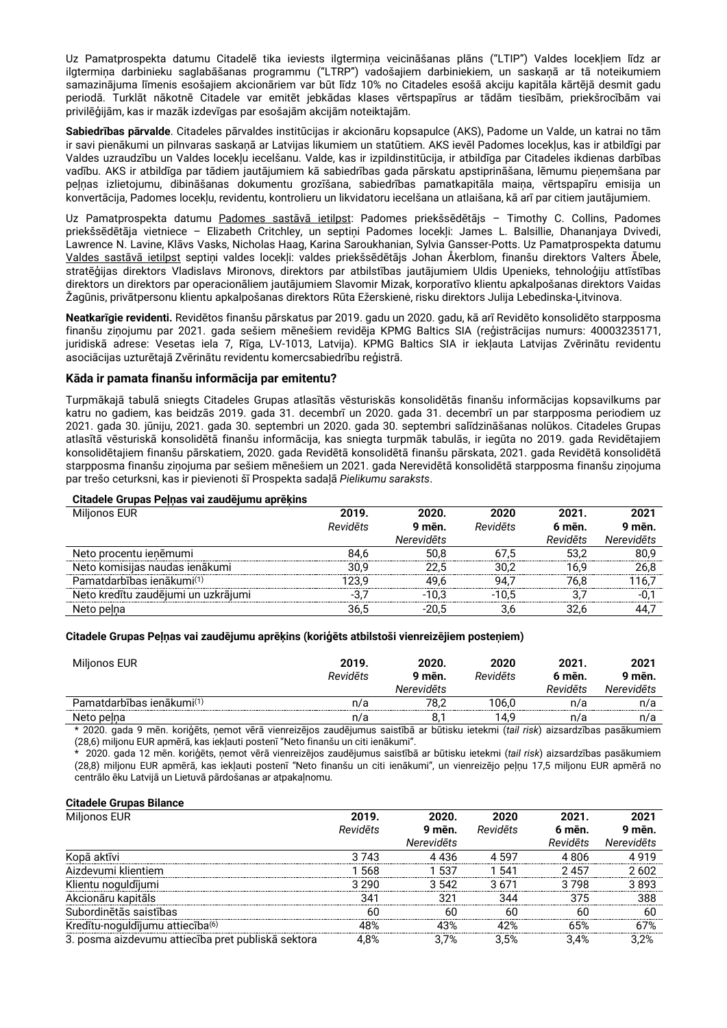Uz Pamatprospekta datumu Citadelē tika ieviests ilgtermiņa veicināšanas plāns ("LTIP") Valdes locekļiem līdz ar ilgtermiņa darbinieku saglabāšanas programmu ("LTRP") vadošajiem darbiniekiem, un saskaņā ar tā noteikumiem samazinājuma līmenis esošajiem akcionāriem var būt līdz 10% no Citadeles esošā akciju kapitāla kārtējā desmit gadu periodā. Turklāt nākotnē Citadele var emitēt jebkādas klases vērtspapīrus ar tādām tiesībām, priekšrocībām vai privilēģijām, kas ir mazāk izdevīgas par esošajām akcijām noteiktajām.

**Sabiedrības pārvalde**. Citadeles pārvaldes institūcijas ir akcionāru kopsapulce (AKS), Padome un Valde, un katrai no tām ir savi pienākumi un pilnvaras saskaņā ar Latvijas likumiem un statūtiem. AKS ievēl Padomes locekļus, kas ir atbildīgi par Valdes uzraudzību un Valdes locekļu iecelšanu. Valde, kas ir izpildinstitūcija, ir atbildīga par Citadeles ikdienas darbības vadību. AKS ir atbildīga par tādiem jautājumiem kā sabiedrības gada pārskatu apstiprināšana, lēmumu pieņemšana par peļņas izlietojumu, dibināšanas dokumentu grozīšana, sabiedrības pamatkapitāla maiņa, vērtspapīru emisija un konvertācija, Padomes locekļu, revidentu, kontrolieru un likvidatoru iecelšana un atlaišana, kā arī par citiem jautājumiem.

Uz Pamatprospekta datumu Padomes sastāvā ietilpst: Padomes priekšsēdētājs – Timothy C. Collins, Padomes priekšsēdētāja vietniece – Elizabeth Critchley, un septiņi Padomes locekļi: James L. Balsillie, Dhananjaya Dvivedi, Lawrence N. Lavine, Klāvs Vasks, Nicholas Haag, Karina Saroukhanian, Sylvia Gansser-Potts. Uz Pamatprospekta datumu Valdes sastāvā ietilpst septiņi valdes locekļi: valdes priekšsēdētājs Johan Åkerblom, finanšu direktors Valters Ābele, stratēģijas direktors Vladislavs Mironovs, direktors par atbilstības jautājumiem Uldis Upenieks, tehnoloģiju attīstības direktors un direktors par operacionāliem jautājumiem Slavomir Mizak, korporatīvo klientu apkalpošanas direktors Vaidas Žagūnis, privātpersonu klientu apkalpošanas direktors Rūta Ežerskienė, risku direktors Julija Lebedinska-Ļitvinova.

**Neatkarīgie revidenti.** Revidētos finanšu pārskatus par 2019. gadu un 2020. gadu, kā arī Revidēto konsolidēto starpposma finanšu ziņojumu par 2021. gada sešiem mēnešiem revidēja KPMG Baltics SIA (reģistrācijas numurs: 40003235171, juridiskā adrese: Vesetas iela 7, Rīga, LV-1013, Latvija). KPMG Baltics SIA ir iekļauta Latvijas Zvērinātu revidentu asociācijas uzturētajā Zvērinātu revidentu komercsabiedrību reģistrā.

### Kāda ir pamata finanšu informācija par emitentu?

Turpmākajā tabulā sniegts Citadeles Grupas atlasītās vēsturiskās konsolidētās finanšu informācijas kopsavilkums par katru no gadiem, kas beidzās 2019. gada 31. decembrī un 2020. gada 31. decembrī un par starpposma periodiem uz 2021. gada 30. jūniju, 2021. gada 30. septembri un 2020. gada 30. septembri salīdzināšanas nolūkos. Citadeles Grupas atlasītā vēsturiskā konsolidētā finanšu informācija, kas sniegta turpmāk tabulās, ir iegūta no 2019. gada Revidētajiem Konsolidētajiem finanšu pārskatiem, 2020. gada Revidētā konsolidētā finanšu pārskata, 2021. gada Revidētā konsolidētā starpposma finanšu ziņojuma par sešiem mēnešiem un 2021. gada Nerevidētā konsolidētā starpposma finanšu ziņojuma par trešo ceturksni, kas ir pievienoti šī Prospekta sadaļā *Pielikumu saraksts*.

**Citadele Grupas Peļņas vai zaudējumu aprēķins**

| Miljonos EUR | 2019. *Revidēts* | 2020. 9 mēn. *Nerevidēts* | 2020 *Revidēts* | 2021. 6 mēn. *Revidēts* | 2021 9 mēn. *Nerevidēts* |
|---|---|---|---|---|---|
| Neto procentu ieņēmumi | 84,6 | 50,8 | 67,5 | 53,2 | 80,9 |
| Neto komisijas naudas ienākumi | 30,9 | 22,5 | 30,2 | 16,9 | 26,8 |
| Pamatdarbības ienākumi[(1)] | 123,9 | 49,6 | 94,7 | 76,8 | 116,7 |
| Neto kredītu zaudējumi un uzkrājumi | -3,7 | -10,3 | -10,5 | 3,7 | -0,1 |
| Neto peļņa | 36,5 | -20,5 | 3,6 | 32,6 | 44,7 |

**Citadele Grupas Peļņas vai zaudējumu aprēķins (koriģēts atbilstoši vienreizējiem posteņiem)**

| Miljonos EUR | 2019. *Revidēts* | 2020. 9 mēn. *Nerevidēts* | 2020 *Revidēts* | 2021. 6 mēn. *Revidēts* | 2021 9 mēn. *Nerevidēts* |
|---|---|---|---|---|---|
| Pamatdarbības ienākumi[(1)] | n/a | 78,2 | 106,0 | n/a | n/a |
| Neto peļņa | n/a | 8,1 | 14,9 | n/a | n/a |

\* 2020. gada 9 mēn. koriģēts, ņemot vērā vienreizējos zaudējumus saistībā ar būtisku ietekmi (*tail risk*) aizsardzības pasākumiem (28,6) miljonu EUR apmērā, kas iekļauti postenī "Neto finanšu un citi ienākumi".

\* 2020. gada 12 mēn. koriģēts, ņemot vērā vienreizējos zaudējumus saistībā ar būtisku ietekmi (*tail risk*) aizsardzības pasākumiem (28,8) miljonu EUR apmērā, kas iekļauti postenī "Neto finanšu un citi ienākumi", un vienreizējo peļņu 17,5 miljonu EUR apmērā no centrālo ēku Latvijā un Lietuvā pārdošanas ar atpakaļnomu.

**Citadele Grupas Bilance**

| Miljonos EUR | 2019. *Revidēts* | 2020. 9 mēn. *Nerevidēts* | 2020 *Revidēts* | 2021. 6 mēn. *Revidēts* | 2021 9 mēn. *Nerevidēts* |
|---|---|---|---|---|---|
| Kopā aktīvi | 3 743 | 4 436 | 4 597 | 4 806 | 4 919 |
| Aizdevumi klientiem | 1 568 | 1 537 | 1 541 | 2 457 | 2 602 |
| Klientu noguldījumi | 3 290 | 3 542 | 3 671 | 3 798 | 3 893 |
| Akcionāru kapitāls | 341 | 321 | 344 | 375 | 388 |
| Subordinētās saistības | 60 | 60 | 60 | 60 | 60 |
| Kredītu-noguldījumu attiecība[(6)] | 48% | 43% | 42% | 65% | 67% |
| 3. posma aizdevumu attiecība pret publiskā sektora | 4,8% | 3,7% | 3,5% | 3,4% | 3,2% |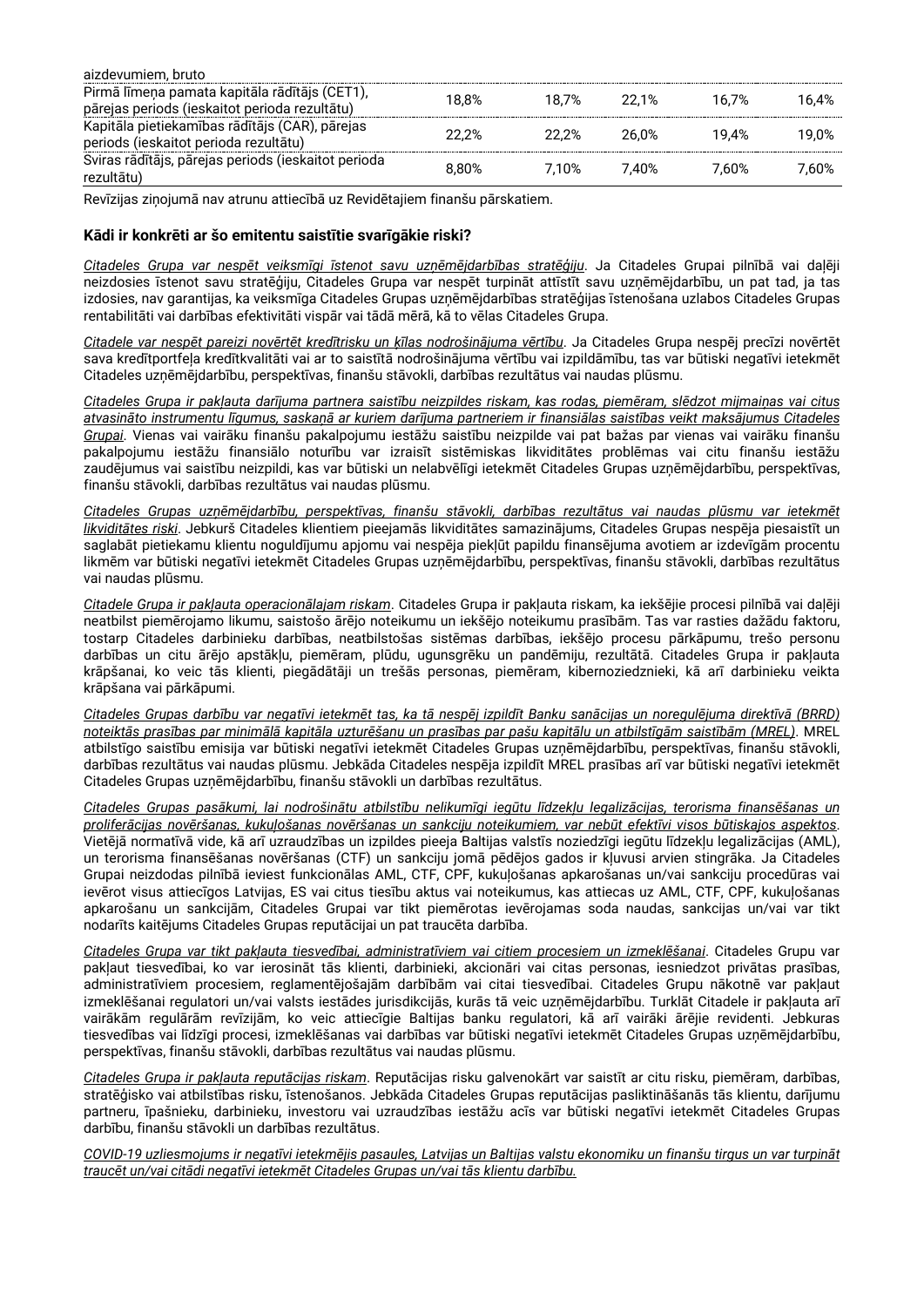| | | | | | |
|---|---|---|---|---|---|
| aizdevumiem, bruto | | | | | |
| Pirmā līmeņa pamata kapitāla rādītājs (CET1), pārejas periods (ieskaitot perioda rezultātu) | 18,8% | 18,7% | 22,1% | 16,7% | 16,4% |
| Kapitāla pietiekamības rādītājs (CAR), pārejas periods (ieskaitot perioda rezultātu) | 22,2% | 22,2% | 26,0% | 19,4% | 19,0% |
| Sviras rādītājs, pārejas periods (ieskaitot perioda rezultātu) | 8,80% | 7,10% | 7,40% | 7,60% | 7,60% |

Revīzijas ziņojumā nav atrunu attiecībā uz Revidētajiem finanšu pārskatiem.

### Kādi ir konkrēti ar šo emitentu saistītie svarīgākie riski?

*Citadeles Grupa var nespēt veiksmīgi īstenot savu uzņēmējdarbības stratēģiju*. Ja Citadeles Grupai pilnībā vai daļēji neizdosies īstenot savu stratēģiju, Citadeles Grupa var nespēt turpināt attīstīt savu uzņēmējdarbību, un pat tad, ja tas izdosies, nav garantijas, ka veiksmīga Citadeles Grupas uzņēmējdarbības stratēģijas īstenošana uzlabos Citadeles Grupas rentabilitāti vai darbības efektivitāti vispār vai tādā mērā, kā to vēlas Citadeles Grupa.

*Citadele var nespēt pareizi novērtēt kredītrisku un ķīlas nodrošinājuma vērtību*. Ja Citadeles Grupa nespēj precīzi novērtēt sava kredītportfeļa kredītkvalitāti vai ar to saistītā nodrošinājuma vērtību vai izpildāmību, tas var būtiski negatīvi ietekmēt Citadeles uzņēmējdarbību, perspektīvas, finanšu stāvokli, darbības rezultātus vai naudas plūsmu.

*Citadeles Grupa ir pakļauta darījuma partnera saistību neizpildes riskam, kas rodas, piemēram, slēdzot mijmaiņas vai citus atvasināto instrumentu līgumus, saskaņā ar kuriem darījuma partneriem ir finansiālas saistības veikt maksājumus Citadeles Grupai*. Vienas vai vairāku finanšu pakalpojumu iestāžu saistību neizpilde vai pat bažas par vienas vai vairāku finanšu pakalpojumu iestāžu finansiālo noturību var izraisīt sistēmiskas likviditātes problēmas vai citu finanšu iestāžu zaudējumus vai saistību neizpildi, kas var būtiski un nelabvēlīgi ietekmēt Citadeles Grupas uzņēmējdarbību, perspektīvas, finanšu stāvokli, darbības rezultātus vai naudas plūsmu.

*Citadeles Grupas uzņēmējdarbību, perspektīvas, finanšu stāvokli, darbības rezultātus vai naudas plūsmu var ietekmēt likviditātes riski*. Jebkurš Citadeles klientiem pieejamās likviditātes samazinājums, Citadeles Grupas nespēja piesaistīt un saglabāt pietiekamu klientu noguldījumu apjomu vai nespēja piekļūt papildu finansējuma avotiem ar izdevīgām procentu likmēm var būtiski negatīvi ietekmēt Citadeles Grupas uzņēmējdarbību, perspektīvas, finanšu stāvokli, darbības rezultātus vai naudas plūsmu.

*Citadele Grupa ir pakļauta operacionālajam riskam*. Citadeles Grupa ir pakļauta riskam, ka iekšējie procesi pilnībā vai daļēji neatbilst piemērojamo likumu, saistošo ārējo noteikumu un iekšējo noteikumu prasībām. Tas var rasties dažādu faktoru, tostarp Citadeles darbinieku darbības, neatbilstošas sistēmas darbības, iekšējo procesu pārkāpumu, trešo personu darbības un citu ārējo apstākļu, piemēram, plūdu, ugunsgrēku un pandēmiju, rezultātā. Citadeles Grupa ir pakļauta krāpšanai, ko veic tās klienti, piegādātāji un trešās personas, piemēram, kibernoziedznieki, kā arī darbinieku veikta krāpšana vai pārkāpumi.

*Citadeles Grupas darbību var negatīvi ietekmēt tas, ka tā nespēj izpildīt Banku sanācijas un noregulējuma direktīvā (BRRD) noteiktās prasības par minimālā kapitāla uzturēšanu un prasības par pašu kapitālu un atbilstīgām saistībām (MREL)*. MREL atbilstīgo saistību emisija var būtiski negatīvi ietekmēt Citadeles Grupas uzņēmējdarbību, perspektīvas, finanšu stāvokli, darbības rezultātus vai naudas plūsmu. Jebkāda Citadeles nespēja izpildīt MREL prasības arī var būtiski negatīvi ietekmēt Citadeles Grupas uzņēmējdarbību, finanšu stāvokli un darbības rezultātus.

*Citadeles Grupas pasākumi, lai nodrošinātu atbilstību nelikumīgi iegūtu līdzekļu legalizācijas, terorisma finansēšanas un proliferācijas novēršanas, kukuļošanas novēršanas un sankciju noteikumiem, var nebūt efektīvi visos būtiskajos aspektos*. Vietējā normatīvā vide, kā arī uzraudzības un izpildes pieeja Baltijas valstīs noziedzīgi iegūtu līdzekļu legalizācijas (AML), un terorisma finansēšanas novēršanas (CTF) un sankciju jomā pēdējos gados ir kļuvusi arvien stingrāka. Ja Citadeles Grupai neizdodas pilnībā ieviest funkcionālas AML, CTF, CPF, kukuļošanas apkarošanas un/vai sankciju procedūras vai ievērot visus attiecīgos Latvijas, ES vai citus tiesību aktus vai noteikumus, kas attiecas uz AML, CTF, CPF, kukuļošanas apkarošanu un sankcijām, Citadeles Grupai var tikt piemērotas ievērojamas soda naudas, sankcijas un/vai var tikt nodarīts kaitējums Citadeles Grupas reputācijai un pat traucēta darbība.

*Citadeles Grupa var tikt pakļauta tiesvedībai, administratīviem vai citiem procesiem un izmeklēšanai*. Citadeles Grupu var pakļaut tiesvedībai, ko var ierosināt tās klienti, darbinieki, akcionāri vai citas personas, iesniedzot privātas prasības, administratīviem procesiem, reglamentējošajām darbībām vai citai tiesvedībai. Citadeles Grupu nākotnē var pakļaut izmeklēšanai regulatori un/vai valsts iestādes jurisdikcijās, kurās tā veic uzņēmējdarbību. Turklāt Citadele ir pakļauta arī vairākām regulārām revīzijām, ko veic attiecīgie Baltijas banku regulatori, kā arī vairāki ārējie revidenti. Jebkuras tiesvedības vai līdzīgi procesi, izmeklēšanas vai darbības var būtiski negatīvi ietekmēt Citadeles Grupas uzņēmējdarbību, perspektīvas, finanšu stāvokli, darbības rezultātus vai naudas plūsmu.

*Citadeles Grupa ir pakļauta reputācijas riskam*. Reputācijas risku galvenokārt var saistīt ar citu risku, piemēram, darbības, stratēģisko vai atbilstības risku, īstenošanos. Jebkāda Citadeles Grupas reputācijas pasliktināšanās tās klientu, darījumu partneru, īpašnieku, darbinieku, investoru vai uzraudzības iestāžu acīs var būtiski negatīvi ietekmēt Citadeles Grupas darbību, finanšu stāvokli un darbības rezultātus.

*COVID-19 uzliesmojums ir negatīvi ietekmējis pasaules, Latvijas un Baltijas valstu ekonomiku un finanšu tirgus un var turpināt traucēt un/vai citādi negatīvi ietekmēt Citadeles Grupas un/vai tās klientu darbību.*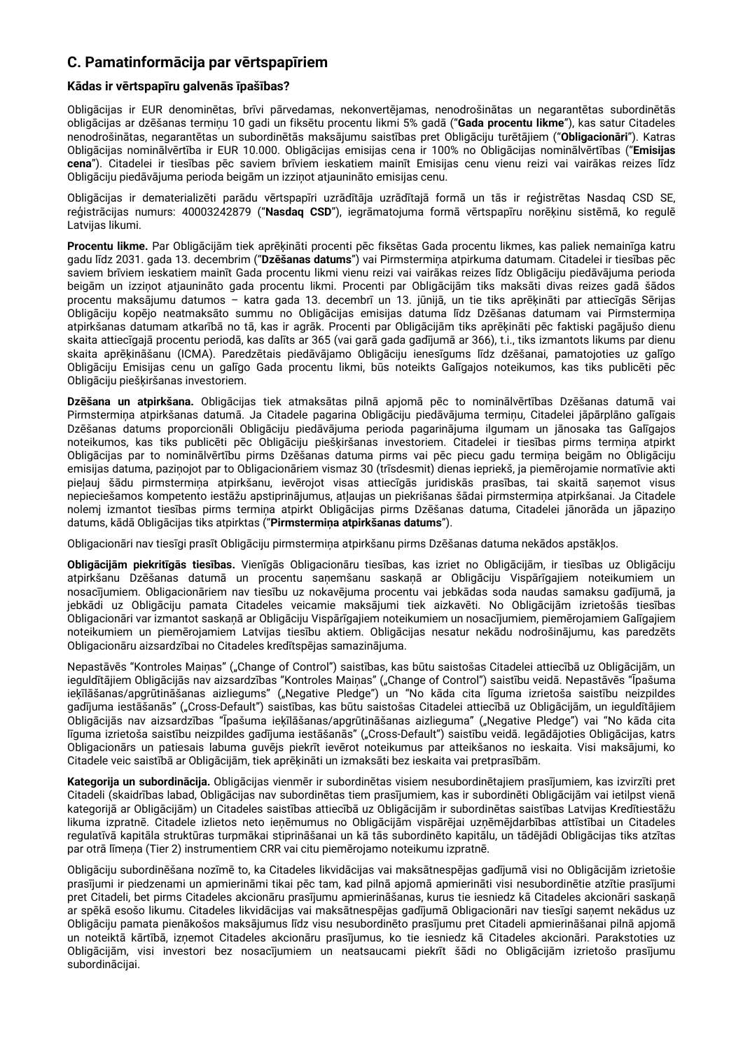## C. Pamatinformācija par vērtspapīriem

### Kādas ir vērtspapīru galvenās īpašības?

Obligācijas ir EUR denominētas, brīvi pārvedamas, nekonvertējamas, nenodrošinātas un negarantētas subordinētās obligācijas ar dzēšanas termiņu 10 gadi un fiksētu procentu likmi 5% gadā ("**Gada procentu likme**"), kas satur Citadeles nenodrošinātas, negarantētas un subordinētās maksājumu saistības pret Obligāciju turētājiem ("**Obligacionāri**"). Katras Obligācijas nominālvērtība ir EUR 10.000. Obligācijas emisijas cena ir 100% no Obligācijas nominālvērtības ("**Emisijas cena**"). Citadelei ir tiesības pēc saviem brīviem ieskatiem mainīt Emisijas cenu vienu reizi vai vairākas reizes līdz Obligāciju piedāvājuma perioda beigām un izziņot atjaunināto emisijas cenu.

Obligācijas ir dematerializēti parādu vērtspapīri uzrādītāja uzrādītajā formā un tās ir reģistrētas Nasdaq CSD SE, reģistrācijas numurs: 40003242879 ("**Nasdaq CSD**"), iegrāmatojuma formā vērtspapīru norēķinu sistēmā, ko regulē Latvijas likumi.

**Procentu likme.** Par Obligācijām tiek aprēķināti procenti pēc fiksētas Gada procentu likmes, kas paliek nemainīga katru gadu līdz 2031. gada 13. decembrim ("**Dzēšanas datums**") vai Pirmstermiņa atpirkuma datumam. Citadelei ir tiesības pēc saviem brīviem ieskatiem mainīt Gada procentu likmi vienu reizi vai vairākas reizes līdz Obligāciju piedāvājuma perioda beigām un izziņot atjaunināto gada procentu likmi. Procenti par Obligācijām tiks maksāti divas reizes gadā šādos procentu maksājumu datumos – katra gada 13. decembrī un 13. jūnijā, un tie tiks aprēķināti par attiecīgās Sērijas Obligāciju kopējo neatmaksāto summu no Obligācijas emisijas datuma līdz Dzēšanas datumam vai Pirmstermiņa atpirkšanas datumam atkarībā no tā, kas ir agrāk. Procenti par Obligācijām tiks aprēķināti pēc faktiski pagājušo dienu skaita attiecīgajā procentu periodā, kas dalīts ar 365 (vai garā gada gadījumā ar 366), t.i., tiks izmantots likums par dienu skaita aprēķināšanu (ICMA). Paredzētais piedāvājamo Obligāciju ienesīgums līdz dzēšanai, pamatojoties uz galīgo Obligāciju Emisijas cenu un galīgo Gada procentu likmi, būs noteikts Galīgajos noteikumos, kas tiks publicēti pēc Obligāciju piešķiršanas investoriem.

**Dzēšana un atpirkšana.** Obligācijas tiek atmaksātas pilnā apjomā pēc to nominālvērtības Dzēšanas datumā vai Pirmstermiņa atpirkšanas datumā. Ja Citadele pagarina Obligāciju piedāvājuma termiņu, Citadelei jāpārplāno galīgais Dzēšanas datums proporcionāli Obligāciju piedāvājuma perioda pagarinājuma ilgumam un jānosaka tas Galīgajos noteikumos, kas tiks publicēti pēc Obligāciju piešķiršanas investoriem. Citadelei ir tiesības pirms termiņa atpirkt Obligācijas par to nominālvērtību pirms Dzēšanas datuma pirms vai pēc piecu gadu termiņa beigām no Obligāciju emisijas datuma, paziņojot par to Obligacionāriem vismaz 30 (trīsdesmit) dienas iepriekš, ja piemērojamie normatīvie akti pieļauj šādu pirmstermiņa atpirkšanu, ievērojot visas attiecīgās juridiskās prasības, tai skaitā saņemot visus nepieciešamos kompetento iestāžu apstiprinājumus, atļaujas un piekrišanas šādai pirmstermiņa atpirkšanai. Ja Citadele nolemj izmantot tiesības pirms termiņa atpirkt Obligācijas pirms Dzēšanas datuma, Citadelei jānorāda un jāpaziņo datums, kādā Obligācijas tiks atpirktas ("**Pirmstermiņa atpirkšanas datums**").

Obligacionāri nav tiesīgi prasīt Obligāciju pirmstermiņa atpirkšanu pirms Dzēšanas datuma nekādos apstākļos.

**Obligācijām piekritīgās tiesības.** Vienīgās Obligacionāru tiesības, kas izriet no Obligācijām, ir tiesības uz Obligāciju atpirkšanu Dzēšanas datumā un procentu saņemšanu saskaņā ar Obligāciju Vispārīgajiem noteikumiem un nosacījumiem. Obligacionāriem nav tiesību uz nokavējuma procentu vai jebkādas soda naudas samaksu gadījumā, ja jebkādi uz Obligāciju pamata Citadeles veicamie maksājumi tiek aizkavēti. No Obligācijām izrietošās tiesības Obligacionāri var izmantot saskaņā ar Obligāciju Vispārīgajiem noteikumiem un nosacījumiem, piemērojamiem Galīgajiem noteikumiem un piemērojamiem Latvijas tiesību aktiem. Obligācijas nesatur nekādu nodrošinājumu, kas paredzēts Obligacionāru aizsardzībai no Citadeles kredītspējas samazinājuma.

Nepastāvēs "Kontroles Maiņas" („Change of Control") saistības, kas būtu saistošas Citadelei attiecībā uz Obligācijām, un ieguldītājiem Obligācijās nav aizsardzības "Kontroles Maiņas" („Change of Control") saistību veidā. Nepastāvēs "Īpašuma ieķīlāšanas/apgrūtināšanas aizliegums" („Negative Pledge") un "No kāda cita līguma izrietoša saistību neizpildes gadījuma iestāšanās" („Cross-Default") saistības, kas būtu saistošas Citadelei attiecībā uz Obligācijām, un ieguldītājiem Obligācijās nav aizsardzības "Īpašuma ieķīlāšanas/apgrūtināšanas aizlieguma" („Negative Pledge") vai "No kāda cita līguma izrietoša saistību neizpildes gadījuma iestāšanās" („Cross-Default") saistību veidā. Iegādājoties Obligācijas, katrs Obligacionārs un patiesais labuma guvējs piekrīt ievērot noteikumus par atteikšanos no ieskaita. Visi maksājumi, ko Citadele veic saistībā ar Obligācijām, tiek aprēķināti un izmaksāti bez ieskaita vai pretprasībām.

**Kategorija un subordinācija.** Obligācijas vienmēr ir subordinētas visiem nesubordinētajiem prasījumiem, kas izvirzīti pret Citadeli (skaidrības labad, Obligācijas nav subordinētas tiem prasījumiem, kas ir subordinēti Obligācijām vai ietilpst vienā kategorijā ar Obligācijām) un Citadeles saistības attiecībā uz Obligācijām ir subordinētas saistības Latvijas Kredītiestāžu likuma izpratnē. Citadele izlietos neto ieņēmumus no Obligācijām vispārējai uzņēmējdarbības attīstībai un Citadeles regulatīvā kapitāla struktūras turpmākai stiprināšanai un kā tās subordinēto kapitālu, un tādējādi Obligācijas tiks atzītas par otrā līmeņa (Tier 2) instrumentiem CRR vai citu piemērojamo noteikumu izpratnē.

Obligāciju subordinēšana nozīmē to, ka Citadeles likvidācijas vai maksātnespējas gadījumā visi no Obligācijām izrietošie prasījumi ir piedzenami un apmierināmi tikai pēc tam, kad pilnā apjomā apmierināti visi nesubordinētie atzītie prasījumi pret Citadeli, bet pirms Citadeles akcionāru prasījumu apmierināšanas, kurus tie iesniedz kā Citadeles akcionāri saskaņā ar spēkā esošo likumu. Citadeles likvidācijas vai maksātnespējas gadījumā Obligacionāri nav tiesīgi saņemt nekādus uz Obligāciju pamata pienākošos maksājumus līdz visu nesubordinēto prasījumu pret Citadeli apmierināšanai pilnā apjomā un noteiktā kārtībā, izņemot Citadeles akcionāru prasījumus, ko tie iesniedz kā Citadeles akcionāri. Parakstoties uz Obligācijām, visi investori bez nosacījumiem un neatsaucami piekrīt šādi no Obligācijām izrietošo prasījumu subordinācijai.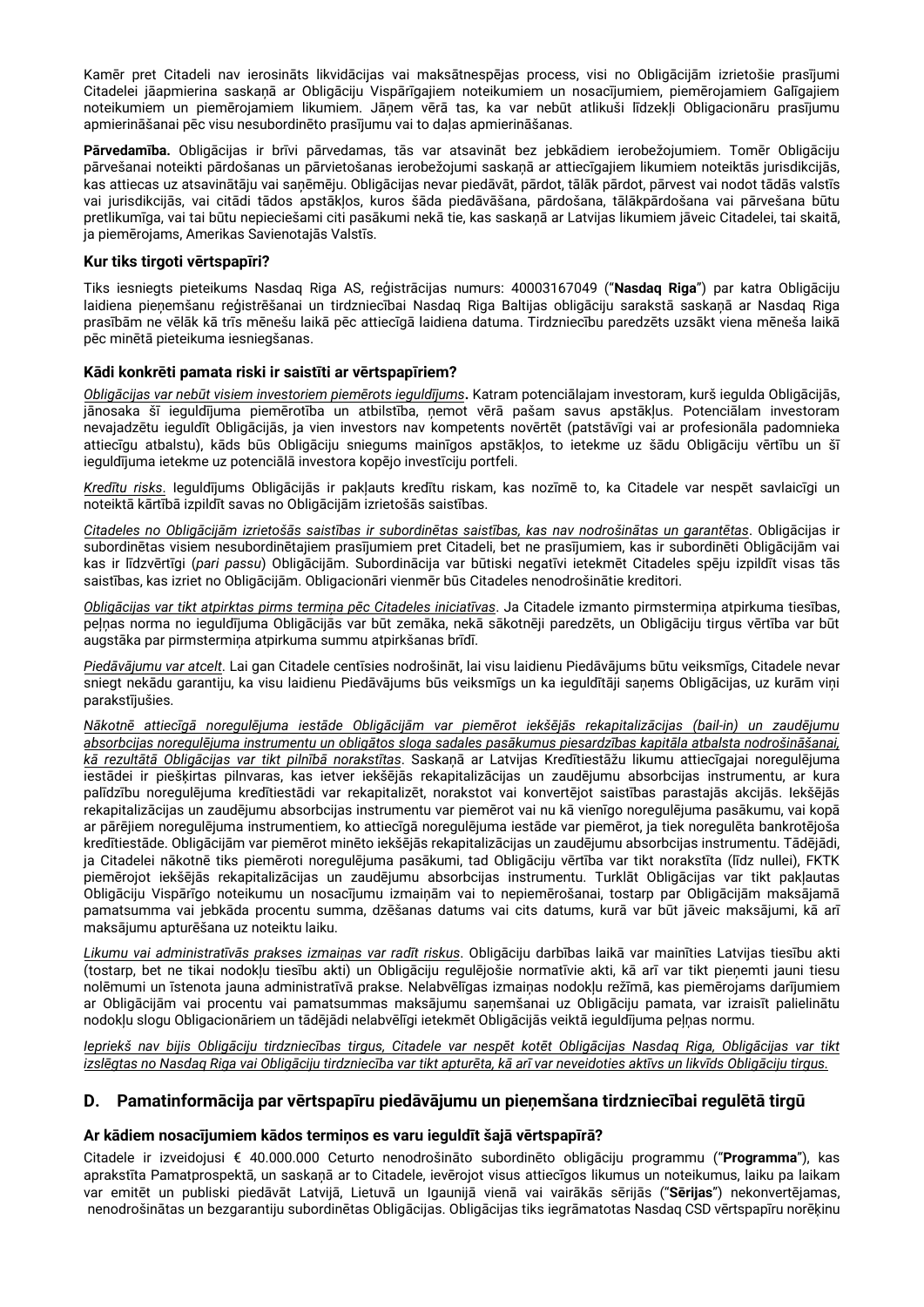Kamēr pret Citadeli nav ierosināts likvidācijas vai maksātnespējas process, visi no Obligācijām izrietošie prasījumi Citadelei jāapmierina saskaņā ar Obligāciju Vispārīgajiem noteikumiem un nosacījumiem, piemērojamiem Galīgajiem noteikumiem un piemērojamiem likumiem. Jāņem vērā tas, ka var nebūt atlikuši līdzekļi Obligacionāru prasījumu apmierināšanai pēc visu nesubordinēto prasījumu vai to daļas apmierināšanas.

**Pārvedamība.** Obligācijas ir brīvi pārvedamas, tās var atsavināt bez jebkādiem ierobežojumiem. Tomēr Obligāciju pārvešanai noteikti pārdošanas un pārvietošanas ierobežojumi saskaņā ar attiecīgajiem likumiem noteiktās jurisdikcijās, kas attiecas uz atsavinātāju vai saņēmēju. Obligācijas nevar piedāvāt, pārdot, tālāk pārdot, pārvest vai nodot tādās valstīs vai jurisdikcijās, vai citādi tādos apstākļos, kuros šāda piedāvāšana, pārdošana, tālākpārdošana vai pārvešana būtu pretlikumīga, vai tai būtu nepieciešami citi pasākumi nekā tie, kas saskaņā ar Latvijas likumiem jāveic Citadelei, tai skaitā, ja piemērojams, Amerikas Savienotajās Valstīs.

### Kur tiks tirgoti vērtspapīri?

Tiks iesniegts pieteikums Nasdaq Riga AS, reģistrācijas numurs: 40003167049 ("**Nasdaq Riga**") par katra Obligāciju laidiena pieņemšanu reģistrēšanai un tirdzniecībai Nasdaq Riga Baltijas obligāciju sarakstā saskaņā ar Nasdaq Riga prasībām ne vēlāk kā trīs mēnešu laikā pēc attiecīgā laidiena datuma. Tirdzniecību paredzēts uzsākt viena mēneša laikā pēc minētā pieteikuma iesniegšanas.

### Kādi konkrēti pamata riski ir saistīti ar vērtspapīriem?

*Obligācijas var nebūt visiem investoriem piemērots ieguldījums***.** Katram potenciālajam investoram, kurš iegulda Obligācijās, jānosaka šī ieguldījuma piemērotība un atbilstība, ņemot vērā pašam savus apstākļus. Potenciālam investoram nevajadzētu ieguldīt Obligācijās, ja vien investors nav kompetents novērtēt (patstāvīgi vai ar profesionāla padomnieka attiecīgu atbalstu), kāds būs Obligācijas sniegums mainīgos apstākļos, to ietekme uz šādu Obligāciju vērtību un šī ieguldījuma ietekme uz potenciālā investora kopējo investīciju portfeli.

*Kredītu risks.* Ieguldījums Obligācijās ir pakļauts kredītu riskam, kas nozīmē to, ka Citadele var nespēt savlaicīgi un noteiktā kārtībā izpildīt savas no Obligācijām izrietošās saistības.

*Citadeles no Obligācijām izrietošās saistības ir subordinētas saistības, kas nav nodrošinātas un garantētas*. Obligācijas ir subordinētas visiem nesubordinētajiem prasījumiem pret Citadeli, bet ne prasījumiem, kas ir subordinēti Obligācijām vai kas ir līdzvērtīgi (*pari passu*) Obligācijām. Subordinācija var būtiski negatīvi ietekmēt Citadeles spēju izpildīt visas tās saistības, kas izriet no Obligācijām. Obligacionāri vienmēr būs Citadeles nenodrošinātie kreditori.

*Obligācijas var tikt atpirktas pirms termiņa pēc Citadeles iniciatīvas*. Ja Citadele izmanto pirmstermiņa atpirkuma tiesības, peļņas norma no ieguldījuma Obligācijās var būt zemāka, nekā sākotnēji paredzēts, un Obligāciju tirgus vērtība var būt augstāka par pirmstermiņa atpirkuma summu atpirkšanas brīdī.

*Piedāvājumu var atcelt*. Lai gan Citadele centīsies nodrošināt, lai visu laidienu Piedāvājums būtu veiksmīgs, Citadele nevar sniegt nekādu garantiju, ka visu laidienu Piedāvājums būs veiksmīgs un ka ieguldītāji saņems Obligācijas, uz kurām viņi parakstījušies.

*Nākotnē attiecīgā noregulējuma iestāde Obligācijām var piemērot iekšējās rekapitalizācijas (bail-in) un zaudējumu absorbcijas noregulējuma instrumentu un obligātos sloga sadales pasākumus piesardzības kapitāla atbalsta nodrošināšanai, kā rezultātā Obligācijas var tikt pilnībā norakstītas*. Saskaņā ar Latvijas Kredītiestāžu likumu attiecīgajai noregulējuma iestādei ir piešķirtas pilnvaras, kas ietver iekšējās rekapitalizācijas un zaudējumu absorbcijas instrumentu, ar kura palīdzību noregulējuma kredītiestādi var rekapitalizēt, norakstot vai konvertējot saistības parastajās akcijās. Iekšējās rekapitalizācijas un zaudējumu absorbcijas instrumentu var piemērot vai nu kā vienīgo noregulējuma pasākumu, vai kopā ar pārējiem noregulējuma instrumentiem, ko attiecīgā noregulējuma iestāde var piemērot, ja tiek noregulēta bankrotējoša kredītiestāde. Obligācijām var piemērot minēto iekšējās rekapitalizācijas un zaudējumu absorbcijas instrumentu. Tādējādi, ja Citadelei nākotnē tiks piemēroti noregulējuma pasākumi, tad Obligāciju vērtība var tikt norakstīta (līdz nullei), FKTK piemērojot iekšējās rekapitalizācijas un zaudējumu absorbcijas instrumentu. Turklāt Obligācijas var tikt pakļautas Obligāciju Vispārīgo noteikumu un nosacījumu izmaiņām vai to nepiemērošanai, tostarp par Obligācijām maksājamā pamatsumma vai jebkāda procentu summa, dzēšanas datums vai cits datums, kurā var būt jāveic maksājumi, kā arī maksājumu apturēšana uz noteiktu laiku.

*Likumu vai administratīvās prakses izmaiņas var radīt riskus*. Obligāciju darbības laikā var mainīties Latvijas tiesību akti (tostarp, bet ne tikai nodokļu tiesību akti) un Obligāciju regulējošie normatīvie akti, kā arī var tikt pieņemti jauni tiesu nolēmumi un īstenota jauna administratīvā prakse. Nelabvēlīgas izmaiņas nodokļu režīmā, kas piemērojams darījumiem ar Obligācijām vai procentu vai pamatsummas maksājumu saņemšanai uz Obligāciju pamata, var izraisīt palielinātu nodokļu slogu Obligacionāriem un tādējādi nelabvēlīgi ietekmēt Obligācijās veiktā ieguldījuma peļņas normu.

*Iepriekš nav bijis Obligāciju tirdzniecības tirgus, Citadele var nespēt kotēt Obligācijas Nasdaq Riga, Obligācijas var tikt izslēgtas no Nasdaq Riga vai Obligāciju tirdzniecība var tikt apturēta, kā arī var neveidoties aktīvs un likvīds Obligāciju tirgus.*

## D. Pamatinformācija par vērtspapīru piedāvājumu un pieņemšana tirdzniecībai regulētā tirgū

### Ar kādiem nosacījumiem kādos termiņos es varu ieguldīt šajā vērtspapīrā?

Citadele ir izveidojusi € 40.000.000 Ceturto nenodrošināto subordinēto obligāciju programmu ("**Programma**"), kas aprakstīta Pamatprospektā, un saskaņā ar to Citadele, ievērojot visus attiecīgos likumus un noteikumus, laiku pa laikam var emitēt un publiski piedāvāt Latvijā, Lietuvā un Igaunijā vienā vai vairākās sērijās ("**Sērijas**") nekonvertējamas, nenodrošinātas un bezgarantiju subordinētas Obligācijas. Obligācijas tiks iegrāmatotas Nasdaq CSD vērtspapīru norēķinu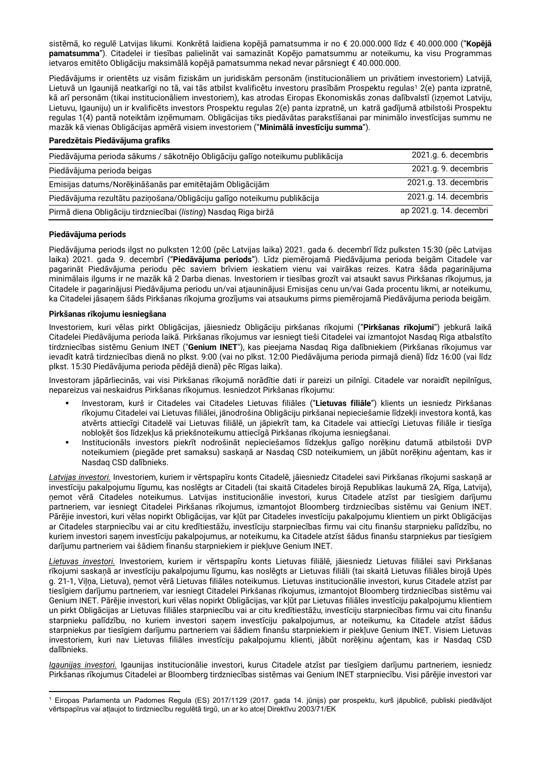sistēmā, ko regulē Latvijas likumi. Konkrētā laidiena kopējā pamatsumma ir no € 20.000.000 līdz € 40.000.000 ("**Kopējā pamatsumma**"). Citadelei ir tiesības palielināt vai samazināt Kopējo pamatsummu ar noteikumu, ka visu Programmas ietvaros emitēto Obligāciju maksimālā kopējā pamatsumma nekad nevar pārsniegt € 40.000.000.

Piedāvājums ir orientēts uz visām fiziskām un juridiskām personām (institucionāliem un privātiem investoriem) Latvijā, Lietuvā un Igaunijā neatkarīgi no tā, vai tās atbilst kvalificētu investoru prasībām Prospektu regulas[1] 2(e) panta izpratnē, kā arī personām (tikai institucionāliem investoriem), kas atrodas Eiropas Ekonomiskās zonas dalībvalstī (izņemot Latviju, Lietuvu, Igauniju) un ir kvalificēts investors Prospektu regulas 2(e) panta izpratnē, un katrā gadījumā atbilstoši Prospektu regulas 1(4) pantā noteiktām izņēmumam. Obligācijas tiks piedāvātas parakstīšanai par minimālo investīciju summu ne mazāk kā vienas Obligācijas apmērā visiem investoriem ("**Minimālā investīciju summa**").

**Paredzētais Piedāvājuma grafiks**

| | |
|---|---|
| Piedāvājuma perioda sākums / sākotnējo Obligāciju galīgo noteikumu publikācija | 2021.g. 6. decembris |
| Piedāvājuma perioda beigas | 2021.g. 9. decembris |
| Emisijas datums/Norēķināšanās par emitētajām Obligācijām | 2021.g. 13. decembris |
| Piedāvājuma rezultātu paziņošana/Obligāciju galīgo noteikumu publikācija | 2021.g. 14. decembris |
| Pirmā diena Obligāciju tirdzniecībai (*listing*) Nasdaq Riga biržā | ap 2021.g. 14. decembri |

**Piedāvājuma periods**

Piedāvājuma periods ilgst no pulksten 12:00 (pēc Latvijas laika) 2021. gada 6. decembrī līdz pulksten 15:30 (pēc Latvijas laika) 2021. gada 9. decembrī ("**Piedāvājuma periods**"). Līdz piemērojamā Piedāvājuma perioda beigām Citadele var pagarināt Piedāvājuma periodu pēc saviem brīviem ieskatiem vienu vai vairākas reizes. Katra šāda pagarinājuma minimālais ilgums ir ne mazāk kā 2 Darba dienas. Investoriem ir tiesības grozīt vai atsaukt savus Pirkšanas rīkojumus, ja Citadele ir pagarinājusi Piedāvājuma periodu un/vai atjauninājusi Emisijas cenu un/vai Gada procentu likmi, ar noteikumu, ka Citadelei jāsaņem šāds Pirkšanas rīkojuma grozījums vai atsaukums pirms piemērojamā Piedāvājuma perioda beigām.

**Pirkšanas rīkojumu iesniegšana**

Investoriem, kuri vēlas pirkt Obligācijas, jāiesniedz Obligāciju pirkšanas rīkojumi ("**Pirkšanas rīkojumi**") jebkurā laikā Citadelei Piedāvājuma perioda laikā. Pirkšanas rīkojumus var iesniegt tieši Citadelei vai izmantojot Nasdaq Riga atbalstīto tirdzniecības sistēmu Genium INET ("**Genium INET**"), kas pieejama Nasdaq Riga dalībniekiem (Pirkšanas rīkojumus var ievadīt katrā tirdzniecības dienā no plkst. 9:00 (vai no plkst. 12:00 Piedāvājuma perioda pirmajā dienā) līdz 16:00 (vai līdz plkst. 15:30 Piedāvājuma perioda pēdējā dienā) pēc Rīgas laika).

Investoram jāpārliecinās, vai visi Pirkšanas rīkojumā norādītie dati ir pareizi un pilnīgi. Citadele var noraidīt nepilnīgus, nepareizus vai neskaidrus Pirkšanas rīkojumus. Iesniedzot Pirkšanas rīkojumu:

- Investoram, kurš ir Citadeles vai Citadeles Lietuvas filiāles ("**Lietuvas filiāle**") klients un iesniedz Pirkšanas rīkojumu Citadelei vai Lietuvas filiālei, jānodrošina Obligāciju pirkšanai nepieciešamie līdzekļi investora kontā, kas atvērts attiecīgi Citadelē vai Lietuvas filiālē, un jāpiekrīt tam, ka Citadele vai attiecīgi Lietuvas filiāle ir tiesīga nobloķēt šos līdzekļus kā priekšnoteikumu attiecīgā Pirkšanas rīkojuma iesniegšanai.
- Institucionāls investors piekrīt nodrošināt nepieciešamos līdzekļus galīgo norēķinu datumā atbilstoši DVP noteikumiem (piegāde pret samaksu) saskaņā ar Nasdaq CSD noteikumiem, un jābūt norēķinu aģentam, kas ir Nasdaq CSD dalībnieks.

*Latvijas investori.* Investoriem, kuriem ir vērtspapīru konts Citadelē, jāiesniedz Citadelei savi Pirkšanas rīkojumi saskaņā ar investīciju pakalpojumu līgumu, kas noslēgts ar Citadeli (tai skaitā Citadeles birojā Republikas laukumā 2A, Rīgā, Latvijā), ņemot vērā Citadeles noteikumus. Latvijas institucionālie investori, kurus Citadele atzīst par tiesīgiem darījumu partneriem, var iesniegt Citadelei Pirkšanas rīkojumus, izmantojot Bloomberg tirdzniecības sistēmu vai Genium INET. Pārējie investori, kuri vēlas nopirkt Obligācijas, var kļūt par Citadeles investīciju pakalpojumu klientiem un pirkt Obligācijas ar Citadeles starpniecību vai ar citu kredītiestāžu, investīciju starpniecības firmu vai citu finanšu starpnieku palīdzību, no kuriem investori saņem investīciju pakalpojumus, ar noteikumu, ka Citadele atzīst šādus finanšu starpniekus par tiesīgiem darījumu partneriem vai šādiem finanšu starpniekiem ir piekļuve Genium INET.

*Lietuvas investori.* Investoriem, kuriem ir vērtspapīru konts Lietuvas filiālē, jāiesniedz Lietuvas filiālei savi Pirkšanas rīkojumi saskaņā ar investīciju pakalpojumu līgumu, kas noslēgts ar Lietuvas filiāli (tai skaitā Lietuvas filiāles birojā Upės g. 21-1, Viļņa, Lietuva), ņemot vērā Lietuvas filiāles noteikumus. Lietuvas institucionālie investori, kurus Citadele atzīst par tiesīgiem darījumu partneriem, var iesniegt Citadelei Pirkšanas rīkojumus, izmantojot Bloomberg tirdzniecības sistēmu vai Genium INET. Pārējie investori, kuri vēlas nopirkt Obligācijas, var kļūt par Lietuvas filiāles investīciju pakalpojumu klientiem un pirkt Obligācijas ar Lietuvas filiāles starpniecību vai ar citu kredītiestāžu, investīciju starpniecības firmu vai citu finanšu starpnieku palīdzību, no kuriem investori saņem investīciju pakalpojumus, ar noteikumu, ka Citadele atzīst šādus starpniekus par tiesīgiem darījumu partneriem vai šādiem finanšu starpniekiem ir piekļuve Genium INET. Visiem Lietuvas investoriem, kuri nav Lietuvas filiāles investīciju pakalpojumu klienti, jābūt norēķinu aģentam, kas ir Nasdaq CSD dalībnieks.

*Igaunijas investori.* Igaunijas institucionālie investori, kurus Citadele atzīst par tiesīgiem darījumu partneriem, iesniedz Pirkšanas rīkojumus Citadelei ar Bloomberg tirdzniecības sistēmas vai Genium INET starpniecību. Visi pārējie investori var

[1] Eiropas Parlamenta un Padomes Regula (ES) 2017/1129 (2017. gada 14. jūnijs) par prospektu, kurš jāpublicē, publiski piedāvājot vērtspapīrus vai atļaujot to tirdzniecību regulētā tirgū, un ar ko atceļ Direktīvu 2003/71/EK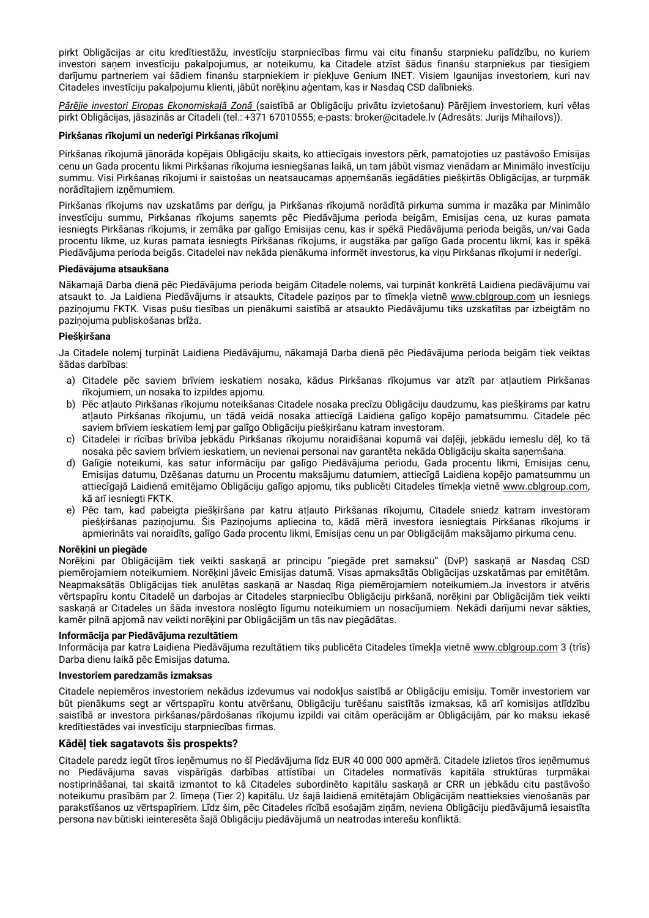pirkt Obligācijas ar citu kredītiestāžu, investīciju starpniecības firmu vai citu finanšu starpnieku palīdzību, no kuriem investori saņem investīciju pakalpojumus, ar noteikumu, ka Citadele atzīst šādus finanšu starpniekus par tiesīgiem darījumu partneriem vai šādiem finanšu starpniekiem ir piekļuve Genium INET. Visiem Igaunijas investoriem, kuri nav Citadeles investīciju pakalpojumu klienti, jābūt norēķinu aģentam, kas ir Nasdaq CSD dalībnieks.

*Pārējie investori Eiropas Ekonomiskajā Zonā* (saistībā ar Obligāciju privātu izvietošanu) Pārējiem investoriem, kuri vēlas pirkt Obligācijas, jāsazinās ar Citadeli (tel.: +371 67010555; e-pasts: broker@citadele.lv (Adresāts: Jurijs Mihailovs)).

**Pirkšanas rīkojumi un nederīgi Pirkšanas rīkojumi**

Pirkšanas rīkojumā jānorāda kopējais Obligāciju skaits, ko attiecīgais investors pērk, pamatojoties uz pastāvošo Emisijas cenu un Gada procentu likmi Pirkšanas rīkojuma iesniegšanas laikā, un tam jābūt vismaz vienādam ar Minimālo investīciju summu. Visi Pirkšanas rīkojumi ir saistošas un neatsaucamas apņemšanās iegādāties piešķirtās Obligācijas, ar turpmāk norādītajiem izņēmumiem.

Pirkšanas rīkojums nav uzskatāms par derīgu, ja Pirkšanas rīkojumā norādītā pirkuma summa ir mazāka par Minimālo investīciju summu, Pirkšanas rīkojums saņemts pēc Piedāvājuma perioda beigām, Emisijas cena, uz kuras pamata iesniegts Pirkšanas rīkojums, ir zemāka par galīgo Emisijas cenu, kas ir spēkā Piedāvājuma perioda beigās, un/vai Gada procentu likme, uz kuras pamata iesniegts Pirkšanas rīkojums, ir augstāka par galīgo Gada procentu likmi, kas ir spēkā Piedāvājuma perioda beigās. Citadelei nav nekāda pienākuma informēt investorus, ka viņu Pirkšanas rīkojumi ir nederīgi.

**Piedāvājuma atsaukšana**

Nākamajā Darba dienā pēc Piedāvājuma perioda beigām Citadele nolems, vai turpināt konkrētā Laidiena piedāvājumu vai atsaukt to. Ja Laidiena Piedāvājums ir atsaukts, Citadele paziņos par to tīmekļa vietnē www.cblgroup.com un iesniegs paziņojumu FKTK. Visas pušu tiesības un pienākumi saistībā ar atsaukto Piedāvājumu tiks uzskatītas par izbeigtām no paziņojuma publiskošanas brīža.

**Piešķiršana**

Ja Citadele nolemj turpināt Laidiena Piedāvājumu, nākamajā Darba dienā pēc Piedāvājuma perioda beigām tiek veiktas šādas darbības:

a) Citadele pēc saviem brīviem ieskatiem nosaka, kādus Pirkšanas rīkojumus var atzīt par atļautiem Pirkšanas rīkojumiem, un nosaka to izpildes apjomu.
b) Pēc atļauto Pirkšanas rīkojumu noteikšanas Citadele nosaka precīzu Obligāciju daudzumu, kas piešķirams par katru atļauto Pirkšanas rīkojumu, un tādā veidā nosaka attiecīgā Laidiena galīgo kopējo pamatsummu. Citadele pēc saviem brīviem ieskatiem lemj par galīgo Obligāciju piešķiršanu katram investoram.
c) Citadelei ir rīcības brīvība jebkādu Pirkšanas rīkojumu noraidīšanai kopumā vai daļēji, jebkādu iemeslu dēļ, ko tā nosaka pēc saviem brīviem ieskatiem, un nevienai personai nav garantēta nekāda Obligāciju skaita saņemšana.
d) Galīgie noteikumi, kas satur informāciju par galīgo Piedāvājuma periodu, Gada procentu likmi, Emisijas cenu, Emisijas datumu, Dzēšanas datumu un Procentu maksājumu datumiem, attiecīgā Laidiena kopējo pamatsummu un attiecīgajā Laidienā emitējamo Obligāciju galīgo apjomu, tiks publicēti Citadeles tīmekļa vietnē www.cblgroup.com, kā arī iesniegti FKTK.
e) Pēc tam, kad pabeigta piešķiršana par katru atļauto Pirkšanas rīkojumu, Citadele sniedz katram investoram piešķiršanas paziņojumu. Šis Paziņojums apliecina to, kādā mērā investora iesniegtais Pirkšanas rīkojums ir apmierināts vai noraidīts, galīgo Gada procentu likmi, Emisijas cenu un par Obligācijām maksājamo pirkuma cenu.

**Norēķini un piegāde**

Norēķini par Obligācijām tiek veikti saskaņā ar principu "piegāde pret samaksu" (DvP) saskaņā ar Nasdaq CSD piemērojamiem noteikumiem. Norēķini jāveic Emisijas datumā. Visas apmaksātās Obligācijas uzskatāmas par emitētām. Neapmaksātās Obligācijas tiek anulētas saskaņā ar Nasdaq Riga piemērojamiem noteikumiem.Ja investors ir atvēris vērtspapīru kontu Citadelē un darbojas ar Citadeles starpniecību Obligāciju pirkšanā, norēķini par Obligācijām tiek veikti saskaņā ar Citadeles un šāda investora noslēgto līgumu noteikumiem un nosacījumiem. Nekādi darījumi nevar sākties, kamēr pilnā apjomā nav veikti norēķini par Obligācijām un tās nav piegādātas.

**Informācija par Piedāvājuma rezultātiem**

Informācija par katra Laidiena Piedāvājuma rezultātiem tiks publicēta Citadeles tīmekļa vietnē www.cblgroup.com 3 (trīs) Darba dienu laikā pēc Emisijas datuma.

**Investoriem paredzamās izmaksas**

Citadele nepiemēros investoriem nekādus izdevumus vai nodokļus saistībā ar Obligāciju emisiju. Tomēr investoriem var būt pienākums segt ar vērtspapīru kontu atvēršanu, Obligāciju turēšanu saistītās izmaksas, kā arī komisijas atlīdzību saistībā ar investora pirkšanas/pārdošanas rīkojumu izpildi vai citām operācijām ar Obligācijām, par ko maksu iekasē kredītiestādes vai investīciju starpniecības firmas.

### Kādēļ tiek sagatavots šis prospekts?

Citadele paredz iegūt tīros ieņēmumus no šī Piedāvājuma līdz EUR 40 000 000 apmērā. Citadele izlietos tīros ieņēmumus no Piedāvājuma savas vispārīgās darbības attīstībai un Citadeles normatīvās kapitāla struktūras turpmākai nostiprināšanai, tai skaitā izmantot to kā Citadeles subordinēto kapitālu saskaņā ar CRR un jebkādu citu pastāvošo noteikumu prasībām par 2. līmeņa (Tier 2) kapitālu. Uz šajā laidienā emitētajām Obligācijām neattieksies vienošanās par parakstīšanos uz vērtspapīriem. Līdz šim, pēc Citadeles rīcībā esošajām ziņām, neviena Obligāciju piedāvājumā iesaistīta persona nav būtiski ieinteresēta šajā Obligāciju piedāvājumā un neatrodas interešu konfliktā.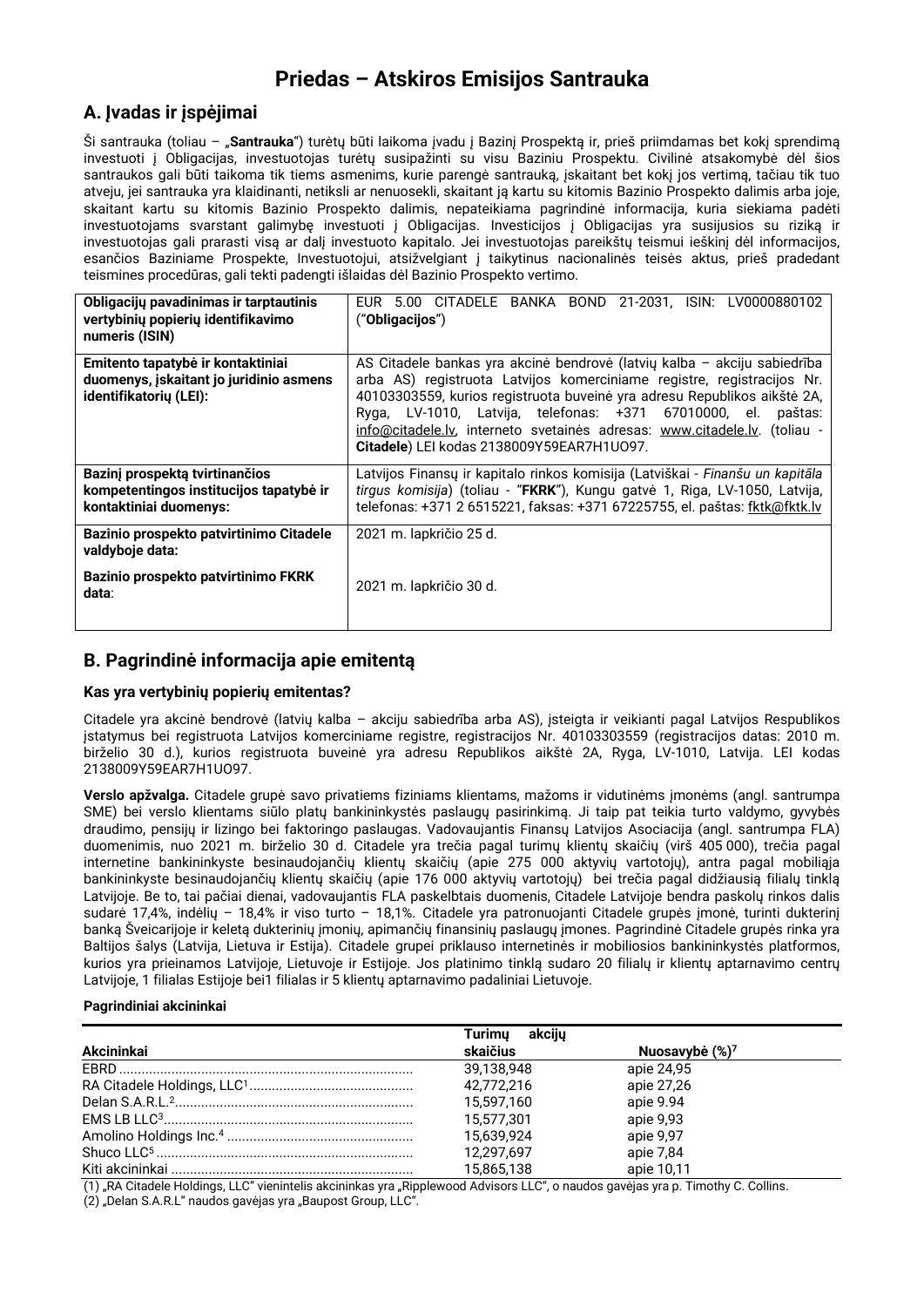# Priedas – Atskiros Emisijos Santrauka

## A. Įvadas ir įspėjimai

Ši santrauka (toliau – „**Santrauka**") turėtų būti laikoma įvadu į Bazinį Prospektą ir, prieš priimdamas bet kokį sprendimą investuoti į Obligacijas, investuotojas turėtų susipažinti su visu Baziniu Prospektu. Civilinė atsakomybė dėl šios santraukos gali būti taikoma tik tiems asmenims, kurie parengė santrauką, įskaitant bet kokį jos vertimą, tačiau tik tuo atveju, jei santrauka yra klaidinanti, netiksli ar nenuosekli, skaitant ją kartu su kitomis Bazinio Prospekto dalimis arba joje, skaitant kartu su kitomis Bazinio Prospekto dalimis, nepateikiama pagrindinė informacija, kuria siekiama padėti investuotojams svarstant galimybę investuoti į Obligacijas. Investicijos į Obligacijas yra susijusios su rizika ir investuotojas gali prarasti visą ar dalį investuoto kapitalo. Jei investuotojas pareikštų teismui ieškinį dėl informacijos, esančios Baziniame Prospekte, Investuotojui, atsižvelgiant į taikytinus nacionalinės teisės aktus, prieš pradedant teismines procedūras, gali tekti padengti išlaidas dėl Bazinio Prospekto vertimo.

| | |
|---|---|
| **Obligacijų pavadinimas ir tarptautinis vertybinių popierių identifikavimo numeris (ISIN)** | EUR 5.00 CITADELE BANKA BOND 21-2031, ISIN: LV0000880102 ("**Obligacijos**") |
| **Emitento tapatybė ir kontaktiniai duomenys, įskaitant jo juridinio asmens identifikatorių (LEI):** | AS Citadele bankas yra akcinė bendrovė (latvių kalba – akciju sabiedrība arba AS) registruota Latvijos komerciniame registre, registracijos Nr. 40103303559, kurios registruota buveinė yra adresu Republikos aikštė 2A, Ryga, LV-1010, Latvija, telefonas: +371 67010000, el. paštas: info@citadele.lv, interneto svetainės adresas: www.citadele.lv. (toliau - **Citadele**) LEI kodas 2138009Y59EAR7H1UO97. |
| **Bazinį prospektą tvirtinančios kompetentingos institucijos tapatybė ir kontaktiniai duomenys:** | Latvijos Finansų ir kapitalo rinkos komisija (Latviškai - *Finanšu un kapitāla tirgus komisija*) (toliau - "**FKRK**"), Kungu gatvė 1, Riga, LV-1050, Latvija, telefonas: +371 2 6515221, faksas: +371 67225755, el. paštas: fktk@fktk.lv |
| **Bazinio prospekto patvirtinimo Citadele valdyboje data:** | 2021 m. lapkričio 25 d. |
| **Bazinio prospekto patvirtinimo FKRK data**: | 2021 m. lapkričio 30 d. |

## B. Pagrindinė informacija apie emitentą

### Kas yra vertybinių popierių emitentas?

Citadele yra akcinė bendrovė (latvių kalba – akciju sabiedrība arba AS), įsteigta ir veikianti pagal Latvijos Respublikos įstatymus bei registruota Latvijos komerciniame registre, registracijos Nr. 40103303559 (registracijos datas: 2010 m. birželio 30 d.), kurios registruota buveinė yra adresu Republikos aikštė 2A, Ryga, LV-1010, Latvija. LEI kodas 2138009Y59EAR7H1UO97.

**Verslo apžvalga.** Citadele grupė savo privatiems fiziniams klientams, mažoms ir vidutinėms įmonėms (angl. santrumpa SME) bei verslo klientams siūlo platų bankininkystės paslaugų pasirinkimą. Ji taip pat teikia turto valdymo, gyvybės draudimo, pensijų ir lizingo bei faktoringo paslaugas. Vadovaujantis Finansų Latvijos Asociacija (angl. santrumpa FLA) duomenimis, nuo 2021 m. birželio 30 d. Citadele yra trečia pagal turimų klientų skaičių (virš 405 000), trečia pagal internetine bankininkyste besinaudojančių klientų skaičių (apie 275 000 aktyvių vartotojų), antra pagal mobiliąja bankininkyste besinaudojančių klientų skaičių (apie 176 000 aktyvių vartotojų) bei trečia pagal didžiausią filialų tinklą Latvijoje. Be to, tai pačiai dienai, vadovaujantis FLA paskelbtais duomenis, Citadele Latvijoje bendra paskolų rinkos dalis sudarė 17,4%, indėlių – 18,4% ir viso turto – 18,1%. Citadele yra patronuojanti Citadele grupės įmonė, turinti dukterinį banką Šveicarijoje ir keletą dukterinių įmonių, apimančių finansinių paslaugų įmones. Pagrindinė Citadele grupės rinka yra Baltijos šalys (Latvija, Lietuva ir Estija). Citadele grupei priklauso internetinės ir mobiliosios bankininkystės platformos, kurios yra prieinamos Latvijoje, Lietuvoje ir Estijoje. Jos platinimo tinklą sudaro 20 filialų ir klientų aptarnavimo centrų Latvijoje, 1 filialas Estijoje bei1 filialas ir 5 klientų aptarnavimo padaliniai Lietuvoje.

#### Pagrindiniai akcininkai

| Akcininkai | Turimų akcijų skaičius | Nuosavybė (%)[7] |
|---|---|---|
| EBRD | 39,138,948 | apie 24,95 |
| RA Citadele Holdings, LLC[1] | 42,772,216 | apie 27,26 |
| Delan S.A.R.L.[2] | 15,597,160 | apie 9.94 |
| EMS LB LLC[3] | 15,577,301 | apie 9,93 |
| Amolino Holdings Inc.[4] | 15,639,924 | apie 9,97 |
| Shuco LLC[5] | 12,297,697 | apie 7,84 |
| Kiti akcininkai | 15,865,138 | apie 10,11 |

(1) „RA Citadele Holdings, LLC" vienintelis akcininkas yra „Ripplewood Advisors LLC", o naudos gavėjas yra p. Timothy C. Collins.

(2) „Delan S.A.R.L" naudos gavėjas yra „Baupost Group, LLC".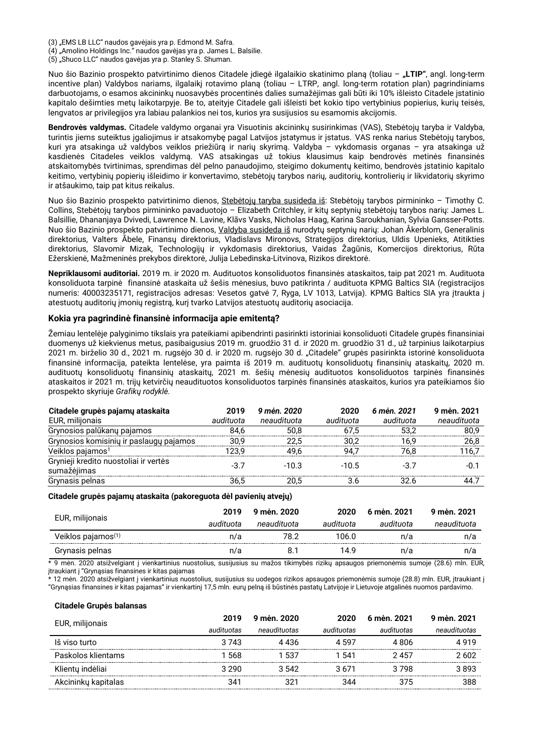(3) „EMS LB LLC" naudos gavėjais yra p. Edmond M. Safra.
(4) „Amolino Holdings Inc." naudos gavėjas yra p. James L. Balsilie.
(5) „Shuco LLC" naudos gavėjas yra p. Stanley S. Shuman.

Nuo šio Bazinio prospekto patvirtinimo dienos Citadele įdiegė ilgalaikio skatinimo planą (toliau – **„LTIP"**, angl. long-term incentive plan) Valdybos nariams, ilgalaikį rotavimo planą (toliau – LTRP, angl. long-term rotation plan) pagrindiniams darbuotojams, o esamos akcininkų nuosavybės procentinės dalies sumažėjimas gali būti iki 10% išleisto Citadele įstatinio kapitalo dešimties metų laikotarpyje. Be to, ateityje Citadele gali išleisti bet kokio tipo vertybinius popierius, kurių teisės, lengvatos ar privilegijos yra labiau palankios nei tos, kurios yra susijusios su esamomis akcijomis.

**Bendrovės valdymas.** Citadele valdymo organai yra Visuotinis akcininkų susirinkimas (VAS), Stebėtojų taryba ir Valdyba, turintis jiems suteiktus įgaliojimus ir atsakomybę pagal Latvijos įstatymus ir įstatus. VAS renka narius Stebėtojų tarybos, kuri yra atsakinga už valdybos veiklos priežiūrą ir narių skyrimą. Valdyba – vykdomasis organas – yra atsakinga už kasdienės Citadeles veiklos valdymą. VAS atsakingas už tokius klausimus kaip bendrovės metinės finansinės atskaitomybės tvirtinimas, sprendimas dėl pelno panaudojimo, steigimo dokumentų keitimo, bendrovės įstatinio kapitalo keitimo, vertybinių popierių išleidimo ir konvertavimo, stebėtojų tarybos narių, auditorių, kontrolierių ir likvidatorių skyrimo ir atšaukimo, taip pat kitus reikalus.

Nuo šio Bazinio prospekto patvirtinimo dienos, Stebėtojų taryba susideda iš: Stebėtojų tarybos pirmininkė – Timothy C. Collins, Stebėtojų tarybos pirmininko pavaduotoja – Elizabeth Critchley, ir kitų septynių stebėtojų tarybos narių: James L. Balsillie, Dhananjaya Dvivedi, Lawrence N. Lavine, Klāvs Vasks, Nicholas Haag, Karina Saroukhanian, Sylvia Gansser-Potts. Nuo šio Bazinio prospekto patvirtinimo dienos, Valdyba susideda iš nurodytų septynių narių: Johan Åkerblom, Generalinis direktorius, Valters Ābele, Finansų direktorius, Vladislavs Mironovs, Strategijos direktorius, Uldis Upenieks, Atitikties direktorius, Slavomir Mizak, Technologijų ir vykdomasis direktorius, Vaidas Žagūnis, Komercijos direktorius, Rūta Ežerskienė, Mažmeninės prekybos direktorė, Julija Lebedinska-Litvinova, Rizikos direktorė.

**Nepriklausomi auditoriai.** 2019 m. ir 2020 m. Audituotos konsoliduotos finansinės ataskaitos, taip pat 2021 m. Audituota konsoliduota tarpinė finansinė ataskaita už šešis mėnesius, buvo patikrinta / audituota KPMG Baltics SIA (registracijos numeris: 40003235171, registracijos adresas: Vesetos gatvė 7, Ryga, LV 1013, Latvija). KPMG Baltics SIA yra įtraukta į atestuotų auditorių įmonių registrą, kurį tvarko Latvijos atestuotų auditorių asociacija.

### Kokia yra pagrindinė finansinė informacija apie emitentą?

Žemiau lentelėje palyginimo tikslais yra pateikiami apibendrinti pasirinkti istoriniai konsoliduoti Citadele grupės finansiniai duomenys už kiekvienus metus, pasibaigusius 2019 m. gruodžio 31 d. ir 2020 m. gruodžio 31 d., už tarpinius laikotarpius 2021 m. birželio 30 d., 2021 m. rugsėjo 30 d. ir 2020 m. rugsėjo 30 d. „Citadele" grupės pasirinkta istorinė konsoliduota finansinė informacija, pateikta lentelėse, yra paimta iš 2019 m. audituotų konsoliduotų finansinių ataskaitų, 2020 m. audituotų konsoliduotų finansinių ataskaitų, 2021 m. šešių mėnesių audituotos konsoliduotos tarpinės finansinės ataskaitos ir 2021 m. trijų ketvirčių neaudituotos konsoliduotos tarpinės finansinės ataskaitos, kurios yra pateikiamos šio prospekto skyriuje *Grafikų rodyklė.*

| **Citadele grupės pajamų ataskaita** | **2019** | ***9 mėn. 2020*** | **2020** | ***6 mėn. 2021*** | **9 mėn. 2021** |
|---|---|---|---|---|---|
| EUR, milijonais | *audituota* | *neaudituota* | *audituota* | *audituota* | *neaudituota* |
| Grynosios palūkanų pajamos | 84,6 | 50,8 | 67,5 | 53,2 | 80,9 |
| Grynosios komisinių ir paslaugų pajamos | 30,9 | 22,5 | 30,2 | 16,9 | 26,8 |
| Veiklos pajamos[1] | 123,9 | 49,6 | 94,7 | 76,8 | 116,7 |
| Grynieji kredito nuostoliai ir vertės sumažėjimas | -3.7 | -10.3 | -10.5 | -3.7 | -0.1 |
| Grynasis pelnas | 36,5 | 20,5 | 3.6 | 32.6 | 44.7 |

**Citadele grupės pajamų ataskaita (pakoreguota dėl pavienių atvejų)**

| EUR, milijonais | **2019** | **9 mėn. 2020** | **2020** | **6 mėn. 2021** | **9 mėn. 2021** |
|---|---|---|---|---|---|
| | *audituota* | *neaudituota* | *audituota* | *audituota* | *neaudituota* |
| Veiklos pajamos[(1)] | n/a | 78.2 | 106.0 | n/a | n/a |
| Grynasis pelnas | n/a | 8.1 | 14.9 | n/a | n/a |

* 9 mėn. 2020 atsižvelgiant į vienkartinius nuostolius, susijusius su mažos tikimybės rizikų apsaugos priemonėmis sumoje (28.6) mln. EUR, įtraukiant į "Grynąsias finansines ir kitas pajamas

* 12 mėn. 2020 atsižvelgiant į vienkartinius nuostolius, susijusius su uodegos rizikos apsaugos priemonėmis sumoje (28.8) mln. EUR, įtraukiant į "Grynąsias finansines ir kitas pajamas" ir vienkartinį 17,5 mln. eurų pelną iš būstinės pastatų Latvijoje ir Lietuvoje atgalinės nuomos pardavimo.

**Citadele Grupės balansas**

| EUR, milijonais | **2019** | **9 mėn. 2020** | **2020** | **6 mėn. 2021** | **9 mėn. 2021** |
|---|---|---|---|---|---|
| | *audituotas* | *neaudituotas* | *audituotas* | *audituotas* | *neaudituotas* |
| Iš viso turto | 3 743 | 4 436 | 4 597 | 4 806 | 4 919 |
| Paskolos klientams | 1 568 | 1 537 | 1 541 | 2 457 | 2 602 |
| Klientų indėliai | 3 290 | 3 542 | 3 671 | 3 798 | 3 893 |
| Akcininkų kapitalas | 341 | 321 | 344 | 375 | 388 |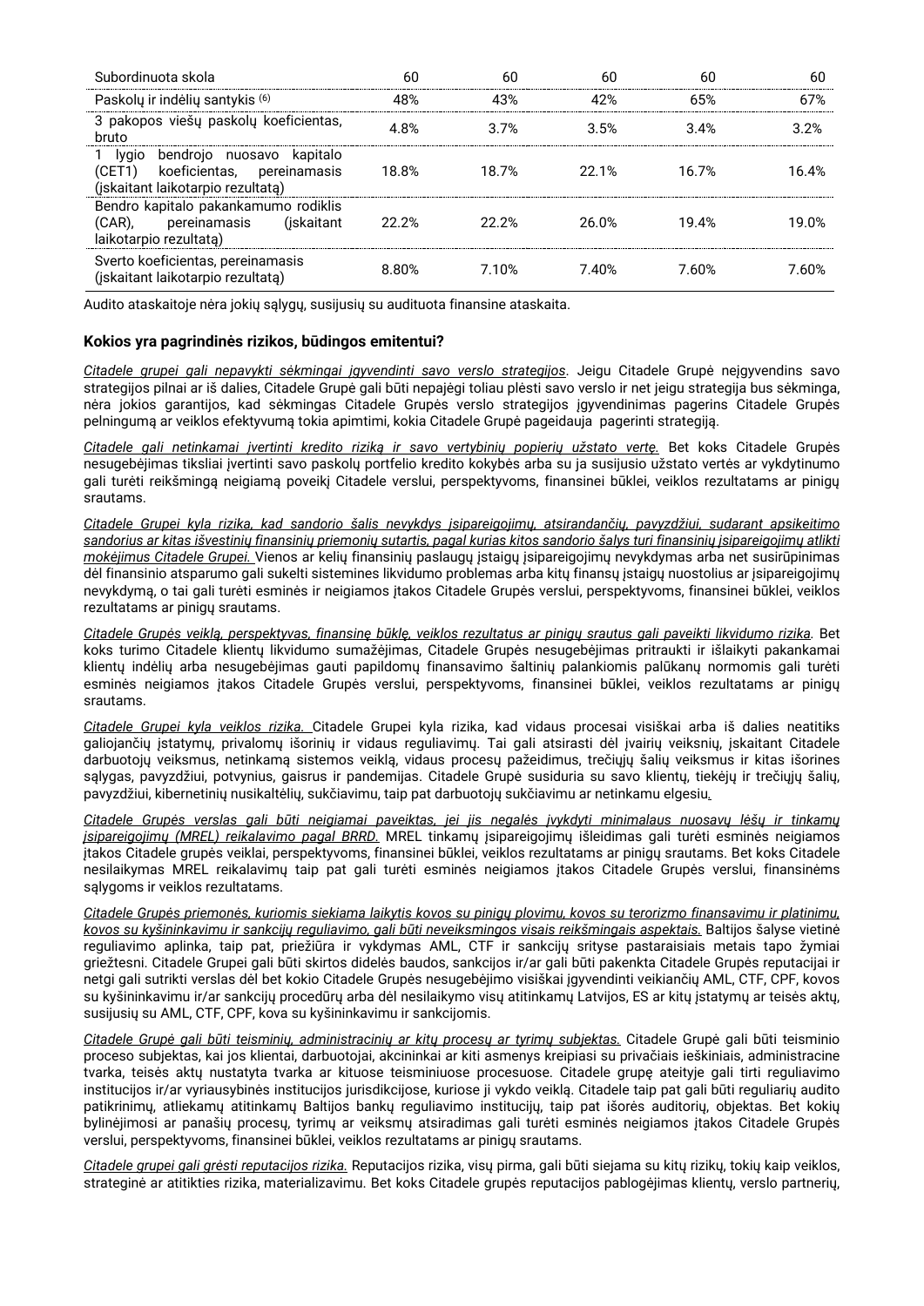| | | | | | |
|---|---|---|---|---|---|
| Subordinuota skola | 60 | 60 | 60 | 60 | 60 |
| Paskolų ir indėlių santykis [6] | 48% | 43% | 42% | 65% | 67% |
| 3 pakopos viešų paskolų koeficientas, bruto | 4.8% | 3.7% | 3.5% | 3.4% | 3.2% |
| 1 lygio bendrojo nuosavo kapitalo (CET1) koeficientas, pereinamasis (įskaitant laikotarpio rezultatą) | 18.8% | 18.7% | 22.1% | 16.7% | 16.4% |
| Bendro kapitalo pakankamumo rodiklis (CAR), pereinamasis (įskaitant laikotarpio rezultatą) | 22.2% | 22.2% | 26.0% | 19.4% | 19.0% |
| Sverto koeficientas, pereinamasis (įskaitant laikotarpio rezultatą) | 8.80% | 7.10% | 7.40% | 7.60% | 7.60% |

Audito ataskaitoje nėra jokių sąlygų, susijusių su audituota finansine ataskaita.

### Kokios yra pagrindinės rizikos, būdingos emitentui?

*Citadele grupei gali nepavykti sėkmingai įgyvendinti savo verslo strategijos*. Jeigu Citadele Grupė neįgyvendins savo strategijos pilnai ar iš dalies, Citadele Grupė gali būti nepajėgi toliau plėsti savo verslo ir net jeigu strategija bus sėkminga, nėra jokios garantijos, kad sėkmingas Citadele Grupės verslo strategijos įgyvendinimas pagerins Citadele Grupės pelningumą ar veiklos efektyvumą tokia apimtimi, kokia Citadele Grupė pageidauja pagerinti strategiją.

*Citadele gali netinkamai įvertinti kredito riziką ir savo vertybinių popierių užstato vertę.* Bet koks Citadele Grupės nesugebėjimas tiksliai įvertinti savo paskolų portfelio kredito kokybės arba su ja susijusio užstato vertės ar vykdytinumo gali turėti reikšmingą neigiamą poveikį Citadele verslui, perspektyvoms, finansinei būklei, veiklos rezultatams ar pinigų srautams.

*Citadele Grupei kyla rizika, kad sandorio šalis nevykdys įsipareigojimų, atsirandančių, pavyzdžiui, sudarant apsikeitimo sandorius ar kitas išvestinių finansinių priemonių sutartis, pagal kurias kitos sandorio šalys turi finansinių įsipareigojimų atlikti mokėjimus Citadele Grupei.* Vienos ar kelių finansinių paslaugų įstaigų įsipareigojimų nevykdymas arba net susirūpinimas dėl finansinio atsparumo gali sukelti sistemines likvidumo problemas arba kitų finansų įstaigų nuostolius ar įsipareigojimų nevykdymą, o tai gali turėti esminės ir neigiamos įtakos Citadele Grupės verslui, perspektyvoms, finansinei būklei, veiklos rezultatams ar pinigų srautams.

*Citadele Grupės veiklą, perspektyvas, finansinę būklę, veiklos rezultatus ar pinigų srautus gali paveikti likvidumo rizika.* Bet koks turimo Citadele klientų likvidumo sumažėjimas, Citadele Grupės nesugebėjimas pritraukti ir išlaikyti pakankamai klientų indėlių arba nesugebėjimas gauti papildomų finansavimo šaltinių palankiomis palūkanų normomis gali turėti esminės neigiamos įtakos Citadele Grupės verslui, perspektyvoms, finansinei būklei, veiklos rezultatams ar pinigų srautams.

*Citadele Grupei kyla veiklos rizika.* Citadele Grupei kyla rizika, kad vidaus procesai visiškai arba iš dalies neatitiks galiojančių įstatymų, privalomų išorinių ir vidaus reguliavimų. Tai gali atsirasti dėl įvairių veiksnių, įskaitant Citadele darbuotojų veiksmus, netinkamą sistemos veiklą, vidaus procesų pažeidimus, trečiųjų šalių veiksmus ir kitas išorines sąlygas, pavyzdžiui, potvynius, gaisrus ir pandemijas. Citadele Grupė susiduria su savo klientų, tiekėjų ir trečiųjų šalių, pavyzdžiui, kibernetinių nusikaltėlių, sukčiavimu, taip pat darbuotojų sukčiavimu ar netinkamu elgesiu.

*Citadele Grupės verslas gali būti neigiamai paveiktas, jei jis negalės įvykdyti minimalaus nuosavų lėšų ir tinkamų įsipareigojimų (MREL) reikalavimo pagal BRRD.* MREL tinkamų įsipareigojimų išleidimas gali turėti esminės neigiamos įtakos Citadele grupės veiklai, perspektyvoms, finansinei būklei, veiklos rezultatams ar pinigų srautams. Bet koks Citadele nesilaikymas MREL reikalavimų taip pat gali turėti esminės neigiamos įtakos Citadele Grupės verslui, finansinėms sąlygoms ir veiklos rezultatams.

*Citadele Grupės priemonės, kuriomis siekiama laikytis kovos su pinigų plovimu, kovos su terorizmo finansavimu ir platinimu, kovos su kyšininkavimu ir sankcijų reguliavimo, gali būti neveiksmingos visais reikšmingais aspektais.* Baltijos šalyse vietinė reguliavimo aplinka, taip pat, priežiūra ir vykdymas AML, CTF ir sankcijų srityse pastaraisiais metais tapo žymiai griežtesni. Citadele Grupei gali būti skirtos didelės baudos, sankcijos ir/ar gali būti pakenkta Citadele Grupės reputacijai ir netgi gali sutrikti verslas dėl bet kokio Citadele Grupės nesugebėjimo visiškai įgyvendinti veikiančių AML, CTF, CPF, kovos su kyšininkavimu ir/ar sankcijų procedūrų arba dėl nesilaikymo visų atitinkamų Latvijos, ES ar kitų įstatymų ar teisės aktų, susijusių su AML, CTF, CPF, kova su kyšininkavimu ir sankcijomis.

*Citadele Grupė gali būti teisminių, administracinių ar kitų procesų ar tyrimų subjektas.* Citadele Grupė gali būti teisminio proceso subjektas, kai jos klientai, darbuotojai, akcininkai ar kiti asmenys kreipiasi su privačiais ieškiniais, administracine tvarka, teisės aktų nustatyta tvarka ar kituose teisminiuose procesuose. Citadele grupę ateityje gali tirti reguliavimo institucijos ir/ar vyriausybinės institucijos jurisdikcijose, kuriose ji vykdo veiklą. Citadele taip pat gali būti reguliarių audito patikrinimų, atliekamų atitinkamų Baltijos bankų reguliavimo institucijų, taip pat išorės auditorių, objektas. Bet kokių bylinėjimosi ar panašių procesų, tyrimų ar veiksmų atsiradimas gali turėti esminės neigiamos įtakos Citadele Grupės verslui, perspektyvoms, finansinei būklei, veiklos rezultatams ar pinigų srautams.

*Citadele grupei gali grėsti reputacijos rizika.* Reputacijos rizika, visų pirma, gali būti siejama su kitų rizikų, tokių kaip veiklos, strateginė ar atitikties rizika, materializavimu. Bet koks Citadele grupės reputacijos pablogėjimas klientų, verslo partnerių,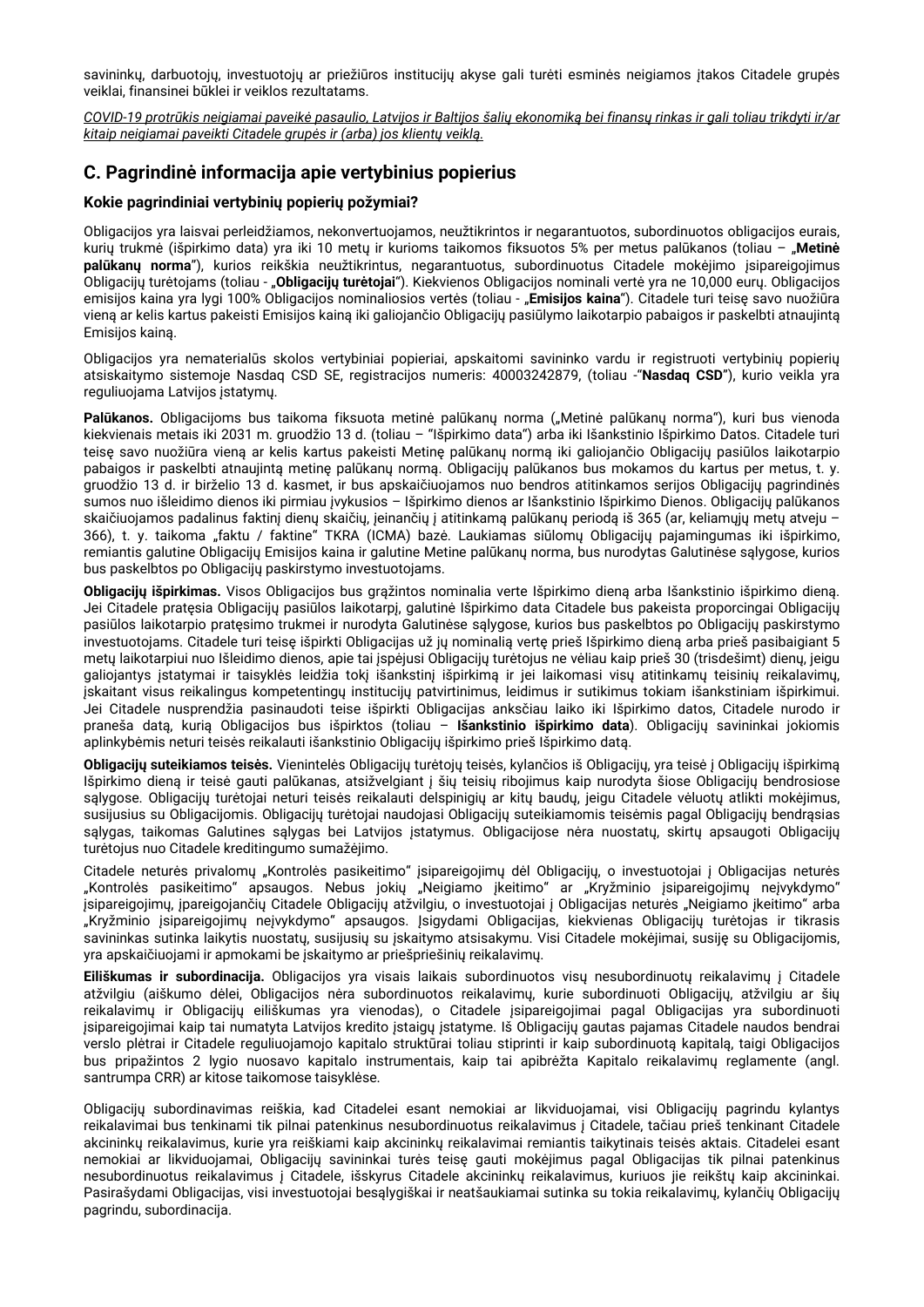savininkų, darbuotojų, investuotojų ar priežiūros institucijų akyse gali turėti esminės neigiamos įtakos Citadele grupės veiklai, finansinei būklei ir veiklos rezultatams.

*COVID-19 protrūkis neigiamai paveikė pasaulio, Latvijos ir Baltijos šalių ekonomiką bei finansų rinkas ir gali toliau trikdyti ir/ar kitaip neigiamai paveikti Citadele grupės ir (arba) jos klientų veiklą.*

## C. Pagrindinė informacija apie vertybinius popierius

### Kokie pagrindiniai vertybinių popierių požymiai?

Obligacijos yra laisvai perleidžiamos, nekonvertuojamos, neužtikrintos ir negarantuotos, subordinuotos obligacijos eurais, kurių trukmė (išpirkimo data) yra iki 10 metų ir kurioms taikomos fiksuotos 5% per metus palūkanos (toliau – „**Metinė palūkanų norma**"), kurios reiškia neužtikrintus, negarantuotus, subordinuotus Citadele mokėjimo įsipareigojimus Obligacijų turėtojams (toliau - „**Obligacijų turėtojai**"). Kiekvienos Obligacijos nominali vertė yra ne 10,000 eurų. Obligacijos emisijos kaina yra lygi 100% Obligacijos nominaliosios vertės (toliau - „**Emisijos kaina**"). Citadele turi teisę savo nuožiūra vieną ar kelis kartus pakeisti Emisijos kainą iki galiojančio Obligacijų pasiūlymo laikotarpio pabaigos ir paskelbti atnaujintą Emisijos kainą.

Obligacijos yra nematerialūs skolos vertybiniai popieriai, apskaitomi savininko vardu ir registruoti vertybinių popierių atsiskaitymo sistemoje Nasdaq CSD SE, registracijos numeris: 40003242879, (toliau -"**Nasdaq CSD**"), kurio veikla yra reguliuojama Latvijos įstatymų.

**Palūkanos.** Obligacijoms bus taikoma fiksuota metinė palūkanų norma („Metinė palūkanų norma"), kuri bus vienoda kiekvienais metais iki 2031 m. gruodžio 13 d. (toliau – "Išpirkimo data") arba iki Išankstinio Išpirkimo Datos. Citadele turi teisę savo nuožiūra vieną ar kelis kartus pakeisti Metinę palūkanų normą iki galiojančio Obligacijų pasiūlos laikotarpio pabaigos ir paskelbti atnaujintą metinę palūkanų normą. Obligacijų palūkanos bus mokamos du kartus per metus, t. y. gruodžio 13 d. ir birželio 13 d. kasmet, ir bus apskaičiuojamos nuo bendros atitinkamos serijos Obligacijų pagrindinės sumos nuo išleidimo dienos iki pirmiau įvykusios – Išpirkimo dienos ar Išankstinio Išpirkimo Dienos. Obligacijų palūkanos skaičiuojamos padalinus faktinį dienų skaičių, įeinančių į atitinkamą palūkanų periodą iš 365 (ar, keliamųjų metų atveju – 366), t. y. taikoma „faktu / faktine" TKRA (ICMA) bazė. Laukiamas siūlomų Obligacijų pajamingumas iki išpirkimo, remiantis galutine Obligacijų Emisijos kaina ir galutine Metine palūkanų norma, bus nurodytas Galutinėse sąlygose, kurios bus paskelbtos po Obligacijų paskirstymo investuotojams.

**Obligacijų išpirkimas.** Visos Obligacijos bus grąžintos nominalia verte Išpirkimo dieną arba Išankstinio išpirkimo dieną. Jei Citadele pratęsia Obligacijų pasiūlos laikotarpį, galutinė Išpirkimo data Citadele bus pakeista proporcingai Obligacijų pasiūlos laikotarpio pratęsimo trukmei ir nurodyta Galutinėse sąlygose, kurios bus paskelbtos po Obligacijų paskirstymo investuotojams. Citadele turi teisę išpirkti Obligacijas už jų nominalią vertę prieš Išpirkimo dieną arba prieš pasibaigiant 5 metų laikotarpiui nuo Išleidimo dienos, apie tai įspėjusi Obligacijų turėtojus ne vėliau kaip prieš 30 (trisdešimt) dienų, jeigu galiojantys įstatymai ir taisyklės leidžia tokį išankstinį išpirkimą ir jei laikomasi visų atitinkamų teisinių reikalavimų, įskaitant visus reikalingus kompetentingų institucijų patvirtinimus, leidimus ir sutikimus tokiam išankstiniam išpirkimui. Jei Citadele nusprendžia pasinaudoti teise išpirkti Obligacijas anksčiau laiko iki Išpirkimo datos, Citadele nurodo ir praneša datą, kurią Obligacijos bus išpirktos (toliau – **Išankstinio išpirkimo data**). Obligacijų savininkai jokiomis aplinkybėmis neturi teisės reikalauti išankstinio Obligacijų išpirkimo prieš Išpirkimo datą.

**Obligacijų suteikiamos teisės.** Vienintelės Obligacijų turėtojų teisės, kylančios iš Obligacijų, yra teisė į Obligacijų išpirkimą Išpirkimo dieną ir teisė gauti palūkanas, atsižvelgiant į šių teisių ribojimus kaip nurodyta šiose Obligacijų bendrosiose sąlygose. Obligacijų turėtojai neturi teisės reikalauti delspinigių ar kitų baudų, jeigu Citadele vėluotų atlikti mokėjimus, susijusius su Obligacijomis. Obligacijų turėtojai naudojasi Obligacijų suteikiamomis teisėmis pagal Obligacijų bendrąsias sąlygas, taikomas Galutines sąlygas bei Latvijos įstatymus. Obligacijose nėra nuostatų, skirtų apsaugoti Obligacijų turėtojus nuo Citadele kreditingumo sumažėjimo.

Citadele neturės privalomų „Kontrolės pasikeitimo" įsipareigojimų dėl Obligacijų, o investuotojai į Obligacijas neturės „Kontrolės pasikeitimo" apsaugos. Nebus jokių „Neigiamo įkeitimo" ar „Kryžminio įsipareigojimų neįvykdymo" įsipareigojimų, įpareigojančių Citadele Obligacijų atžvilgiu, o investuotojai į Obligacijas neturės „Neigiamo įkeitimo" arba „Kryžminio įsipareigojimų neįvykdymo" apsaugos. Įsigydami Obligacijas, kiekvienas Obligacijų turėtojas ir tikrasis savininkas sutinka laikytis nuostatų, susijusių su įskaitymo atsisakymu. Visi Citadele mokėjimai, susiję su Obligacijomis, yra apskaičiuojami ir apmokami be įskaitymo ar priešpriešinių reikalavimų.

**Eiliškumas ir subordinacija.** Obligacijos yra visais laikais subordinuotos visų nesubordinuotų reikalavimų į Citadele atžvilgiu (aiškumo dėlei, Obligacijos nėra subordinuotos reikalavimų, kurie subordinuoti Obligacijų, atžvilgiu ar šių reikalavimų ir Obligacijų eiliškumas yra vienodas), o Citadele įsipareigojimai pagal Obligacijas yra subordinuoti įsipareigojimai kaip tai numatyta Latvijos kredito įstaigų įstatyme. Iš Obligacijų gautas pajamas Citadele naudos bendrai verslo plėtrai ir Citadele reguliuojamojo kapitalo struktūrai toliau stiprinti ir kaip subordinuotą kapitalą, taigi Obligacijos bus pripažintos 2 lygio nuosavo kapitalo instrumentais, kaip tai apibrėžta Kapitalo reikalavimų reglamente (angl. santrumpa CRR) ar kitose taikomose taisyklėse.

Obligacijų subordinavimas reiškia, kad Citadelei esant nemokiai ar likviduojamai, visi Obligacijų pagrindu kylantys reikalavimai bus tenkinami tik pilnai patenkinus nesubordinuotus reikalavimus į Citadele, tačiau prieš tenkinant Citadele akcininkų reikalavimus, kurie yra reiškiami kaip akcininkų reikalavimai remiantis taikytinais teisės aktais. Citadelei esant nemokiai ar likviduojamai, Obligacijų savininkai turės teisę gauti mokėjimus pagal Obligacijas tik pilnai patenkinus nesubordinuotus reikalavimus į Citadele, išskyrus Citadele akcininkų reikalavimus, kuriuos jie reikštų kaip akcininkai. Pasirašydami Obligacijas, visi investuotojai besąlygiškai ir neatšaukiamai sutinka su tokia reikalavimų, kylančių Obligacijų pagrindu, subordinacija.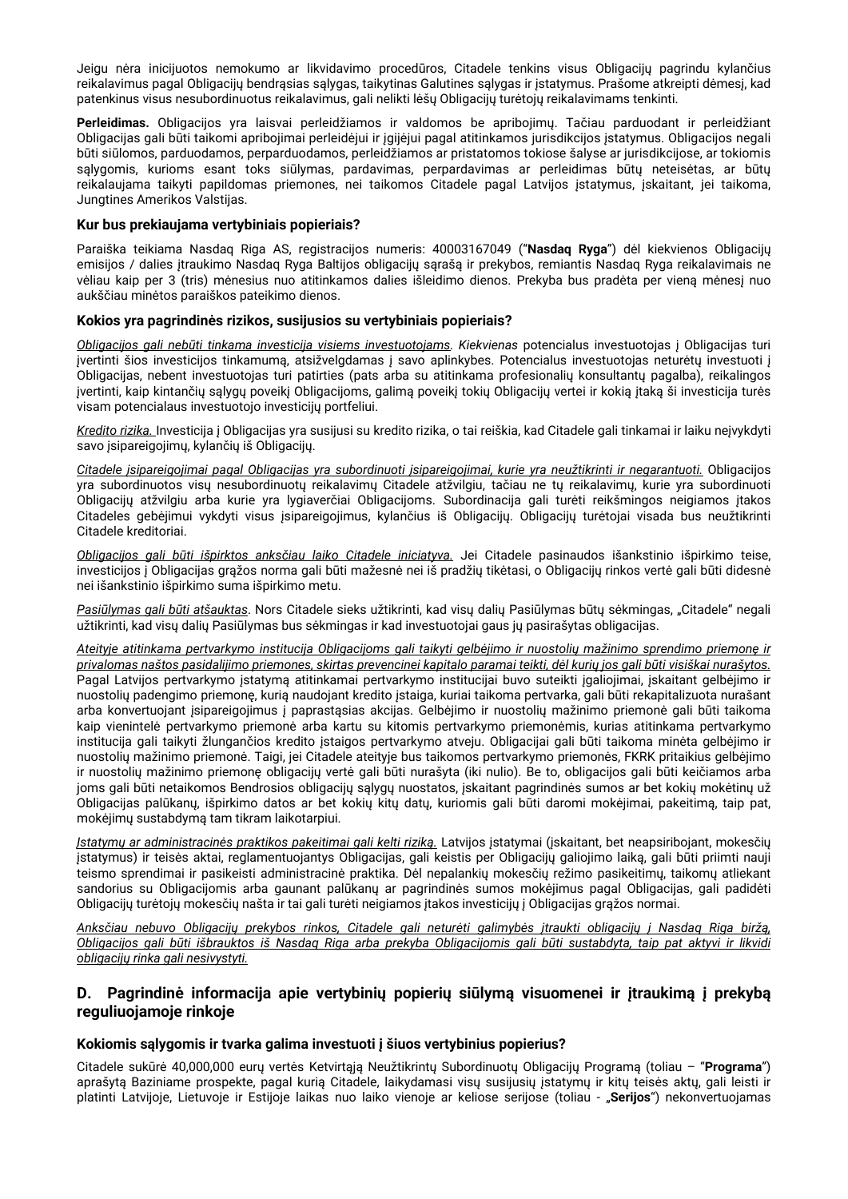Jeigu nėra inicijuotos nemokumo ar likvidavimo procedūros, Citadele tenkins visus Obligacijų pagrindu kylančius reikalavimus pagal Obligacijų bendrąsias sąlygas, taikytinas Galutines sąlygas ir įstatymus. Prašome atkreipti dėmesį, kad patenkinus visus nesubordinuotus reikalavimus, gali nelikti lėšų Obligacijų turėtojų reikalavimams tenkinti.

**Perleidimas.** Obligacijos yra laisvai perleidžiamos ir valdomos be apribojimų. Tačiau parduodant ir perleidžiant Obligacijas gali būti taikomi apribojimai perleidėjui ir įgijėjui pagal atitinkamos jurisdikcijos įstatymus. Obligacijos negali būti siūlomos, parduodamos, perparduodamos, perleidžiamos ar pristatomos tokiose šalyse ar jurisdikcijose, ar tokiomis sąlygomis, kurioms esant toks siūlymas, pardavimas, perpardavimas ar perleidimas būtų neteisėtas, ar būtų reikalaujama taikyti papildomas priemones, nei taikomos Citadele pagal Latvijos įstatymus, įskaitant, jei taikoma, Jungtines Amerikos Valstijas.

### Kur bus prekiaujama vertybiniais popieriais?

Paraiška teikiama Nasdaq Riga AS, registracijos numeris: 40003167049 ("**Nasdaq Ryga**") dėl kiekvienos Obligacijų emisijos / dalies įtraukimo Nasdaq Ryga Baltijos obligacijų sąrašą ir prekybos, remiantis Nasdaq Ryga reikalavimais ne vėliau kaip per 3 (tris) mėnesius nuo atitinkamos dalies išleidimo dienos. Prekyba bus pradėta per vieną mėnesį nuo aukščiau minėtos paraiškos pateikimo dienos.

### Kokios yra pagrindinės rizikos, susijusios su vertybiniais popieriais?

*Obligacijos gali nebūti tinkama investicija visiems investuotojams. Kiekvienas* potencialus investuotojas į Obligacijas turi įvertinti šios investicijos tinkamumą, atsižvelgdamas į savo aplinkybes. Potencialus investuotojas neturėtų investuoti į Obligacijas, nebent investuotojas turi patirties (pats arba su atitinkama profesionalių konsultantų pagalba), reikalingos įvertinti, kaip kintančių sąlygų poveikį Obligacijoms, galimą poveikį tokių Obligacijų vertei ir kokią įtaką ši investicija turės visam potencialaus investuotojo investicijų portfeliui.

*Kredito rizika.* Investicija į Obligacijas yra susijusi su kredito rizika, o tai reiškia, kad Citadele gali tinkamai ir laiku neįvykdyti savo įsipareigojimų, kylančių iš Obligacijų.

*Citadele įsipareigojimai pagal Obligacijas yra subordinuoti įsipareigojimai, kurie yra neužtikrinti ir negarantuoti.* Obligacijos yra subordinuotos visų nesubordinuotų reikalavimų Citadele atžvilgiu, tačiau ne tų reikalavimų, kurie yra subordinuoti Obligacijų atžvilgiu arba kurie yra lygiaverčiai Obligacijoms. Subordinacija gali turėti reikšmingos neigiamos įtakos Citadeles gebėjimui vykdyti visus įsipareigojimus, kylančius iš Obligacijų. Obligacijų turėtojai visada bus neužtikrinti Citadele kreditoriai.

*Obligacijos gali būti išpirktos anksčiau laiko Citadele iniciatyva.* Jei Citadele pasinaudos išankstinio išpirkimo teise, investicijos į Obligacijas grąžos norma gali būti mažesnė nei iš pradžių tikėtasi, o Obligacijų rinkos vertė gali būti didesnė nei išankstinio išpirkimo suma išpirkimo metu.

*Pasiūlymas gali būti atšauktas.* Nors Citadele sieks užtikrinti, kad visų dalių Pasiūlymas būtų sėkmingas, „Citadele" negali užtikrinti, kad visų dalių Pasiūlymas bus sėkmingas ir kad investuotojai gaus jų pasirašytas obligacijas.

*Ateityje atitinkama pertvarkymo institucija Obligacijoms gali taikyti gelbėjimo ir nuostolių mažinimo sprendimo priemonę ir privalomas naštos pasidalijimo priemones, skirtas prevencinei kapitalo paramai teikti, dėl kurių jos gali būti visiškai nurašytos.* Pagal Latvijos pertvarkymo įstatymą atitinkamai pertvarkymo institucijai buvo suteikti įgaliojimai, įskaitant gelbėjimo ir nuostolių padengimo priemonę, kurią naudojant kredito įstaiga, kuriai taikoma pertvarka, gali būti rekapitalizuota nurašant arba konvertuojant įsipareigojimus į paprastąsias akcijas. Gelbėjimo ir nuostolių mažinimo priemonė gali būti taikoma kaip vienintelė pertvarkymo priemonė arba kartu su kitomis pertvarkymo priemonėmis, kurias atitinkama pertvarkymo institucija gali taikyti žlungančios kredito įstaigos pertvarkymo atveju. Obligacijai gali būti taikoma minėta gelbėjimo ir nuostolių mažinimo priemonė. Taigi, jei Citadele ateityje bus taikomos pertvarkymo priemonės, FKRK pritaikius gelbėjimo ir nuostolių mažinimo priemonę obligacijų vertė gali būti nurašyta (iki nulio). Be to, obligacijos gali būti keičiamos arba joms gali būti netaikomos Bendrosios obligacijų sąlygų nuostatos, įskaitant pagrindinės sumos ar bet kokių mokėtinų už Obligacijas palūkanų, išpirkimo datos ar bet kokių kitų datų, kuriomis gali būti daromi mokėjimai, pakeitimą, taip pat, mokėjimų sustabdymą tam tikram laikotarpiui.

*Įstatymų ar administracinės praktikos pakeitimai gali kelti riziką.* Latvijos įstatymai (įskaitant, bet neapsiribojant, mokesčių įstatymus) ir teisės aktai, reglamentuojantys Obligacijas, gali keistis per Obligacijų galiojimo laiką, gali būti priimti nauji teismo sprendimai ir pasikeisti administracinė praktika. Dėl nepalankių mokesčių režimo pasikeitimų, taikomų atliekant sandorius su Obligacijomis arba gaunant palūkanų ar pagrindinės sumos mokėjimus pagal Obligacijas, gali padidėti Obligacijų turėtojų mokesčių našta ir tai gali turėti neigiamos įtakos investicijų į Obligacijas grąžos normai.

*Anksčiau nebuvo Obligacijų prekybos rinkos, Citadele gali neturėti galimybės įtraukti obligacijų į Nasdaq Riga biržą, Obligacijos gali būti išbrauktos iš Nasdaq Riga arba prekyba Obligacijomis gali būti sustabdyta, taip pat aktyvi ir likvidi obligacijų rinka gali nesivystyti.*

## D. Pagrindinė informacija apie vertybinių popierių siūlymą visuomenei ir įtraukimą į prekybą reguliuojamoje rinkoje

### Kokiomis sąlygomis ir tvarka galima investuoti į šiuos vertybinius popierius?

Citadele sukūrė 40,000,000 eurų vertės Ketvirtąją Neužtikrintų Subordinuotų Obligacijų Programą (toliau – "**Programa**") aprašytą Baziniame prospekte, pagal kurią Citadele, laikydamasi visų susijusių įstatymų ir kitų teisės aktų, gali leisti ir platinti Latvijoje, Lietuvoje ir Estijoje laikas nuo laiko vienoje ar keliose serijose (toliau - „**Serijos**") nekonvertuojamas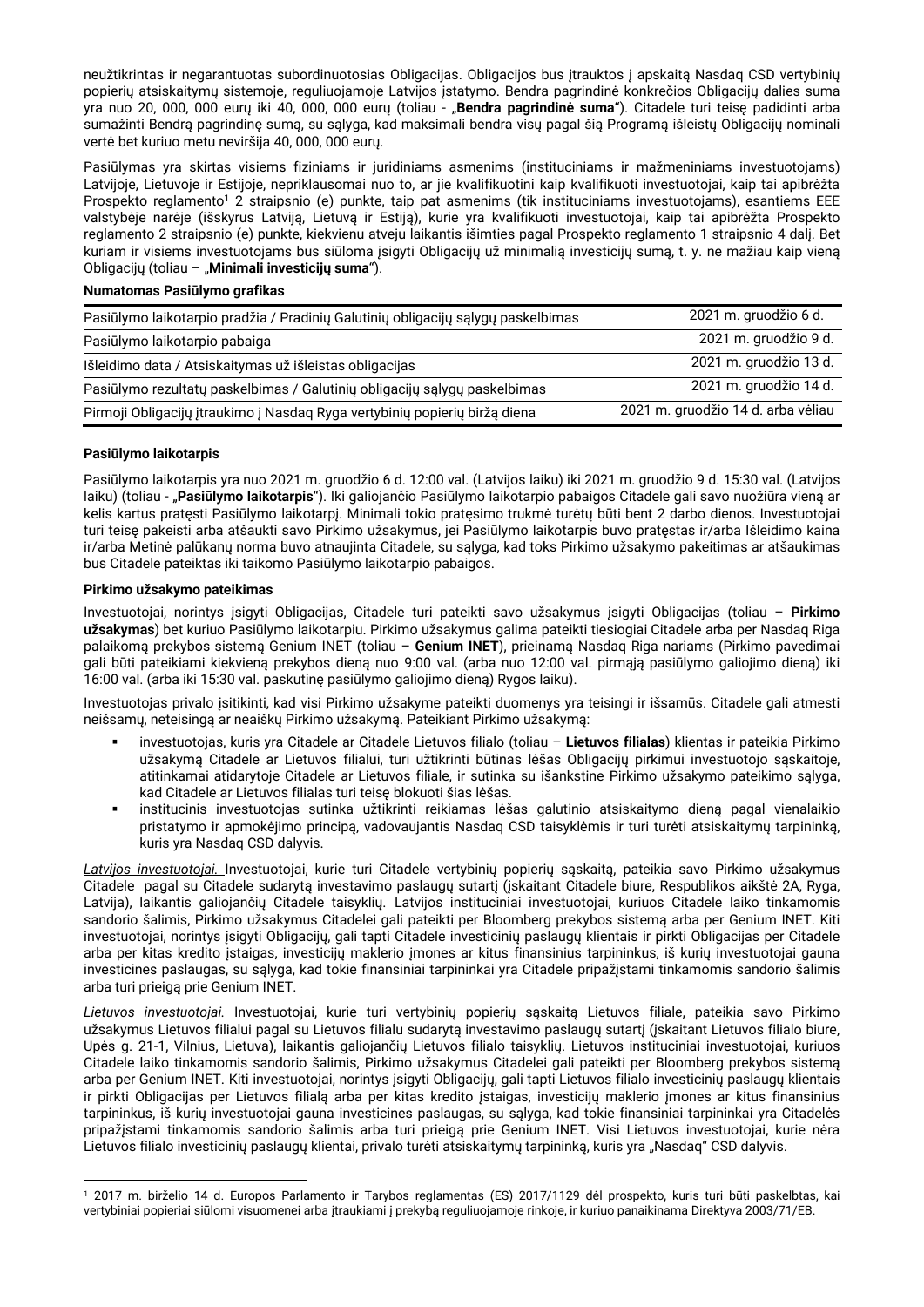neužtikrintas ir negarantuotas subordinuotosias Obligacijas. Obligacijos bus įtrauktos į apskaitą Nasdaq CSD vertybinių popierių atsiskaitymų sistemoje, reguliuojamoje Latvijos įstatymo. Bendra pagrindinė konkrečios Obligacijų dalies suma yra nuo 20, 000, 000 eurų iki 40, 000, 000 eurų (toliau - „**Bendra pagrindinė suma**"). Citadele turi teisę padidinti arba sumažinti Bendrą pagrindinę sumą, su sąlyga, kad maksimali bendra visų pagal šią Programą išleistų Obligacijų nominali vertė bet kuriuo metu neviršija 40, 000, 000 eurų.

Pasiūlymas yra skirtas visiems fiziniams ir juridiniams asmenims (instituciniams ir mažmeniniams investuotojams) Latvijoje, Lietuvoje ir Estijoje, nepriklausomai nuo to, ar jie kvalifikuotini kaip kvalifikuoti investuotojai, kaip tai apibrėžta Prospekto reglamento[1] 2 straipsnio (e) punkte, taip pat asmenims (tik instituciniams investuotojams), esantiems EEE valstybėje narėje (išskyrus Latviją, Lietuvą ir Estiją), kurie yra kvalifikuoti investuotojai, kaip tai apibrėžta Prospekto reglamento 2 straipsnio (e) punkte, kiekvienu atveju laikantis išimties pagal Prospekto reglamento 1 straipsnio 4 dalį. Bet kuriam ir visiems investuotojams bus siūloma įsigyti Obligacijų už minimalią investicijų sumą, t. y. ne mažiau kaip vieną Obligacijų (toliau – „**Minimali investicijų suma**").

**Numatomas Pasiūlymo grafikas**

| | |
|---|---|
| Pasiūlymo laikotarpio pradžia / Pradinių Galutinių obligacijų sąlygų paskelbimas | 2021 m. gruodžio 6 d. |
| Pasiūlymo laikotarpio pabaiga | 2021 m. gruodžio 9 d. |
| Išleidimo data / Atsiskaitymas už išleistas obligacijas | 2021 m. gruodžio 13 d. |
| Pasiūlymo rezultatų paskelbimas / Galutinių obligacijų sąlygų paskelbimas | 2021 m. gruodžio 14 d. |
| Pirmoji Obligacijų įtraukimo į Nasdaq Ryga vertybinių popierių biržą diena | 2021 m. gruodžio 14 d. arba vėliau |

**Pasiūlymo laikotarpis**

Pasiūlymo laikotarpis yra nuo 2021 m. gruodžio 6 d. 12:00 val. (Latvijos laiku) iki 2021 m. gruodžio 9 d. 15:30 val. (Latvijos laiku) (toliau - „**Pasiūlymo laikotarpis**"). Iki galiojančio Pasiūlymo laikotarpio pabaigos Citadele gali savo nuožiūra vieną ar kelis kartus pratęsti Pasiūlymo laikotarpį. Minimali tokio pratęsimo trukmė turėtų būti bent 2 darbo dienos. Investuotojai turi teisę pakeisti arba atšaukti savo Pirkimo užsakymus, jei Pasiūlymo laikotarpis buvo pratęstas ir/arba Išleidimo kaina ir/arba Metinė palūkanų norma buvo atnaujinta Citadele, su sąlyga, kad toks Pirkimo užsakymo pakeitimas ar atšaukimas bus Citadele pateiktas iki taikomo Pasiūlymo laikotarpio pabaigos.

**Pirkimo užsakymo pateikimas**

Investuotojai, norintys įsigyti Obligacijas, Citadele turi pateikti savo užsakymus įsigyti Obligacijas (toliau – **Pirkimo užsakymas**) bet kuriuo Pasiūlymo laikotarpiu. Pirkimo užsakymus galima pateikti tiesiogiai Citadele arba per Nasdaq Riga palaikomą prekybos sistemą Genium INET (toliau – **Genium INET**), prieinamą Nasdaq Riga nariams (Pirkimo pavedimai gali būti pateikiami kiekvieną prekybos dieną nuo 9:00 val. (arba nuo 12:00 val. pirmąją pasiūlymo galiojimo dieną) iki 16:00 val. (arba iki 15:30 val. paskutinę pasiūlymo galiojimo dieną) Rygos laiku).

Investuotojas privalo įsitikinti, kad visi Pirkimo užsakyme pateikti duomenys yra teisingi ir išsamūs. Citadele gali atmesti neišsamų, neteisingą ar neaiškų Pirkimo užsakymą. Pateikiant Pirkimo užsakymą:

- investuotojas, kuris yra Citadele ar Citadele Lietuvos filialo (toliau – **Lietuvos filialas**) klientas ir pateikia Pirkimo užsakymą Citadele ar Lietuvos filialui, turi užtikrinti būtinas lėšas Obligacijų pirkimui investuotojo sąskaitoje, atitinkamai atidarytoje Citadele ar Lietuvos filiale, ir sutinka su išankstine Pirkimo užsakymo pateikimo sąlyga, kad Citadele ar Lietuvos filialas turi teisę blokuoti šias lėšas.
- institucinis investuotojas sutinka užtikrinti reikiamas lėšas galutinio atsiskaitymo dieną pagal vienalaikio pristatymo ir apmokėjimo principą, vadovaujantis Nasdaq CSD taisyklėmis ir turi turėti atsiskaitymų tarpininką, kuris yra Nasdaq CSD dalyvis.

*Latvijos investuotojai.* Investuotojai, kurie turi Citadele vertybinių popierių sąskaitą, pateikia savo Pirkimo užsakymus Citadele pagal su Citadele sudarytą investavimo paslaugų sutartį (įskaitant Citadele biure, Respublikos aikštė 2A, Ryga, Latvija), laikantis galiojančių Citadele taisyklių. Latvijos instituciniai investuotojai, kuriuos Citadele laiko tinkamomis sandorio šalimis, Pirkimo užsakymus Citadelei gali pateikti per Bloomberg prekybos sistemą arba per Genium INET. Kiti investuotojai, norintys įsigyti Obligacijų, gali tapti Citadele investicinių paslaugų klientais ir pirkti Obligacijas per Citadele arba per kitas kredito įstaigas, investicijų maklerio įmones ar kitus finansinius tarpininkus, iš kurių investuotojai gauna investicines paslaugas, su sąlyga, kad tokie finansiniai tarpininkai yra Citadele pripažįstami tinkamomis sandorio šalimis arba turi prieigą prie Genium INET.

*Lietuvos investuotojai.* Investuotojai, kurie turi vertybinių popierių sąskaitą Lietuvos filiale, pateikia savo Pirkimo užsakymus Lietuvos filialui pagal su Lietuvos filialu sudarytą investavimo paslaugų sutartį (įskaitant Lietuvos filialo biure, Upės g. 21-1, Vilnius, Lietuva), laikantis galiojančių Lietuvos filialo taisyklių. Lietuvos instituciniai investuotojai, kuriuos Citadele laiko tinkamomis sandorio šalimis, Pirkimo užsakymus Citadelei gali pateikti per Bloomberg prekybos sistemą arba per Genium INET. Kiti investuotojai, norintys įsigyti Obligacijų, gali tapti Lietuvos filialo investicinių paslaugų klientais ir pirkti Obligacijas per Lietuvos filialą arba per kitas kredito įstaigas, investicijų maklerio įmones ar kitus finansinius tarpininkus, iš kurių investuotojai gauna investicines paslaugas, su sąlyga, kad tokie finansiniai tarpininkai yra Citadelės pripažįstami tinkamomis sandorio šalimis arba turi prieigą prie Genium INET. Visi Lietuvos investuotojai, kurie nėra Lietuvos filialo investicinių paslaugų klientai, privalo turėti atsiskaitymų tarpininką, kuris yra „Nasdaq" CSD dalyvis.

[1] 2017 m. birželio 14 d. Europos Parlamento ir Tarybos reglamentas (ES) 2017/1129 dėl prospekto, kuris turi būti paskelbtas, kai vertybiniai popieriai siūlomi visuomenei arba įtraukiami į prekybą reguliuojamoje rinkoje, ir kuriuo panaikinama Direktyva 2003/71/EB.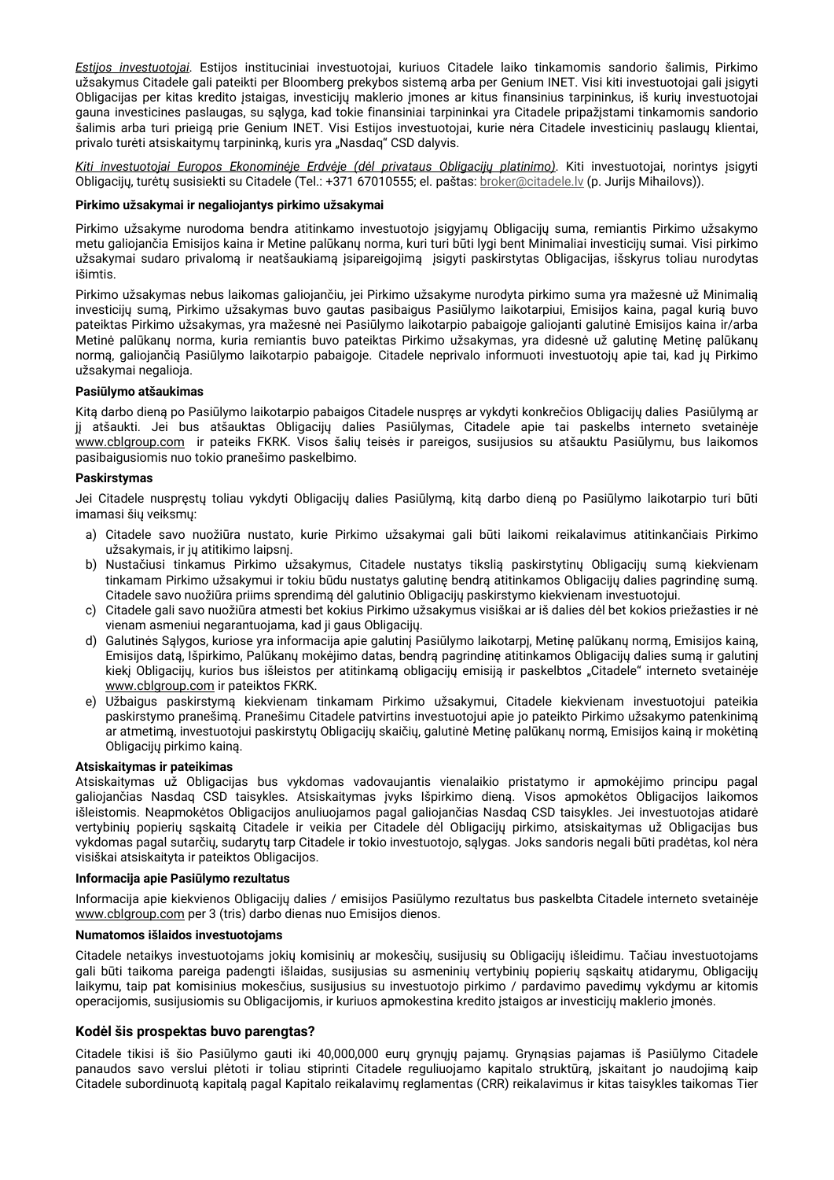*Estijos investuotojai*. Estijos instituciniai investuotojai, kuriuos Citadele laiko tinkamomis sandorio šalimis, Pirkimo užsakymus Citadele gali pateikti per Bloomberg prekybos sistemą arba per Genium INET. Visi kiti investuotojai gali įsigyti Obligacijas per kitas kredito įstaigas, investicijų maklerio įmones ar kitus finansinius tarpininkus, iš kurių investuotojai gauna investicines paslaugas, su sąlyga, kad tokie finansiniai tarpininkai yra Citadele pripažįstami tinkamomis sandorio šalimis arba turi prieigą prie Genium INET. Visi Estijos investuotojai, kurie nėra Citadele investicinių paslaugų klientai, privalo turėti atsiskaitymų tarpininką, kuris yra „Nasdaq" CSD dalyvis.

*Kiti investuotojai Europos Ekonominėje Erdvėje (dėl privataus Obligacijų platinimo)*. Kiti investuotojai, norintys įsigyti Obligacijų, turėtų susisiekti su Citadele (Tel.: +371 67010555; el. paštas: broker@citadele.lv (p. Jurijs Mihailovs)).

**Pirkimo užsakymai ir negaliojantys pirkimo užsakymai**

Pirkimo užsakyme nurodoma bendra atitinkamo investuotojo įsigyjamų Obligacijų suma, remiantis Pirkimo užsakymo metu galiojančia Emisijos kaina ir Metine palūkanų norma, kuri turi būti lygi bent Minimaliai investicijų sumai. Visi pirkimo užsakymai sudaro privalomą ir neatšaukiamą įsipareigojimą įsigyti paskirstytas Obligacijas, išskyrus toliau nurodytas išimtis.

Pirkimo užsakymas nebus laikomas galiojančiu, jei Pirkimo užsakyme nurodyta pirkimo suma yra mažesnė už Minimalią investicijų sumą, Pirkimo užsakymas buvo gautas pasibaigus Pasiūlymo laikotarpiui, Emisijos kaina, pagal kurią buvo pateiktas Pirkimo užsakymas, yra mažesnė nei Pasiūlymo laikotarpio pabaigoje galiojanti galutinė Emisijos kaina ir/arba Metinė palūkanų norma, kuria remiantis buvo pateiktas Pirkimo užsakymas, yra didesnė už galutinę Metinę palūkanų normą, galiojančią Pasiūlymo laikotarpio pabaigoje. Citadele neprivalo informuoti investuotojų apie tai, kad jų Pirkimo užsakymai negalioja.

**Pasiūlymo atšaukimas**

Kitą darbo dieną po Pasiūlymo laikotarpio pabaigos Citadele nuspręs ar vykdyti konkrečios Obligacijų dalies Pasiūlymą ar jį atšaukti. Jei bus atšauktas Obligacijų dalies Pasiūlymas, Citadele apie tai paskelbs interneto svetainėje www.cblgroup.com ir pateiks FKRK. Visos šalių teisės ir pareigos, susijusios su atšauktu Pasiūlymu, bus laikomos pasibaigusiomis nuo tokio pranešimo paskelbimo.

**Paskirstymas**

Jei Citadele nuspręstų toliau vykdyti Obligacijų dalies Pasiūlymą, kitą darbo dieną po Pasiūlymo laikotarpio turi būti imamasi šių veiksmų:

a) Citadele savo nuožiūra nustato, kurie Pirkimo užsakymai gali būti laikomi reikalavimus atitinkančiais Pirkimo užsakymais, ir jų atitikimo laipsnį.
b) Nustačiusi tinkamus Pirkimo užsakymus, Citadele nustatys tikslią paskirstytinų Obligacijų sumą kiekvienam tinkamam Pirkimo užsakymui ir tokiu būdu nustatys galutinę bendrą atitinkamos Obligacijų dalies pagrindinę sumą. Citadele savo nuožiūra priims sprendimą dėl galutinio Obligacijų paskirstymo kiekvienam investuotojui.
c) Citadele gali savo nuožiūra atmesti bet kokius Pirkimo užsakymus visiškai ar iš dalies dėl bet kokios priežasties ir nė vienam asmeniui negarantuojama, kad jį gaus Obligacijų.
d) Galutinės Sąlygos, kuriose yra informacija apie galutinį Pasiūlymo laikotarpį, Metinę palūkanų normą, Emisijos kainą, Emisijos datą, Išpirkimo, Palūkanų mokėjimo datas, bendrą pagrindinę atitinkamos Obligacijų dalies sumą ir galutinį kiekį Obligacijų, kurios bus išleistos per atitinkamą obligacijų emisiją ir paskelbtos „Citadele" interneto svetainėje www.cblgroup.com ir pateiktos FKRK.
e) Užbaigus paskirstymą kiekvienam tinkamam Pirkimo užsakymui, Citadele kiekvienam investuotojui pateikia paskirstymo pranešimą. Pranešimu Citadele patvirtins investuotojui apie jo pateikto Pirkimo užsakymo patenkinimą ar atmetimą, investuotojui paskirstytų Obligacijų skaičių, galutinę Metinę palūkanų normą, Emisijos kainą ir mokėtiną Obligacijų pirkimo kainą.

**Atsiskaitymas ir pateikimas**

Atsiskaitymas už Obligacijas bus vykdomas vadovaujantis vienalaikio pristatymo ir apmokėjimo principu pagal galiojančias Nasdaq CSD taisykles. Atsiskaitymas įvyks Išpirkimo dieną. Visos apmokėtos Obligacijos laikomos išleistomis. Neapmokėtos Obligacijos anuliuojamos pagal galiojančias Nasdaq CSD taisykles. Jei investuotojas atidarė vertybinių popierių sąskaitą Citadele ir veikia per Citadele dėl Obligacijų pirkimo, atsiskaitymas už Obligacijas bus vykdomas pagal sutarčių, sudarytų tarp Citadele ir tokio investuotojo, sąlygas. Joks sandoris negali būti pradėtas, kol nėra visiškai atsiskaityta ir pateiktos Obligacijos.

**Informacija apie Pasiūlymo rezultatus**

Informacija apie kiekvienos Obligacijų dalies / emisijos Pasiūlymo rezultatus bus paskelbta Citadele interneto svetainėje www.cblgroup.com per 3 (tris) darbo dienas nuo Emisijos dienos.

**Numatomos išlaidos investuotojams**

Citadele netaikys investuotojams jokių komisinių ar mokesčių, susijusių su Obligacijų išleidimu. Tačiau investuotojams gali būti taikoma pareiga padengti išlaidas, susijusias su asmeninių vertybinių popierių sąskaitų atidarymu, Obligacijų laikymu, taip pat komisinius mokesčius, susijusius su investuotojo pirkimo / pardavimo pavedimų vykdymu ar kitomis operacijomis, susijusiomis su Obligacijomis, ir kuriuos apmokestina kredito įstaigos ar investicijų maklerio įmonės.

### Kodėl šis prospektas buvo parengtas?

Citadele tikisi iš šio Pasiūlymo gauti iki 40,000,000 eurų grynųjų pajamų. Grynąsias pajamas iš Pasiūlymo Citadele panaudos savo verslui plėtoti ir toliau stiprinti Citadele reguliuojamo kapitalo struktūrą, įskaitant jo naudojimą kaip Citadele subordinuotą kapitalą pagal Kapitalo reikalavimų reglamentas (CRR) reikalavimus ir kitas taisykles taikomas Tier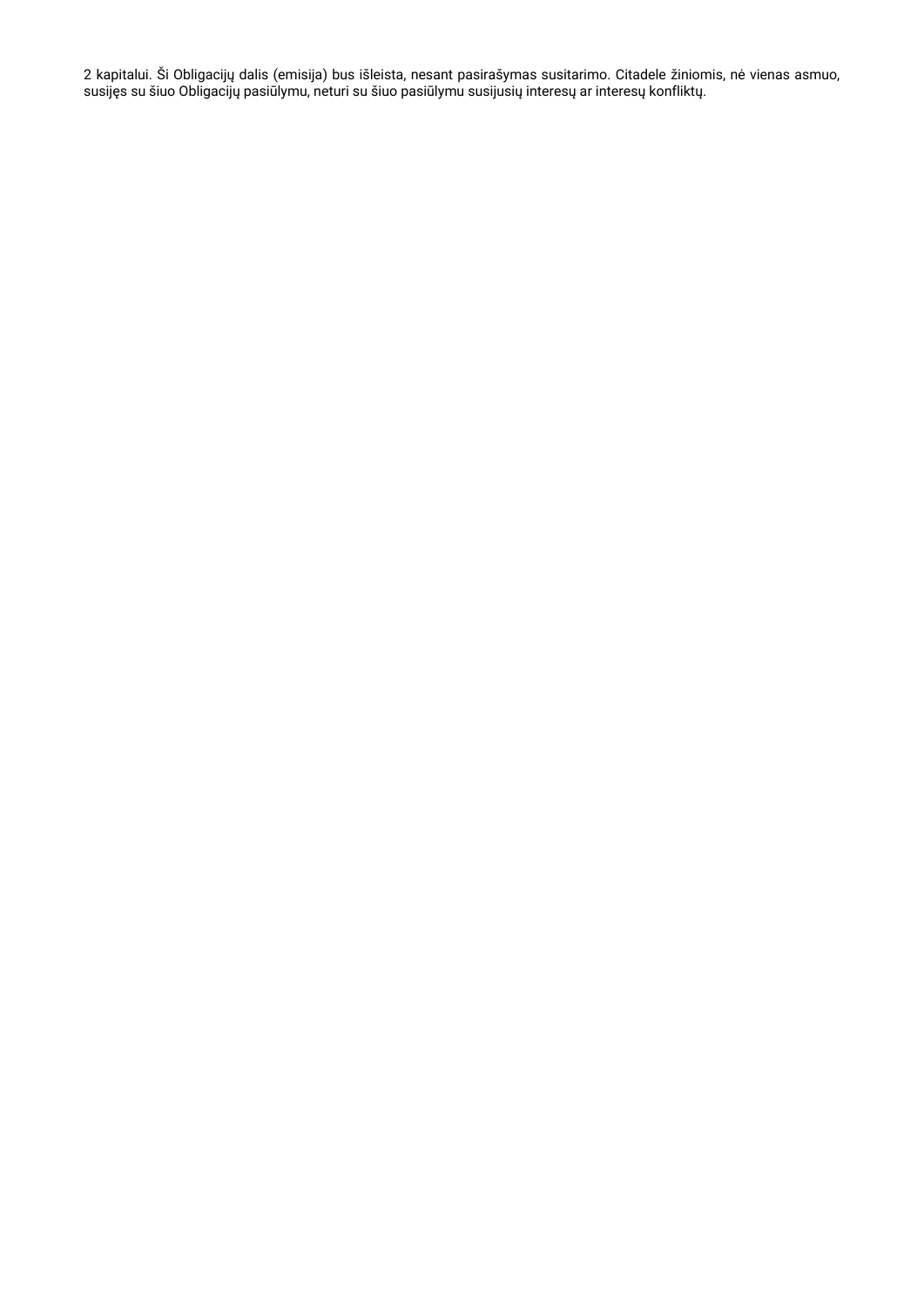2 kapitalui. Ši Obligacijų dalis (emisija) bus išleista, nesant pasirašymas susitarimo. Citadele žiniomis, nė vienas asmuo, susijęs su šiuo Obligacijų pasiūlymu, neturi su šiuo pasiūlymu susijusių interesų ar interesų konfliktų.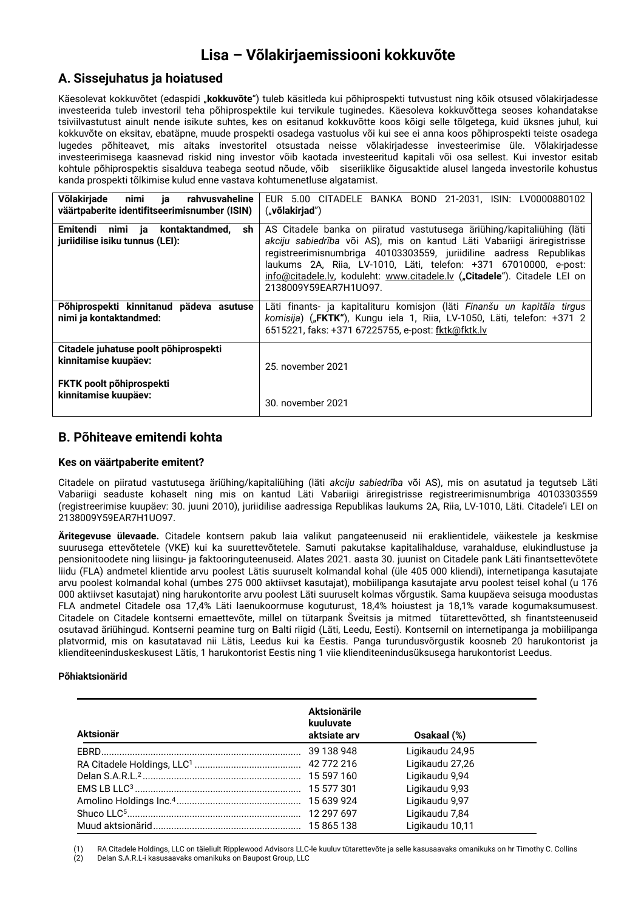# Lisa – Võlakirjaemissiooni kokkuvõte

## A. Sissejuhatus ja hoiatused

Käesolevat kokkuvõtet (edaspidi „**kokkuvõte**") tuleb käsitleda kui põhiprospekti tutvustust ning kõik otsused võlakirjadesse investeerida tuleb investoril teha põhiprospektile kui tervikule tuginedes. Käesoleva kokkuvõttega seoses kohandatakse tsiviilvastutust ainult nende isikute suhtes, kes on esitanud kokkuvõtte koos kõigi selle tõlgetega, kuid üksnes juhul, kui kokkuvõte on eksitav, ebatäpne, muude prospekti osadega vastuolus või kui see ei anna koos põhiprospekti teiste osadega lugedes põhiteavet, mis aitaks investoritel otsustada neisse võlakirjadesse investeerimise üle. Võlakirjadesse investeerimisega kaasnevad riskid ning investor võib kaotada investeeritud kapitali või osa sellest. Kui investor esitab kohtule põhiprospektis sisalduva teabega seotud nõude, võib siseriiklike õigusaktide alusel langeda investorile kohustus kanda prospekti tõlkimise kulud enne vastava kohtumenetluse algatamist.

| | |
|---|---|
| **Võlakirjade nimi ja rahvusvaheline väärtpaberite identifitseerimisnumber (ISIN)** | EUR 5.00 CITADELE BANKA BOND 21-2031, ISIN: LV0000880102 („**võlakirjad**") |
| **Emitendi nimi ja kontaktandmed, sh juriidilise isiku tunnus (LEI):** | AS Citadele banka on piiratud vastutusega äriühing/kapitaliühing (läti *akciju sabiedrība* või AS), mis on kantud Läti Vabariigi äriregistrisse registreerimisnumbriga 40103303559, juriidiline aadress Republikas laukums 2A, Riia, LV-1010, Läti, telefon: +371 67010000, e-post: info@citadele.lv, koduleht: www.citadele.lv („**Citadele**"). Citadele LEI on 2138009Y59EAR7H1UO97. |
| **Põhiprospekti kinnitanud pädeva asutuse nimi ja kontaktandmed:** | Läti finants- ja kapitalituru komisjon (läti *Finanšu un kapitāla tirgus komisija*) („**FKTK**"), Kungu iela 1, Riia, LV-1050, Läti, telefon: +371 2 6515221, faks: +371 67225755, e-post: fktk@fktk.lv |
| **Citadele juhatuse poolt põhiprospekti kinnitamise kuupäev:** | 25. november 2021 |
| **FKTK poolt põhiprospekti kinnitamise kuupäev:** | 30. november 2021 |

## B. Põhiteave emitendi kohta

### Kes on väärtpaberite emitent?

Citadele on piiratud vastutusega äriühing/kapitaliühing (läti *akciju sabiedrība* või AS), mis on asutatud ja tegutseb Läti Vabariigi seaduste kohaselt ning mis on kantud Läti Vabariigi äriregistrisse registreerimisnumbriga 40103303559 (registreerimise kuupäev: 30. juuni 2010), juriidilise aadressiga Republikas laukums 2A, Riia, LV-1010, Läti. Citadele'i LEI on 2138009Y59EAR7H1UO97.

**Äritegevuse ülevaade.** Citadele kontsern pakub laia valikut pangateenuseid nii eraklientidele, väikestele ja keskmise suurusega ettevõtetele (VKE) kui ka suurettevõtetele. Samuti pakutakse kapitalihalduse, varahalduse, elukindlustuse ja pensionitoodete ning liisingu- ja faktooringuteenuseid. Alates 2021. aasta 30. juunist on Citadele pank Läti finantsettevõtete liidu (FLA) andmetel klientide arvu poolest Lätis suuruselt kolmandal kohal (üle 405 000 kliendi), internetipanga kasutajate arvu poolest kolmandal kohal (umbes 275 000 aktiivset kasutajat), mobiilipanga kasutajate arvu poolest teisel kohal (u 176 000 aktiivset kasutajat) ning harukontorite arvu poolest Läti suuruselt kolmas võrgustik. Sama kuupäeva seisuga moodustas FLA andmetel Citadele osa 17,4% Läti laenukoormuse koguturust, 18,4% hoiustest ja 18,1% varade kogumaksumusest. Citadele on Citadele kontserni emaettevõte, millel on tütarpank Šveitsis ja mitmed tütarettevõtted, sh finantsteenuseid osutavad äriühingud. Kontserni peamine turg on Balti riigid (Läti, Leedu, Eesti). Kontsernil on internetipanga ja mobiilipanga platvormid, mis on kasutatavad nii Lätis, Leedus kui ka Eestis. Panga turundusvõrgustik koosneb 20 harukontorist ja klienditeeninduskeskusest Lätis, 1 harukontorist Eestis ning 1 viie klienditeenindusüksusega harukontorist Leedus.

#### Põhiaktsionärid

| Aktsionär | Aktsionärile kuuluvate aktsiate arv | Osakaal (%) |
|---|---|---|
| EBRD | 39 138 948 | Ligikaudu 24,95 |
| RA Citadele Holdings, LLC[1] | 42 772 216 | Ligikaudu 27,26 |
| Delan S.A.R.L.[2] | 15 597 160 | Ligikaudu 9,94 |
| EMS LB LLC[3] | 15 577 301 | Ligikaudu 9,93 |
| Amolino Holdings Inc.[4] | 15 639 924 | Ligikaudu 9,97 |
| Shuco LLC[5] | 12 297 697 | Ligikaudu 7,84 |
| Muud aktsionärid | 15 865 138 | Ligikaudu 10,11 |

(1) RA Citadele Holdings, LLC on täieliult Ripplewood Advisors LLC-le kuuluv tütarettevõte ja selle kasusaavaks omanikuks on hr Timothy C. Collins
(2) Delan S.A.R.L-i kasusaavaks omanikuks on Baupost Group, LLC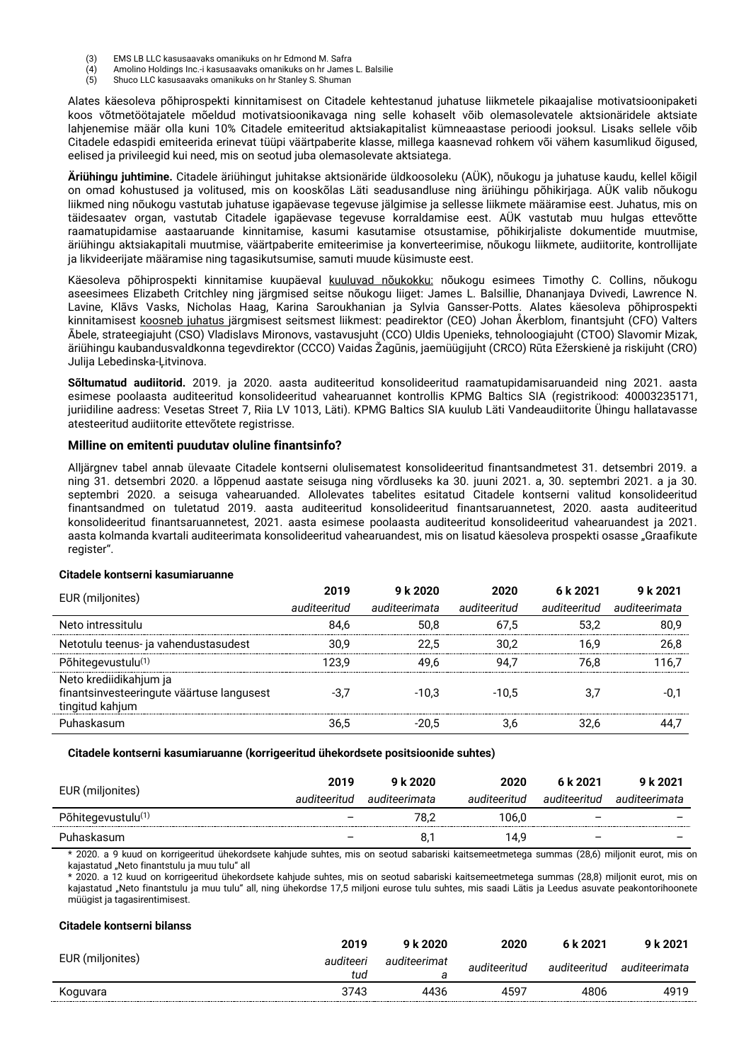(3) EMS LB LLC kasusaavaks omanikuks on hr Edmond M. Safra
(4) Amolino Holdings Inc.-i kasusaavaks omanikuks on hr James L. Balsilie
(5) Shuco LLC kasusaavaks omanikuks on hr Stanley S. Shuman

Alates käesoleva põhiprospekti kinnitamisest on Citadele kehtestanud juhatuse liikmetele pikaajalise motivatsioonipaketi koos võtmetöötajatele mõeldud motivatsioonikavaga ning selle kohaselt võib olemasolevatele aktsionäridele aktsiate lahjenemise määr olla kuni 10% Citadele emiteeritud aktsiakapitalist kümneaastase perioodi jooksul. Lisaks sellele võib Citadele edaspidi emiteerida erinevat tüüpi väärtpaberite klasse, millega kaasnevad rohkem või vähem kasumlikud õigused, eelised ja privileegid kui need, mis on seotud juba olemasolevate aktsiatega.

**Äriühingu juhtimine.** Citadele äriühingut juhitakse aktsionäride üldkoosoleku (AÜK), nõukogu ja juhatuse kaudu, kellel kõigil on omad kohustused ja volitused, mis on kooskõlas Läti seadusandluse ning äriühingu põhikirjaga. AÜK valib nõukogu liikmed ning nõukogu vastutab juhatuse igapäevase tegevuse jälgimise ja sellesse liikmete määramise eest. Juhatus, mis on täidesaatev organ, vastutab Citadele igapäevase tegevuse korraldamise eest. AÜK vastutab muu hulgas ettevõtte raamatupidamise aastaaruande kinnitamise, kasumi kasutamise otsustamise, põhikirjaliste dokumentide muutmise, äriühingu aktsiakapitali muutmise, väärtpaberite emiteerimise ja konverteerimise, nõukogu liikmete, audiitorite, kontrollijate ja likvideerijate määramise ning tagasikutsumise, samuti muude küsimuste eest.

Käesoleva põhiprospekti kinnitamise kuupäeval kuuluvad nõukokku: nõukogu esimees Timothy C. Collins, nõukogu aseesimees Elizabeth Critchley ning järgmised seitse nõukogu liiget: James L. Balsillie, Dhananjaya Dvivedi, Lawrence N. Lavine, Klāvs Vasks, Nicholas Haag, Karina Saroukhanian ja Sylvia Gansser-Potts. Alates käesoleva põhiprospekti kinnitamisest koosneb juhatus järgmisest seitsmest liikmest: peadirektor (CEO) Johan Åkerblom, finantsjuht (CFO) Valters Ābele, strateegiajuht (CSO) Vladislavs Mironovs, vastavusjuht (CCO) Uldis Upenieks, tehnoloogiajuht (CTOO) Slavomir Mizak, äriühingu kaubandusvaldkonna tegevdirektor (CCCO) Vaidas Žagūnis, jaemüügijuht (CRCO) Rūta Ežerskienė ja riskijuht (CRO) Julija Lebedinska-Ļitvinova.

**Sõltumatud audiitorid.** 2019. ja 2020. aasta auditeeritud konsolideeritud raamatupidamisaruandeid ning 2021. aasta esimese poolaasta auditeeritud konsolideeritud vahearuannet kontrollis KPMG Baltics SIA (registrikood: 40003235171, juriidiline aadress: Vesetas Street 7, Riia LV 1013, Läti). KPMG Baltics SIA kuulub Läti Vandeaudiitorite Ühingu hallatavasse atesteeritud audiitorite ettevõtete registrisse.

### Milline on emitenti puudutav oluline finantsinfo?

Alljärgnev tabel annab ülevaate Citadele kontserni olulisematest konsolideeritud finantsandmetest 31. detsembri 2019. a ning 31. detsembri 2020. a lõppenud aastate seisuga ning võrdluseks ka 30. juuni 2021. a, 30. septembri 2021. a ja 30. septembri 2020. a seisuga vahearuanded. Allolevates tabelites esitatud Citadele kontserni valitud konsolideeritud finantsandmed on tuletatud 2019. aasta auditeeritud konsolideeritud finantsaruannetest, 2020. aasta auditeeritud konsolideeritud finantsaruannetest, 2021. aasta esimese poolaasta auditeeritud konsolideeritud vahearuandest ja 2021. aasta kolmanda kvartali auditeerimata konsolideeritud vahearuandest, mis on lisatud käesoleva prospekti osasse „Graafikute register".

**Citadele kontserni kasumiaruanne**

| EUR (miljonites) | 2019<br>*auditeeritud* | 9 k 2020<br>*auditeerimata* | 2020<br>*auditeeritud* | 6 k 2021<br>*auditeeritud* | 9 k 2021<br>*auditeerimata* |
|---|---|---|---|---|---|
| Neto intressitulu | 84,6 | 50,8 | 67,5 | 53,2 | 80,9 |
| Netotulu teenus- ja vahendustasudest | 30,9 | 22,5 | 30,2 | 16,9 | 26,8 |
| Põhitegevustulu[1] | 123,9 | 49,6 | 94,7 | 76,8 | 116,7 |
| Neto krediidikahjum ja finantsinvesteeringute väärtuse langusest tingitud kahjum | -3,7 | -10,3 | -10,5 | 3,7 | -0,1 |
| Puhaskasum | 36,5 | -20,5 | 3,6 | 32,6 | 44,7 |

**Citadele kontserni kasumiaruanne (korrigeeritud ühekordsete positsioonide suhtes)**

| EUR (miljonites) | 2019<br>*auditeeritud* | 9 k 2020<br>*auditeerimata* | 2020<br>*auditeeritud* | 6 k 2021<br>*auditeeritud* | 9 k 2021<br>*auditeerimata* |
|---|---|---|---|---|---|
| Põhitegevustulu[1] | – | 78,2 | 106,0 | – | – |
| Puhaskasum | – | 8,1 | 14,9 | – | – |

* 2020. a 9 kuud on korrigeeritud ühekordsete kahjude suhtes, mis on seotud sabariski kaitsemeetmetega summas (28,6) miljonit eurot, mis on kajastatud „Neto finantstulu ja muu tulu" all

* 2020. a 12 kuud on korrigeeritud ühekordsete kahjude suhtes, mis on seotud sabariski kaitsemeetmetega summas (28,8) miljonit eurot, mis on kajastatud „Neto finantstulu ja muu tulu" all, ning ühekordse 17,5 miljoni eurose tulu suhtes, mis saadi Lätis ja Leedus asuvate peakontorihoonete müügist ja tagasirentimisest.

**Citadele kontserni bilanss**

| EUR (miljonites) | 2019<br>*auditeeritud* | 9 k 2020<br>*auditeerimata* | 2020<br>*auditeeritud* | 6 k 2021<br>*auditeeritud* | 9 k 2021<br>*auditeerimata* |
|---|---|---|---|---|---|
| Koguvara | 3743 | 4436 | 4597 | 4806 | 4919 |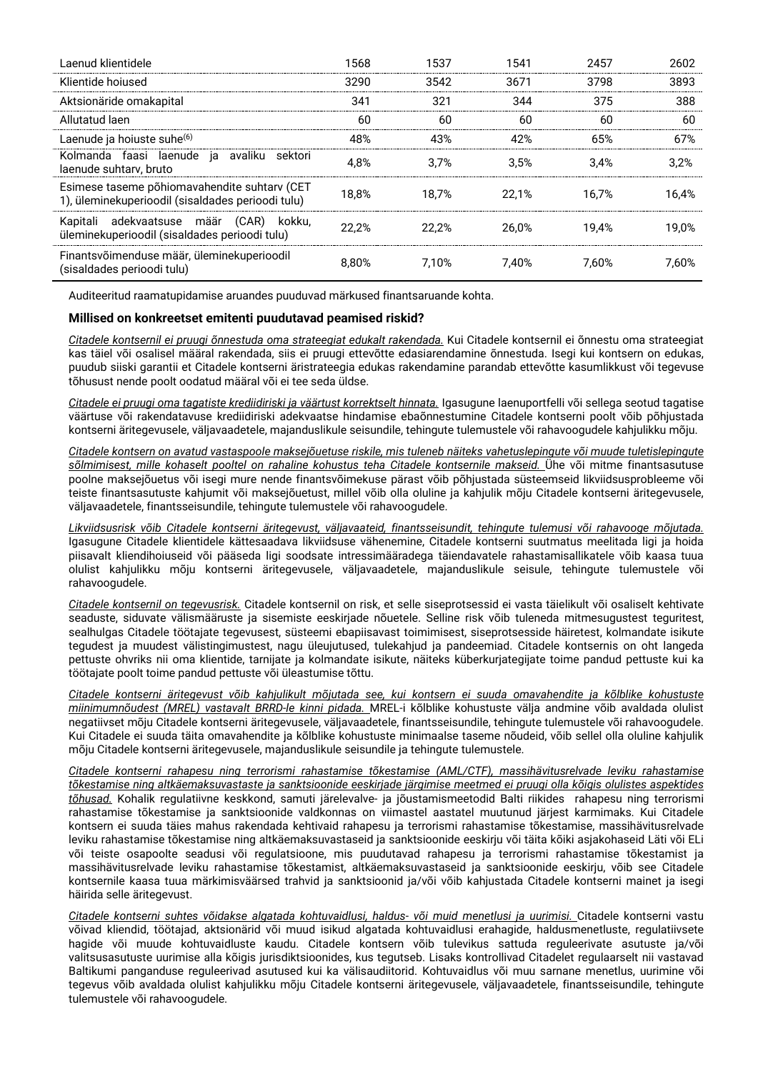| | | | | | |
|---|---|---|---|---|---|
| Laenud klientidele | 1568 | 1537 | 1541 | 2457 | 2602 |
| Klientide hoiused | 3290 | 3542 | 3671 | 3798 | 3893 |
| Aktsionäride omakapital | 341 | 321 | 344 | 375 | 388 |
| Allutatud laen | 60 | 60 | 60 | 60 | 60 |
| Laenude ja hoiuste suhe[6] | 48% | 43% | 42% | 65% | 67% |
| Kolmanda faasi laenude ja avaliku sektori laenude suhtarv, bruto | 4,8% | 3,7% | 3,5% | 3,4% | 3,2% |
| Esimese taseme põhiomavahendite suhtarv (CET 1), üleminekuperioodil (sisaldades perioodi tulu) | 18,8% | 18,7% | 22,1% | 16,7% | 16,4% |
| Kapitali adekvaatsuse määr (CAR) kokku, üleminekuperioodil (sisaldades perioodi tulu) | 22,2% | 22,2% | 26,0% | 19,4% | 19,0% |
| Finantsvõimenduse määr, üleminekuperioodil (sisaldades perioodi tulu) | 8,80% | 7,10% | 7,40% | 7,60% | 7,60% |

Auditeeritud raamatupidamise aruandes puuduvad märkused finantsaruande kohta.

**Millised on konkreetset emitenti puudutavad peamised riskid?**

*Citadele kontsernil ei pruugi õnnestuda oma strateegiat edukalt rakendada.* Kui Citadele kontsernil ei õnnestu oma strateegiat kas täiel või osalisel määral rakendada, siis ei pruugi ettevõtte edasiarendamine õnnestuda. Isegi kui kontsern on edukas, puudub siiski garantii et Citadele kontserni äristrateegia edukas rakendamine parandab ettevõtte kasumlikkust või tegevuse tõhusust nende poolt oodatud määral või ei tee seda üldse.

*Citadele ei pruugi oma tagatiste krediidiriski ja väärtust korrektselt hinnata.* Igasugune laenuportfelli või sellega seotud tagatise väärtuse või rakendatavuse krediidiriski adekvaatse hindamise ebaõnnestumine Citadele kontserni poolt võib põhjustada kontserni äritegevusele, väljavaadetele, majanduslikule seisundile, tehingute tulemustele või rahavoogudele kahjulikku mõju.

*Citadele kontsern on avatud vastaspoole maksejõuetuse riskile, mis tuleneb näiteks vahetuslepingute või muude tuletislepingute sõlmimisest, mille kohaselt pooltel on rahaline kohustus teha Citadele kontsernile makseid.* Ühe või mitme finantsasutuse poolne maksejõuetus või isegi mure nende finantsvõimekuse pärast võib põhjustada süsteemseid likviidsusprobleeme või teiste finantsasutuste kahjumit või maksejõuetust, millel võib olla oluline ja kahjulik mõju Citadele kontserni äritegevusele, väljavaadetele, finantsseisundile, tehingute tulemustele või rahavoogudele.

*Likviidsusrisk võib Citadele kontserni äritegevust, väljavaateid, finantsseisundit, tehingute tulemusi või rahavooge mõjutada.* Igasugune Citadele klientidele kättesaadava likviidsuse vähenemine, Citadele kontserni suutmatus meelitada ligi ja hoida piisavalt kliendihoiuseid või pääseda ligi soodsate intressimääradega täiendavatele rahastamisallikatele võib kaasa tuua olulist kahjulikku mõju kontserni äritegevusele, väljavaadetele, majanduslikule seisule, tehingute tulemustele või rahavoogudele.

*Citadele kontsernil on tegevusrisk.* Citadele kontsernil on risk, et selle siseprotsessid ei vasta täielikult või osaliselt kehtivate seaduste, siduvate välismääruste ja sisemiste eeskirjade nõuetele. Selline risk võib tuleneda mitmesugustest teguritest, sealhulgas Citadele töötajate tegevusest, süsteemi ebapiisavast toimimisest, siseprotsesside häiretest, kolmandate isikute tegudest ja muudest välistingimustest, nagu üleujutused, tulekahjud ja pandeemiad. Citadele kontsernis on oht langeda pettuste ohvriks nii oma klientide, tarnijate ja kolmandate isikute, näiteks küberkurjategijate toime pandud pettuste kui ka töötajate poolt toime pandud pettuste või üleastumise tõttu.

*Citadele kontserni äritegevust võib kahjulikult mõjutada see, kui kontsern ei suuda omavahendite ja kõlblike kohustuste miinimumnõudest (MREL) vastavalt BRRD-le kinni pidada.* MREL-i kõlblike kohustuste välja andmine võib avaldada olulist negatiivset mõju Citadele kontserni äritegevusele, väljavaadetele, finantsseisundile, tehingute tulemustele või rahavoogudele. Kui Citadele ei suuda täita omavahendite ja kõlblike kohustuste minimaalse taseme nõudeid, võib sellel olla oluline kahjulik mõju Citadele kontserni äritegevusele, majanduslikule seisundile ja tehingute tulemustele.

*Citadele kontserni rahapesu ning terrorismi rahastamise tõkestamise (AML/CTF), massihävitusrelvade leviku rahastamise tõkestamise ning altkäemaksuvastaste ja sanktsioonide eeskirjade järgimise meetmed ei pruugi olla kõigis olulistes aspektides tõhusad.* Kohalik regulatiivne keskkond, samuti järelevalve- ja jõustamismeetodid Balti riikides rahapesu ning terrorismi rahastamise tõkestamise ja sanktsioonide valdkonnas on viimastel aastatel muutunud järjest karmimaks. Kui Citadele kontsern ei suuda täies mahus rakendada kehtivaid rahapesu ja terrorismi rahastamise tõkestamise, massihävitusrelvade leviku rahastamise tõkestamise ning altkäemaksuvastaseid ja sanktsioonide eeskirju või täita kõiki asjakohaseid Läti või ELi või teiste osapoolte seadusi või regulatsioone, mis puudutavad rahapesu ja terrorismi rahastamise tõkestamist ja massihävitusrelvade leviku rahastamise tõkestamist, altkäemaksuvastaseid ja sanktsioonide eeskirju, võib see Citadele kontsernile kaasa tuua märkimisväärsed trahvid ja sanktsioonid ja/või võib kahjustada Citadele kontserni mainet ja isegi häirida selle äritegevust.

*Citadele kontserni suhtes võidakse algatada kohtuvaidlusi, haldus- või muid menetlusi ja uurimisi.* Citadele kontserni vastu võivad kliendid, töötajad, aktsionärid või muud isikud algatada kohtuvaidlusi erahagide, haldusmenetluste, regulatiivsete hagide või muude kohtuvaidluste kaudu. Citadele kontsern võib tulevikus sattuda reguleerivate asutuste ja/või valitsusasutuste uurimise alla kõigis jurisdiktsioonides, kus tegutseb. Lisaks kontrollivad Citadelet regulaarselt nii vastavad Baltikumi panganduse reguleerivad asutused kui ka välisaudiitorid. Kohtuvaidlus või muu sarnane menetlus, uurimine või tegevus võib avaldada olulist kahjulikku mõju Citadele kontserni äritegevusele, väljavaadetele, finantsseisundile, tehingute tulemustele või rahavoogudele.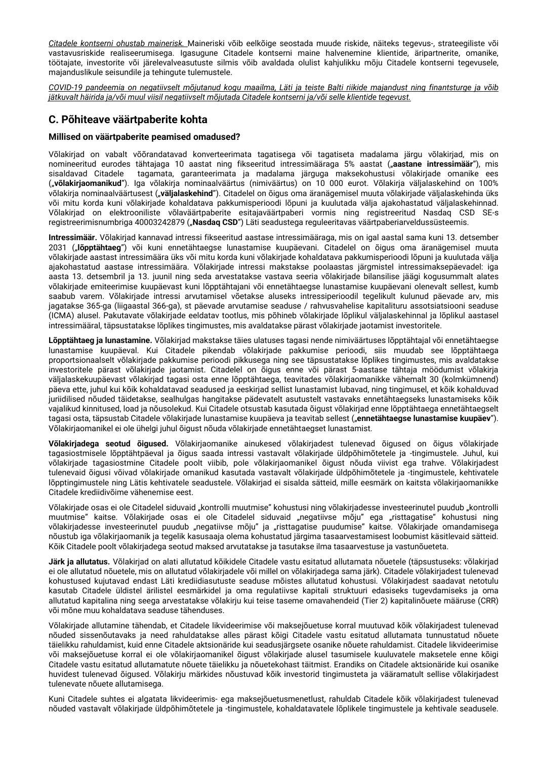*Citadele kontserni ohustab mainerisk.* Maineriski võib eelkõige seostada muude riskide, näiteks tegevus-, strateegiliste või vastavusriskide realiseerumisega. Igasugune Citadele kontserni maine halvenemine klientide, äripartnerite, omanike, töötajate, investorite või järelevalveasutuste silmis võib avaldada olulist kahjulikku mõju Citadele kontserni tegevusele, majanduslikule seisundile ja tehingute tulemustele.

*COVID-19 pandeemia on negatiivselt mõjutanud kogu maailma, Läti ja teiste Balti riikide majandust ning finantsturge ja võib jätkuvalt häirida ja/või muul viisil negatiivselt mõjutada Citadele kontserni ja/või selle klientide tegevust.*

## C. Põhiteave väärtpaberite kohta

### Millised on väärtpaberite peamised omadused?

Võlakirjad on vabalt võõrandatavad konverteerimata tagatisega või tagatiseta madalama järgu võlakirjad, mis on nomineeritud eurodes tähtajaga 10 aastat ning fikseeritud intressimääraga 5% aastat (**„aastane intressimäär"**), mis sisaldavad Citadele tagamata, garanteerimata ja madalama järguga maksekohustusi võlakirjade omanike ees (**„võlakirjaomanikud"**). Iga võlakirja nominaalväärtus (nimiväärtus) on 10 000 eurot. Võlakirja väljalaskehind on 100% võlakirja nominaalväärtusest (**„väljalaskehind"**). Citadelel on õigus oma äranägemisel muuta võlakirjade väljalaskehinda üks või mitu korda kuni võlakirjade kohaldatava pakkumisperioodi lõpuni ja kuulutada välja ajakohastatud väljalaskehinnad. Võlakirjad on elektrooniliste võlaväärtpaberite esitajaväärtpaberi vormis ning registreeritud Nasdaq CSD SE-s registreerimisnumbriga 40003242879 (**„Nasdaq CSD"**) Läti seadustega reguleeritavas väärtpaberiarveldussüsteemis.

**Intressimäär.** Võlakirjad kannavad intressi fikseeritud aastase intressimääraga, mis on igal aastal sama kuni 13. detsember 2031 (**„lõpptähtaeg"**) või kuni ennetähtaegse lunastamise kuupäevani. Citadelel on õigus oma äranägemisel muuta võlakirjade aastast intressimäära üks või mitu korda kuni võlakirjade kohaldatava pakkumisperioodi lõpuni ja kuulutada välja ajakohastatud aastase intressimäära. Võlakirjade intressi makstakse poolaastas järgmistel intressimaksepäevadel: iga aasta 13. detsembril ja 13. juunil ning seda arvestatakse vastava seeria võlakirjade bilansilise jäägi kogusummalt alates võlakirjade emiteerimise kuupäevast kuni lõpptähtajani või ennetähtaegse lunastamise kuupäevani olenevalt sellest, kumb saabub varem. Võlakirjade intressi arvutamisel võetakse aluseks intressiperioodil tegelikult kulunud päevade arv, mis jagatakse 365-ga (liigaastal 366-ga), st päevade arvutamise seaduse / rahvusvahelise kapitalituru assotsiatsiooni seaduse (ICMA) alusel. Pakutavate võlakirjade eeldatav tootlus, mis põhineb võlakirjade lõplikul väljalaskehinnal ja lõplikul aastasel intressimääral, täpsustatakse lõplikes tingimustes, mis avaldatakse pärast võlakirjade jaotamist investoritele.

**Lõpptähtaeg ja lunastamine.** Võlakirjad makstakse täies ulatuses tagasi nende nimiväärtuses lõpptähtajal või ennetähtaegse lunastamise kuupäeval. Kui Citadele pikendab võlakirjade pakkumise perioodi, siis muudab see lõpptähtaega proportsionaalselt võlakirjade pakkumise perioodi pikkusega ning see täpsustatakse lõplikes tingimustes, mis avaldatakse investoritele pärast võlakirjade jaotamist. Citadelel on õigus enne või pärast 5-aastase tähtaja möödumist võlakirja väljalaskekuupäevast võlakirjad tagasi osta enne lõpptähtaega, teavitades võlakirjaomanikke vähemalt 30 (kolmkümnend) päeva ette, juhul kui kõik kohaldatavad seadused ja eeskirjad sellist lunastamist lubavad, ning tingimusel, et kõik kohalduvad juriidilised nõuded täidetakse, sealhulgas hangitakse pädevatelt asutustelt vastavaks ennetähtaegseks lunastamiseks kõik vajalikud kinnitused, load ja nõusolekud. Kui Citadele otsustab kasutada õigust võlakirjad enne lõpptähtaega ennetähtaegselt tagasi osta, täpsustab Citadele võlakirjade lunastamise kuupäeva ja teavitab sellest (**„ennetähtaegse lunastamise kuupäev"**). Võlakirjaomanikel ei ole ühelgi juhul õigust nõuda võlakirjade ennetähtaegset lunastamist.

**Võlakirjadega seotud õigused.** Võlakirjaomanike ainukesed võlakirjadest tulenevad õigused on õigus võlakirjade tagasiostmisele lõpptähtpäeval ja õigus saada intressi vastavalt võlakirjade üldpõhimõtetele ja -tingimustele. Juhul, kui võlakirjade tagasiostmine Citadele poolt viibib, pole võlakirjaomanikel õigust nõuda viivist ega trahve. Võlakirjadest tulenevaid õigusi võivad võlakirjade omanikud kasutada vastavalt võlakirjade üldpõhimõtetele ja -tingimustele, kehtivatele lõpptingimustele ning Lätis kehtivatele seadustele. Võlakirjad ei sisalda sätteid, mille eesmärk on kaitsta võlakirjaomanikke Citadele krediidivõime vähenemise eest.

Võlakirjade osas ei ole Citadelel siduvaid „kontrolli muutmise" kohustusi ning võlakirjadesse investeerinutel puudub „kontrolli muutmise" kaitse. Võlakirjade osas ei ole Citadelel siduvaid „negatiivse mõju" ega „risttagatise" kohustusi ning võlakirjadesse investeerinutel puudub „negatiivse mõju" ja „risttagatise puudumise" kaitse. Võlakirjade omandamisega nõustub iga võlakirjaomanik ja tegelik kasusaaja olema kohustatud järgima tasaarvestamisest loobumist käsitlevaid sätteid. Kõik Citadele poolt võlakirjadega seotud maksed arvutatakse ja tasutakse ilma tasaarvestuse ja vastunõueteta.

**Järk ja allutatus.** Võlakirjad on alati allutatud kõikidele Citadele vastu esitatud allutamata nõuetele (täpsustuseks: võlakirjad ei ole allutatud nõuetele, mis on allutatud võlakirjadele või millel on võlakirjadega sama järk). Citadele võlakirjadest tulenevad kohustused kujutavad endast Läti krediidiasutuste seaduse mõistes allutatud kohustusi. Võlakirjadest saadavat netotulu kasutab Citadele üldistel ärilistel eesmärkidel ja oma regulatiivse kapitali struktuuri edasiseks tugevdamiseks ja oma allutatud kapitalina ning seega arvestatakse võlakirju kui teise taseme omavahendeid (Tier 2) kapitalinõuete määruse (CRR) või mõne muu kohaldatava seaduse tähenduses.

Võlakirjade allutamine tähendab, et Citadele likvideerimise või maksejõuetuse korral muutuvad kõik võlakirjadest tulenevad nõuded sissenõutavaks ja need rahuldatakse alles pärast kõigi Citadele vastu esitatud allutamata tunnustatud nõuete täielikku rahuldamist, kuid enne Citadele aktsionäride kui seadusjärgsete osanike nõuete rahuldamist. Citadele likvideerimise või maksejõuetuse korral ei ole võlakirjaomanikel õigust võlakirjade alusel tasumisele kuuluvatele maksetele enne kõigi Citadele vastu esitatud allutamatute nõuete täielikku ja nõuetekohast täitmist. Erandiks on Citadele aktsionäride kui osanike huvidest tulenevad õigused. Võlakirju märkides nõustuvad kõik investorid tingimusteta ja vääramatult sellise võlakirjadest tulenevate nõuete allutamisega.

Kuni Citadele suhtes ei algatata likvideerimis- ega maksejõuetusmenetlust, rahuldab Citadele kõik võlakirjadest tulenevad nõuded vastavalt võlakirjade üldpõhimõtetele ja -tingimustele, kohaldatavatele lõplikele tingimustele ja kehtivale seadusele.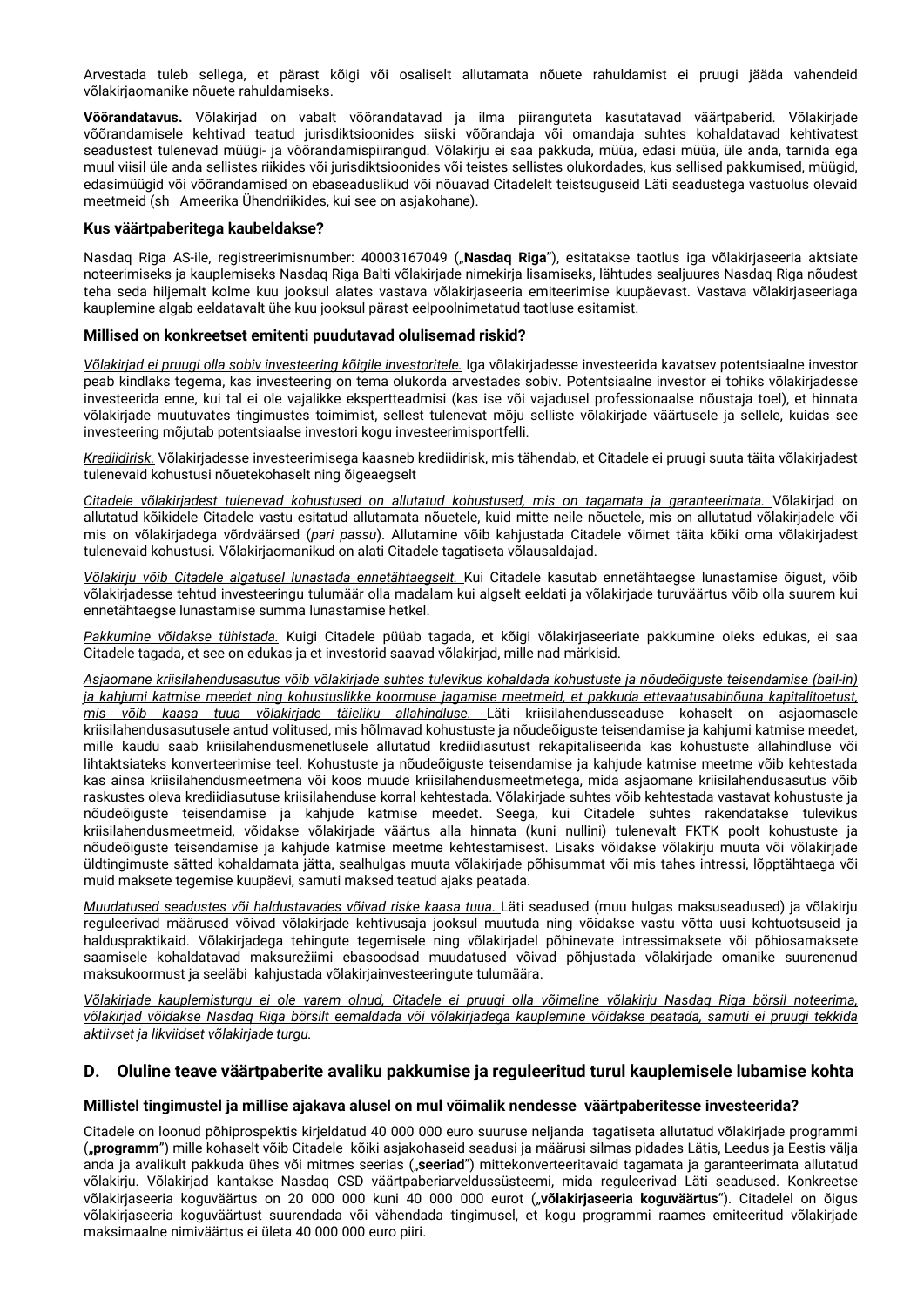Arvestada tuleb sellega, et pärast kõigi või osaliselt allutamata nõuete rahuldamist ei pruugi jääda vahendeid võlakirjaomanike nõuete rahuldamiseks.

**Võõrandatavus.** Võlakirjad on vabalt võõrandatavad ja ilma piiranguteta kasutatavad väärtpaberid. Võlakirjade võõrandamisele kehtivad teatud jurisdiktsioonides siiski võõrandaja või omandaja suhtes kohaldatavad kehtivatest seadustest tulenevad müügi- ja võõrandamispiirangud. Võlakirju ei saa pakkuda, müüa, edasi müüa, üle anda, tarnida ega muul viisil üle anda sellistes riikides või jurisdiktsioonides või teistes sellistes olukordades, kus sellised pakkumised, müügid, edasimüügid või võõrandamised on ebaseaduslikud või nõuavad Citadelelt teistsuguseid Läti seadustega vastuolus olevaid meetmeid (sh Ameerika Ühendriikides, kui see on asjakohane).

### Kus väärtpaberitega kaubeldakse?

Nasdaq Riga AS-ile, registreerimisnumber: 40003167049 („**Nasdaq Riga**"), esitatakse taotlus iga võlakirjaseeria aktsiate noteerimiseks ja kauplemiseks Nasdaq Riga Balti võlakirjade nimekirja lisamiseks, lähtudes sealjuures Nasdaq Riga nõudest teha seda hiljemalt kolme kuu jooksul alates vastava võlakirjaseeria emiteerimise kuupäevast. Vastava võlakirjaseeriaga kauplemine algab eeldatavalt ühe kuu jooksul pärast eelpoolnimetatud taotluse esitamist.

### Millised on konkreetset emitenti puudutavad olulisemad riskid?

_Võlakirjad ei pruugi olla sobiv investeering kõigile investoritele._ Iga võlakirjadesse investeerida kavatsev potentsiaalne investor peab kindlaks tegema, kas investeering on tema olukorda arvestades sobiv. Potentsiaalne investor ei tohiks võlakirjadesse investeerida enne, kui tal ei ole vajalikke eksperteadmisi (kas ise või vajadusel professionaalse nõustaja toel), et hinnata võlakirjade muutuvates tingimustes toimimist, sellest tulenevat mõju selliste võlakirjade väärtusele ja sellele, kuidas see investeering mõjutab potentsiaalse investori kogu investeerimisportfelli.

_Krediidirisk._ Võlakirjadesse investeerimisega kaasneb krediidirisk, mis tähendab, et Citadele ei pruugi suuta täita võlakirjadest tulenevaid kohustusi nõuetekohaselt ning õigeaegselt

_Citadele võlakirjadest tulenevad kohustused on allutatud kohustused, mis on tagamata ja garanteerimata._ Võlakirjad on allutatud kõikidele Citadele vastu esitatud allutamata nõuetele, kuid mitte neile nõuetele, mis on allutatud võlakirjadele või mis on võlakirjadega võrdväärsed (*pari passu*). Allutamine võib kahjustada Citadele võimet täita kõiki oma võlakirjadest tulenevaid kohustusi. Võlakirjaomanikud on alati Citadele tagatiseta võlausaldajad.

_Võlakirju võib Citadele algatusel lunastada ennetähtaegselt._ Kui Citadele kasutab ennetähtaegse lunastamise õigust, võib võlakirjadesse tehtud investeeringu tulumäär olla madalam kui algselt eeldati ja võlakirjade turuväärtus võib olla suurem kui ennetähtaegse lunastamise summa lunastamise hetkel.

_Pakkumine võidakse tühistada._ Kuigi Citadele püüab tagada, et kõigi võlakirjaseeriate pakkumine oleks edukas, ei saa Citadele tagada, et see on edukas ja et investorid saavad võlakirjad, mille nad märkisid.

_Asjaomane kriisilahendusasutus võib võlakirjade suhtes tulevikus kohaldada kohustuste ja nõudeõiguste teisendamise (bail-in) ja kahjumi katmise meedet ning kohustuslikke koormuse jagamise meetmeid, et pakkuda ettevaatusabinõuna kapitalitoetust, mis võib kaasa tuua võlakirjade täieliku allahindluse._ Läti kriisilahendusseaduse kohaselt on asjaomasele kriisilahendusasutusele antud volitused, mis hõlmavad kohustuste ja nõudeõiguste teisendamise ja kahjumi katmise meedet, mille kaudu saab kriisilahendusmenetlusele allutatud krediidiasutust rekapitaliseerida kas kohustuste allahindluse või lihtaktsiateks konverteerimise teel. Kohustuste ja nõudeõiguste teisendamise ja kahjude katmise meetme võib kehtestada kas ainsa kriisilahendusmeetmena või koos muude kriisilahendusmeetmetega, mida asjaomane kriisilahendusasutus võib raskustes oleva krediidiasutuse kriisilahenduse korral kehtestada. Võlakirjade suhtes võib kehtestada vastavat kohustuste ja nõudeõiguste teisendamise ja kahjude katmise meedet. Seega, kui Citadele suhtes rakendatakse tulevikus kriisilahendusmeetmeid, võidakse võlakirjade väärtus alla hinnata (kuni nullini) tulenevalt FKTK poolt kohustuste ja nõudeõiguste teisendamise ja kahjude katmise meetme kehtestamisest. Lisaks võidakse võlakirju muuta või võlakirjade üldtingimuste sätted kohaldamata jätta, sealhulgas muuta võlakirjade põhisummat või mis tahes intressi, lõpptähtaega või muid maksete tegemise kuupäevi, samuti maksed teatud ajaks peatada.

_Muudatused seadustes või haldustavades võivad riske kaasa tuua._ Läti seadused (muu hulgas maksuseadused) ja võlakirju reguleerivad määrused võivad võlakirjade kehtivusaja jooksul muutuda ning võidakse vastu võtta uusi kohtuotsuseid ja halduspraktikaid. Võlakirjadega tehingute tegemisele ning võlakirjadel põhinevate intressimaksete või põhiosamaksete saamisele kohaldatavad maksurežiimi ebasoodsad muudatused võivad põhjustada võlakirjade omanike suurenenud maksukoormust ja seeläbi kahjustada võlakirjainvesteeringute tulumäära.

_Võlakirjade kauplemisturgu ei ole varem olnud, Citadele ei pruugi olla võimeline võlakirju Nasdaq Riga börsil noteerima, võlakirjad võidakse Nasdaq Riga börsilt eemaldada või võlakirjadega kauplemine võidakse peatada, samuti ei pruugi tekkida aktiivset ja likviidset võlakirjade turgu._

## D. Oluline teave väärtpaberite avaliku pakkumise ja reguleeritud turul kauplemisele lubamise kohta

### Millistel tingimustel ja millise ajakava alusel on mul võimalik nendesse väärtpaberitesse investeerida?

Citadele on loonud põhiprospektis kirjeldatud 40 000 000 euro suuruse neljanda tagatiseta allutatud võlakirjade programmi („**programm**") mille kohaselt võib Citadele kõiki asjakohaseid seadusi ja määrusi silmas pidades Lätis, Leedus ja Eestis välja anda ja avalikult pakkuda ühes või mitmes seerias („**seeriad**") mittekonverteeritavaid tagamata ja garanteerimata allutatud võlakirju. Võlakirjad kantakse Nasdaq CSD väärtpaberiarveldussüsteemi, mida reguleerivad Läti seadused. Konkreetse võlakirjaseeria koguväärtus on 20 000 000 kuni 40 000 000 eurot („**võlakirjaseeria koguväärtus**"). Citadelel on õigus võlakirjaseeria koguväärtust suurendada või vähendada tingimusel, et kogu programmi raames emiteeritud võlakirjade maksimaalne nimiväärtus ei ületa 40 000 000 euro piiri.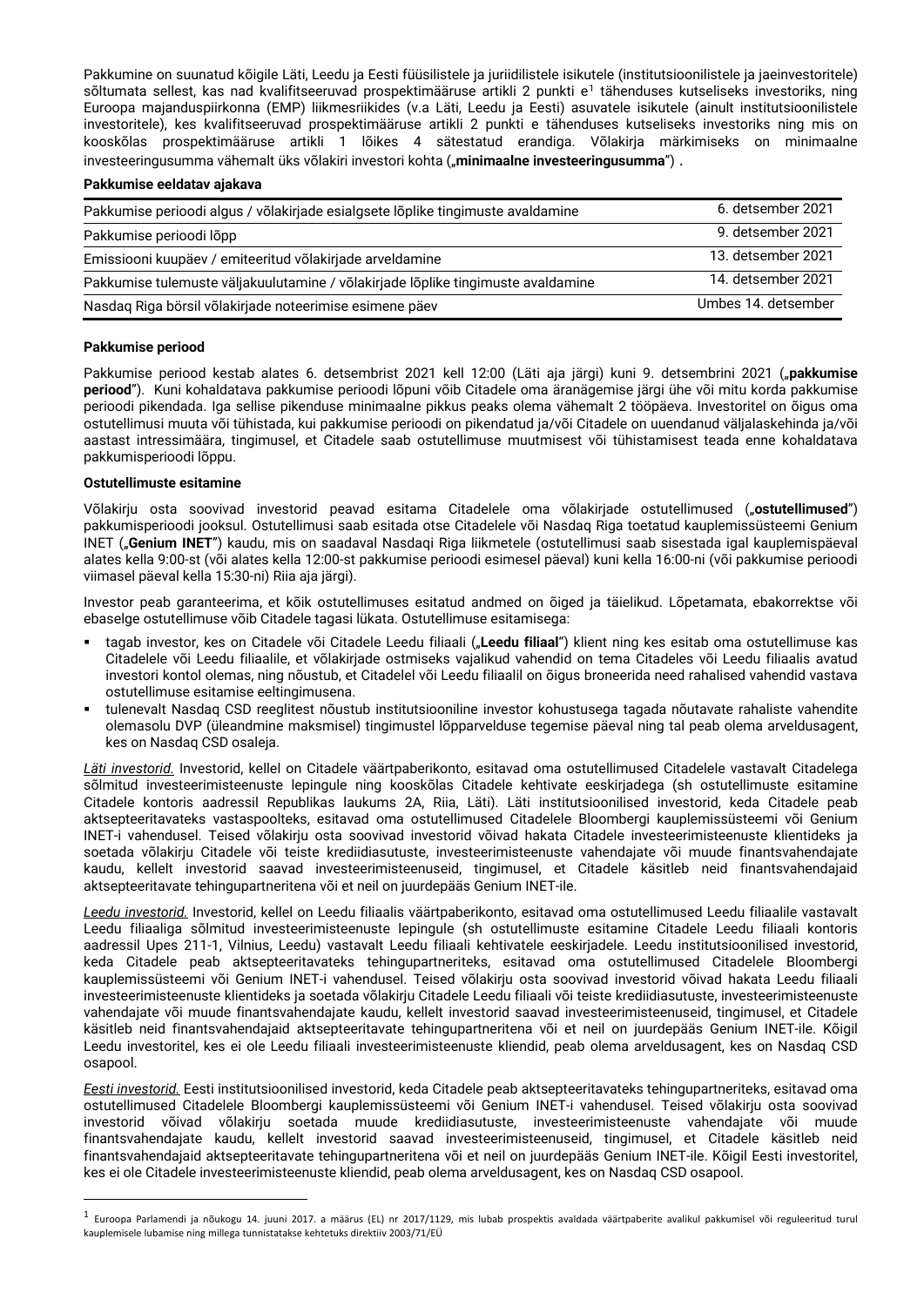Pakkumine on suunatud kõigile Läti, Leedu ja Eesti füüsilistele ja juriidilistele isikutele (institutsioonilistele ja jaeinvestoritele) sõltumata sellest, kas nad kvalifitseeruvad prospektimääruse artikli 2 punkti e[1] tähenduses kutseliseks investoriks, ning Euroopa majanduspiirkonna (EMP) liikmesriikides (v.a Läti, Leedu ja Eesti) asuvatele isikutele (ainult institutsioonilistele investoritele), kes kvalifitseeruvad prospektimääruse artikli 2 punkti e tähenduses kutseliseks investoriks ning mis on kooskõlas prospektimääruse artikli 1 lõikes 4 sätestatud erandiga. Võlakirja märkimiseks on minimaalne investeeringusumma vähemalt üks võlakiri investori kohta (**„minimaalne investeeringusumma"**) .

**Pakkumise eeldatav ajakava**

| | |
|---|---|
| Pakkumise perioodi algus / võlakirjade esialgsete lõplike tingimuste avaldamine | 6. detsember 2021 |
| Pakkumise perioodi lõpp | 9. detsember 2021 |
| Emissiooni kuupäev / emiteeritud võlakirjade arveldamine | 13. detsember 2021 |
| Pakkumise tulemuste väljakuulutamine / võlakirjade lõplike tingimuste avaldamine | 14. detsember 2021 |
| Nasdaq Riga börsil võlakirjade noteerimise esimene päev | Umbes 14. detsember |

**Pakkumise periood**

Pakkumise periood kestab alates 6. detsembrist 2021 kell 12:00 (Läti aja järgi) kuni 9. detsembrini 2021 (**„pakkumise periood"**). Kuni kohaldatava pakkumise perioodi lõpuni võib Citadele oma äranägemise järgi ühe või mitu korda pakkumise perioodi pikendada. Iga sellise pikenduse minimaalne pikkus peaks olema vähemalt 2 tööpäeva. Investoritel on õigus oma ostutellimusi muuta või tühistada, kui pakkumise perioodi on pikendatud ja/või Citadele on uuendanud väljalaskehinda ja/või aastast intressimäära, tingimusel, et Citadele saab ostutellimuse muutmisest või tühistamisest teada enne kohaldatava pakkumisperioodi lõppu.

**Ostutellimuste esitamine**

Võlakirju osta soovivad investorid peavad esitama Citadelele oma võlakirjade ostutellimused (**„ostutellimused"**) pakkumisperioodi jooksul. Ostutellimusi saab esitada otse Citadelele või Nasdaq Riga toetatud kauplemissüsteemi Genium INET (**„Genium INET"**) kaudu, mis on saadaval Nasdaqi Riga liikmetele (ostutellimusi saab sisestada igal kauplemispäeval alates kella 9:00-st (või alates kella 12:00-st pakkumise perioodi esimesel päeval) kuni kella 16:00-ni (või pakkumise perioodi viimasel päeval kella 15:30-ni) Riia aja järgi).

Investor peab garanteerima, et kõik ostutellimuses esitatud andmed on õiged ja täielikud. Lõpetamata, ebakorrektse või ebaselge ostutellimuse võib Citadele tagasi lükata. Ostutellimuse esitamisega:

- tagab investor, kes on Citadele või Citadele Leedu filiaali (**„Leedu filiaal"**) klient ning kes esitab oma ostutellimuse kas Citadelele või Leedu filiaalile, et võlakirjade ostmiseks vajalikud vahendid on tema Citadeles või Leedu filiaalis avatud investori kontol olemas, ning nõustub, et Citadelel või Leedu filiaalil on õigus broneerida need rahalised vahendid vastava ostutellimuse esitamise eeltingimusena.
- tulenevalt Nasdaq CSD reeglitest nõustub institutsiooniline investor kohustusega tagada nõutavate rahaliste vahendite olemasolu DVP (üleandmine maksmisel) tingimustel lõpparvelduse tegemise päeval ning tal peab olema arveldusagent, kes on Nasdaq CSD osaleja.

*Läti investorid.* Investorid, kellel on Citadele väärtpaberikonto, esitavad oma ostutellimused Citadelele vastavalt Citadelega sõlmitud investeerimisteenuste lepingule ning kooskõlas Citadele kehtivate eeskirjadega (sh ostutellimuste esitamine Citadele kontoris aadressil Republikas laukums 2A, Riia, Läti). Läti institutsioonilised investorid, keda Citadele peab aktsepteeritavateks vastaspoolteks, esitavad oma ostutellimused Citadelele Bloombergi kauplemissüsteemi või Genium INET-i vahendusel. Teised võlakirju osta soovivad investorid võivad hakata Citadele investeerimisteenuste klientideks ja soetada võlakirju Citadele või teiste krediidiasutuste, investeerimisteenuste vahendajate või muude finantsvahendajate kaudu, kellelt investorid saavad investeerimisteenuseid, tingimusel, et Citadele käsitleb neid finantsvahendajaid aktsepteeritavate tehingupartneritena või et neil on juurdepääs Genium INET-ile.

*Leedu investorid.* Investorid, kellel on Leedu filiaalis väärtpaberikonto, esitavad oma ostutellimused Leedu filiaalile vastavalt Leedu filiaaliga sõlmitud investeerimisteenuste lepingule (sh ostutellimuste esitamine Citadele Leedu filiaali kontoris aadressil Upes 211-1, Vilnius, Leedu) vastavalt Leedu filiaali kehtivatele eeskirjadele. Leedu institutsioonilised investorid, keda Citadele peab aktsepteeritavateks tehingupartneriteks, esitavad oma ostutellimused Citadelele Bloombergi kauplemissüsteemi või Genium INET-i vahendusel. Teised võlakirju osta soovivad investorid võivad hakata Leedu filiaali investeerimisteenuste klientideks ja soetada võlakirju Citadele Leedu filiaali või teiste krediidiasutuste, investeerimisteenuste vahendajate või muude finantsvahendajate kaudu, kellelt investorid saavad investeerimisteenuseid, tingimusel, et Citadele käsitleb neid finantsvahendajaid aktsepteeritavate tehingupartneritena või et neil on juurdepääs Genium INET-ile. Kõigil Leedu investoritel, kes ei ole Leedu filiaali investeerimisteenuste kliendid, peab olema arveldusagent, kes on Nasdaq CSD osapool.

*Eesti investorid.* Eesti institutsioonilised investorid, keda Citadele peab aktsepteeritavateks tehingupartneriteks, esitavad oma ostutellimused Citadelele Bloombergi kauplemissüsteemi või Genium INET-i vahendusel. Teised võlakirju osta soovivad investorid võivad võlakirju soetada muude krediidiasutuste, investeerimisteenuste vahendajate või muude finantsvahendajate kaudu, kellelt investorid saavad investeerimisteenuseid, tingimusel, et Citadele käsitleb neid finantsvahendajaid aktsepteeritavate tehingupartneritena või et neil on juurdepääs Genium INET-ile. Kõigil Eesti investoritel, kes ei ole Citadele investeerimisteenuste kliendid, peab olema arveldusagent, kes on Nasdaq CSD osapool.

---

[1] Euroopa Parlamendi ja nõukogu 14. juuni 2017. a määrus (EL) nr 2017/1129, mis lubab prospektis avaldada väärtpaberite avalikul pakkumisel või reguleeritud turul kauplemisele lubamise ning millega tunnistatakse kehtetuks direktiiv 2003/71/EÜ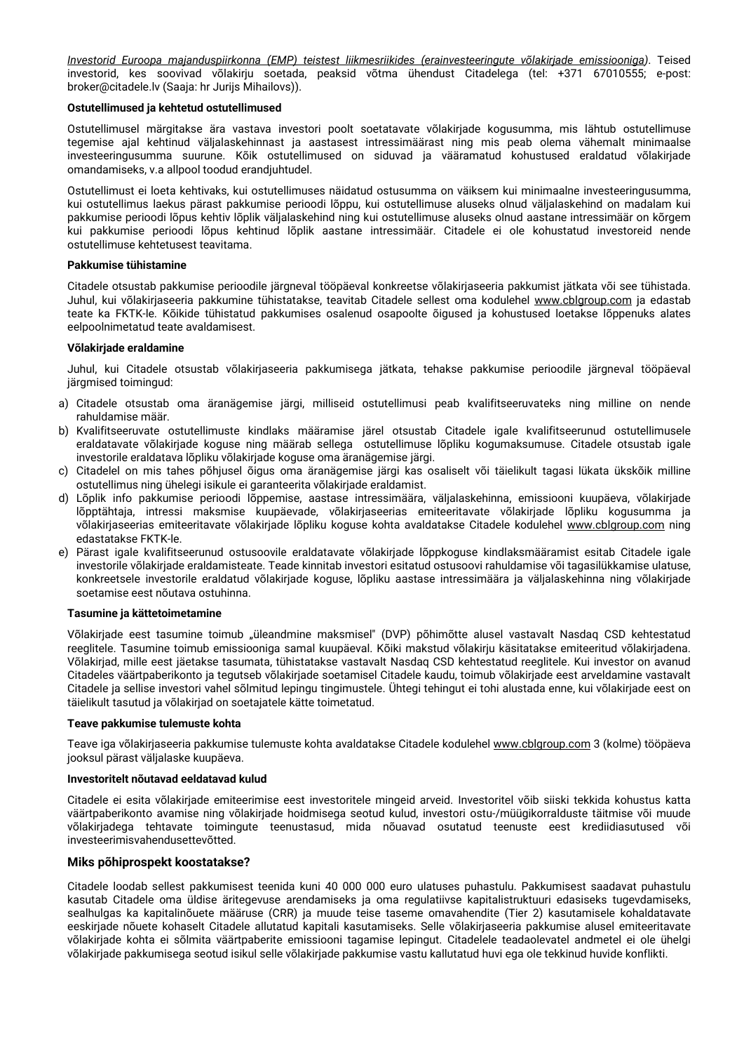*Investorid Euroopa majanduspiirkonna (EMP) teistest liikmesriikides (erainvesteeringute võlakirjade emissiooniga)*. Teised investorid, kes soovivad võlakirju soetada, peaksid võtma ühendust Citadelega (tel: +371 67010555; e-post: broker@citadele.lv (Saaja: hr Jurijs Mihailovs)).

**Ostutellimused ja kehtetud ostutellimused**

Ostutellimusel märgitakse ära vastava investori poolt soetatavate võlakirjade kogusumma, mis lähtub ostutellimuse tegemise ajal kehtinud väljalaskehinnast ja aastasest intressimäärast ning mis peab olema vähemalt minimaalse investeeringusumma suurune. Kõik ostutellimused on siduvad ja vääramatud kohustused eraldatud võlakirjade omandamiseks, v.a allpool toodud erandjuhtudel.

Ostutellimust ei loeta kehtivaks, kui ostutellimuses näidatud ostusumma on väiksem kui minimaalne investeeringusumma, kui ostutellimus laekus pärast pakkumise perioodi lõppu, kui ostutellimuse aluseks olnud väljalaskehind on madalam kui pakkumise perioodi lõpus kehtiv lõplik väljalaskehind ning kui ostutellimuse aluseks olnud aastane intressimäär on kõrgem kui pakkumise perioodi lõpus kehtinud lõplik aastane intressimäär. Citadele ei ole kohustatud investoreid nende ostutellimuse kehtetusest teavitama.

**Pakkumise tühistamine**

Citadele otsustab pakkumise perioodile järgneval tööpäeval konkreetse võlakirjaseeria pakkumist jätkata või see tühistada. Juhul, kui võlakirjaseeria pakkumine tühistatakse, teavitab Citadele sellest oma kodulehel www.cblgroup.com ja edastab teate ka FKTK-le. Kõikide tühistatud pakkumises osalenud osapoolte õigused ja kohustused loetakse lõppenuks alates eelpoolnimetatud teate avaldamisest.

**Võlakirjade eraldamine**

Juhul, kui Citadele otsustab võlakirjaseeria pakkumisega jätkata, tehakse pakkumise perioodile järgneval tööpäeval järgmised toimingud:

a) Citadele otsustab oma äranägemise järgi, milliseid ostutellimusi peab kvalifitseeruvateks ning milline on nende rahuldamise määr.
b) Kvalifitseeruvate ostutellimuste kindlaks määramise järel otsustab Citadele igale kvalifitseerunud ostutellimusele eraldatavate võlakirjade koguse ning määrab sellega ostutellimuse lõpliku kogumaksumuse. Citadele otsustab igale investorile eraldatava lõpliku võlakirjade koguse oma äranägemise järgi.
c) Citadelel on mis tahes põhjusel õigus oma äranägemise järgi kas osaliselt või täielikult tagasi lükata ükskõik milline ostutellimus ning ühelegi isikule ei garanteerita võlakirjade eraldamist.
d) Lõplik info pakkumise perioodi lõppemise, aastase intressimäära, väljalaskehinna, emissiooni kuupäeva, võlakirjade lõpptähtaja, intressi maksmise kuupäevade, võlakirjaseerias emiteeritavate võlakirjade lõpliku kogusumma ja võlakirjaseerias emiteeritavate võlakirjade lõpliku koguse kohta avaldatakse Citadele kodulehel www.cblgroup.com ning edastatakse FKTK-le.
e) Pärast igale kvalifitseerunud ostusoovile eraldatavate võlakirjade lõppkoguse kindlaksmääramist esitab Citadele igale investorile võlakirjade eraldamisteate. Teade kinnitab investori esitatud ostusoovi rahuldamise või tagasilükkamise ulatuse, konkreetsele investorile eraldatud võlakirjade koguse, lõpliku aastase intressimäära ja väljalaskehinna ning võlakirjade soetamise eest nõutava ostuhinna.

**Tasumine ja kättetoimetamine**

Võlakirjade eest tasumine toimub „üleandmine maksmisel" (DVP) põhimõtte alusel vastavalt Nasdaq CSD kehtestatud reeglitele. Tasumine toimub emissiooniga samal kuupäeval. Kõiki makstud võlakirju käsitatakse emiteeritud võlakirjadena. Võlakirjad, mille eest jäetakse tasumata, tühistatakse vastavalt Nasdaq CSD kehtestatud reeglitele. Kui investor on avanud Citadeles väärtpaberikonto ja tegutseb võlakirjade soetamisel Citadele kaudu, toimub võlakirjade eest arveldamine vastavalt Citadele ja sellise investori vahel sõlmitud lepingu tingimustele. Ühtegi tehingut ei tohi alustada enne, kui võlakirjade eest on täielikult tasutud ja võlakirjad on soetajatele kätte toimetatud.

**Teave pakkumise tulemuste kohta**

Teave iga võlakirjaseeria pakkumise tulemuste kohta avaldatakse Citadele kodulehel www.cblgroup.com 3 (kolme) tööpäeva jooksul pärast väljalaske kuupäeva.

**Investoritelt nõutavad eeldatavad kulud**

Citadele ei esita võlakirjade emiteerimise eest investoritele mingeid arveid. Investoritel võib siiski tekkida kohustus katta väärtpaberikonto avamise ning võlakirjade hoidmisega seotud kulud, investori ostu-/müügikorralduste täitmise või muude võlakirjadega tehtavate toimingute teenustasud, mida nõuavad osutatud teenuste eest krediidiasutused või investeerimisvahendusettevõtted.

### Miks põhiprospekt koostatakse?

Citadele loodab sellest pakkumisest teenida kuni 40 000 000 euro ulatuses puhastulu. Pakkumisest saadavat puhastulu kasutab Citadele oma üldise äritegevuse arendamiseks ja oma regulatiivse kapitalistruktuuri edasiseks tugevdamiseks, sealhulgas ka kapitalinõuete määruse (CRR) ja muude teise taseme omavahendite (Tier 2) kasutamisele kohaldatavate eeskirjade nõuete kohaselt Citadele allutatud kapitali kasutamiseks. Selle võlakirjaseeria pakkumise alusel emiteeritavate võlakirjade kohta ei sõlmita väärtpaberite emissiooni tagamise lepingut. Citadelele teadaolevatel andmetel ei ole ühelgi võlakirjade pakkumisega seotud isikul selle võlakirjade pakkumise vastu kallutatud huvi ega ole tekkinud huvide konflikti.